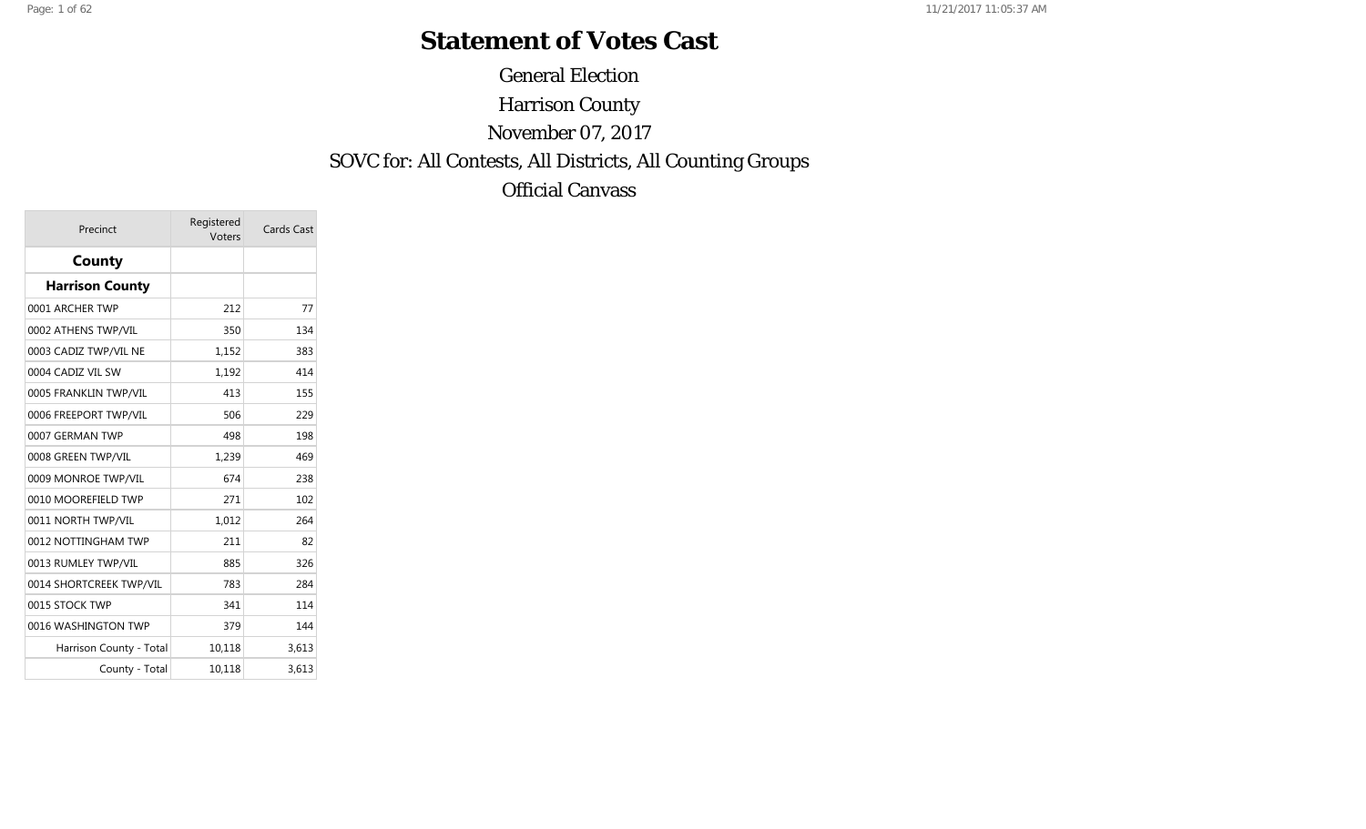# Statement of Votes Cast

General Election

Harrison County

November 07, 2017

SOVC for: All Contests, All Districts, All Counting Groups

Official Canvass

| Precinct | Registered Voters | Cards Cast |
|---|---|---|
| **County** | | |
| **Harrison County** | | |
| 0001 ARCHER TWP | 212 | 77 |
| 0002 ATHENS TWP/VIL | 350 | 134 |
| 0003 CADIZ TWP/VIL NE | 1,152 | 383 |
| 0004 CADIZ VIL SW | 1,192 | 414 |
| 0005 FRANKLIN TWP/VIL | 413 | 155 |
| 0006 FREEPORT TWP/VIL | 506 | 229 |
| 0007 GERMAN TWP | 498 | 198 |
| 0008 GREEN TWP/VIL | 1,239 | 469 |
| 0009 MONROE TWP/VIL | 674 | 238 |
| 0010 MOOREFIELD TWP | 271 | 102 |
| 0011 NORTH TWP/VIL | 1,012 | 264 |
| 0012 NOTTINGHAM TWP | 211 | 82 |
| 0013 RUMLEY TWP/VIL | 885 | 326 |
| 0014 SHORTCREEK TWP/VIL | 783 | 284 |
| 0015 STOCK TWP | 341 | 114 |
| 0016 WASHINGTON TWP | 379 | 144 |
| Harrison County - Total | 10,118 | 3,613 |
| County - Total | 10,118 | 3,613 |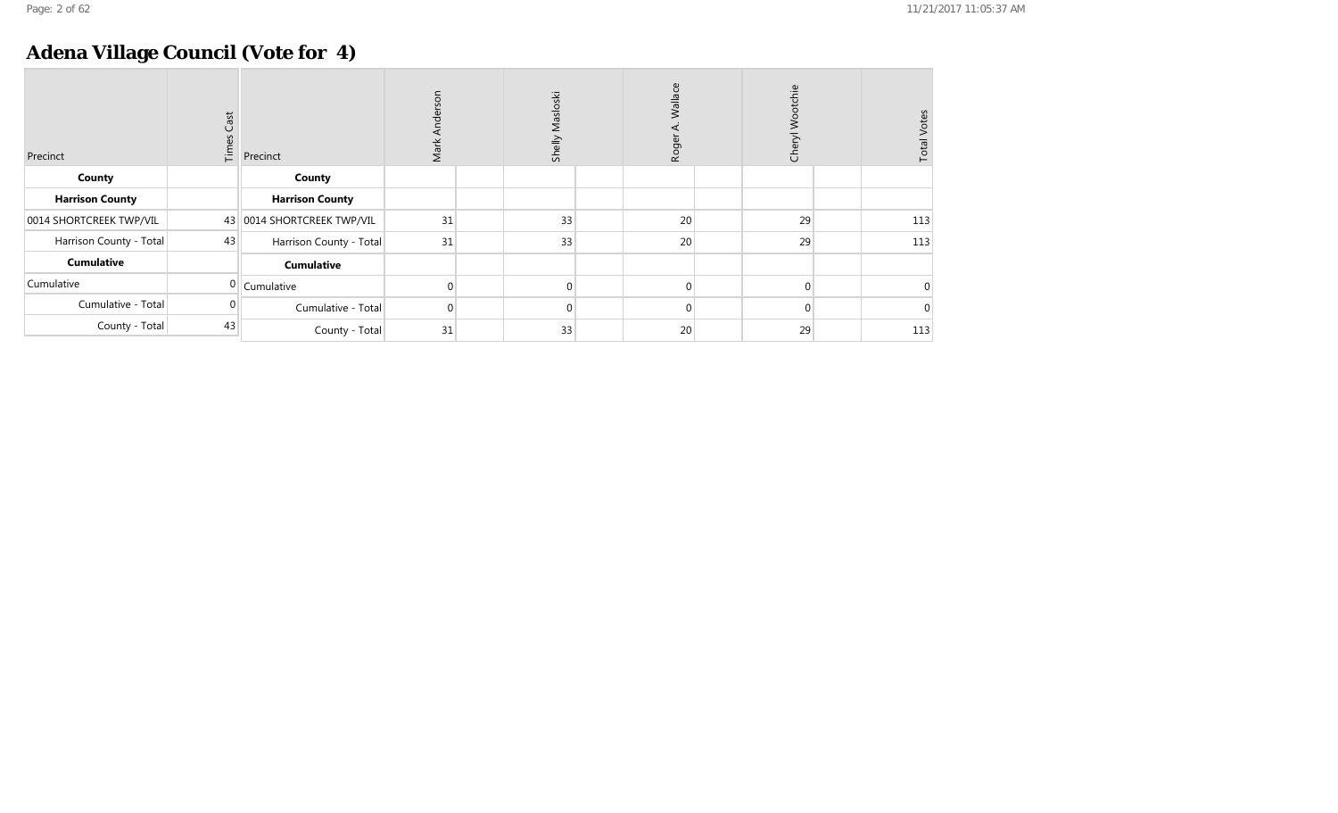# Adena Village Council (Vote for 4)

| Precinct | Times Cast |
|---|---|
| **County** | |
| **Harrison County** | |
| 0014 SHORTCREEK TWP/VIL | 43 |
| Harrison County - Total | 43 |
| **Cumulative** | |
| Cumulative | 0 |
| Cumulative - Total | 0 |
| County - Total | 43 |

| Precinct | Mark Anderson | Shelly Masloski | Roger A. Wallace | Cheryl Wootchie | Total Votes |
|---|---|---|---|---|---|
| **County** | | | | | |
| **Harrison County** | | | | | |
| 0014 SHORTCREEK TWP/VIL | 31 | 33 | 20 | 29 | 113 |
| Harrison County - Total | 31 | 33 | 20 | 29 | 113 |
| **Cumulative** | | | | | |
| Cumulative | 0 | 0 | 0 | 0 | 0 |
| Cumulative - Total | 0 | 0 | 0 | 0 | 0 |
| County - Total | 31 | 33 | 20 | 29 | 113 |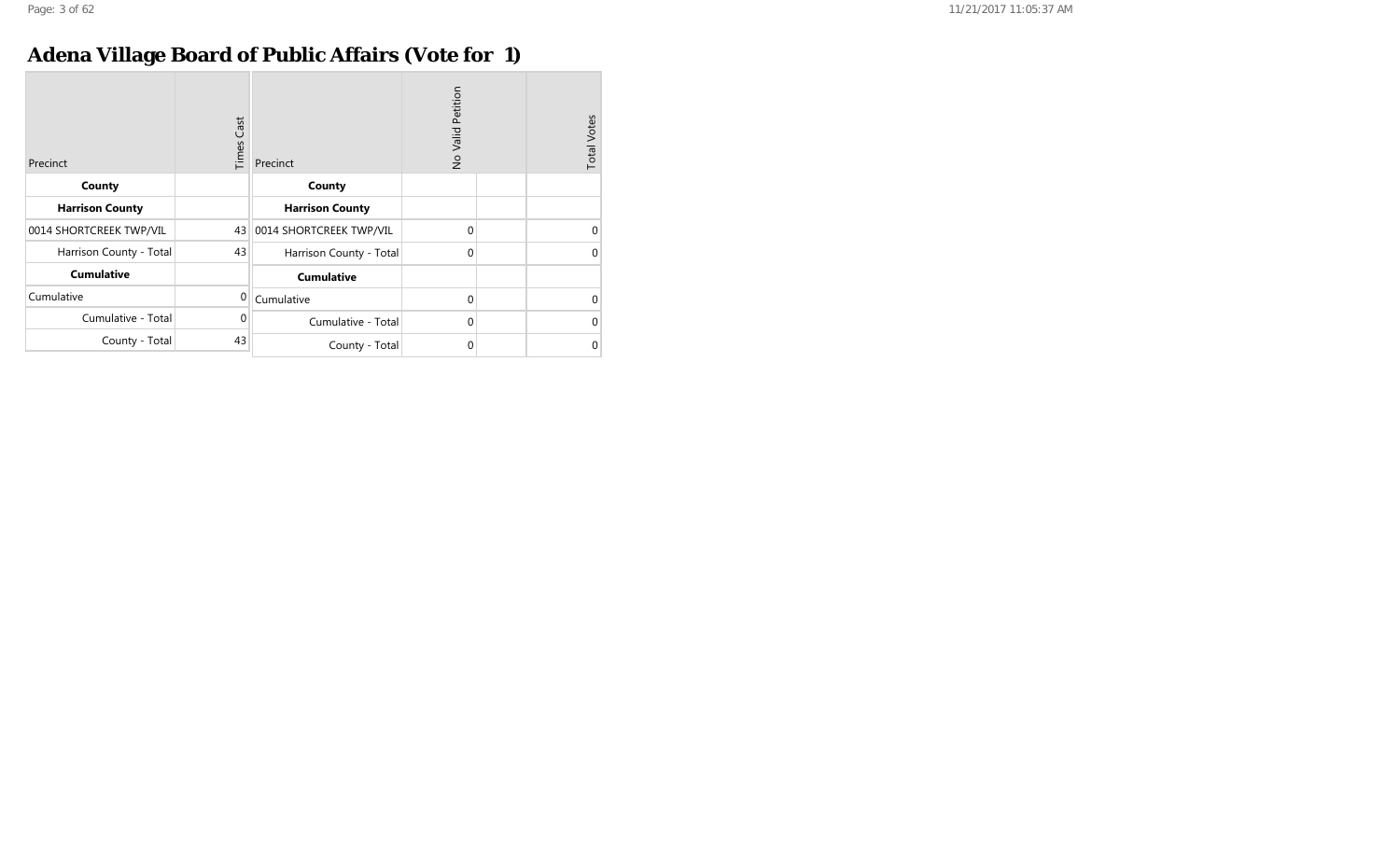# Adena Village Board of Public Affairs (Vote for 1)

| Precinct | Times Cast |
|---|---|
| **County** | |
| **Harrison County** | |
| 0014 SHORTCREEK TWP/VIL | 43 |
| Harrison County - Total | 43 |
| **Cumulative** | |
| Cumulative | 0 |
| Cumulative - Total | 0 |
| County - Total | 43 |

| Precinct | No Valid Petition | | Total Votes |
|---|---|---|---|
| **County** | | | |
| **Harrison County** | | | |
| 0014 SHORTCREEK TWP/VIL | 0 | | 0 |
| Harrison County - Total | 0 | | 0 |
| **Cumulative** | | | |
| Cumulative | 0 | | 0 |
| Cumulative - Total | 0 | | 0 |
| County - Total | 0 | | 0 |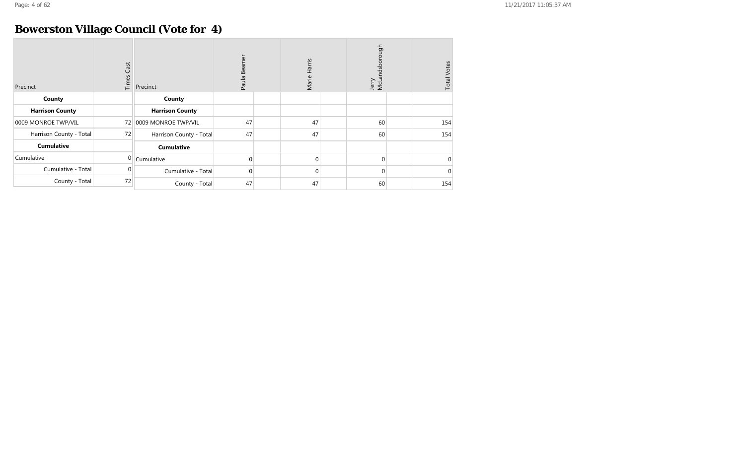# Bowerston Village Council (Vote for 4)

| Precinct | Times Cast |
|---|---|
| **County** | |
| **Harrison County** | |
| 0009 MONROE TWP/VIL | 72 |
| Harrison County - Total | 72 |
| **Cumulative** | |
| Cumulative | 0 |
| Cumulative - Total | 0 |
| County - Total | 72 |

| Precinct | Paula Beamer | | Marie Harris | | Jerry McLandsborough | | Total Votes |
|---|---|---|---|---|---|---|---|
| **County** | | | | | | | |
| **Harrison County** | | | | | | | |
| 0009 MONROE TWP/VIL | 47 | | 47 | | 60 | | 154 |
| Harrison County - Total | 47 | | 47 | | 60 | | 154 |
| **Cumulative** | | | | | | | |
| Cumulative | 0 | | 0 | | 0 | | 0 |
| Cumulative - Total | 0 | | 0 | | 0 | | 0 |
| County - Total | 47 | | 47 | | 60 | | 154 |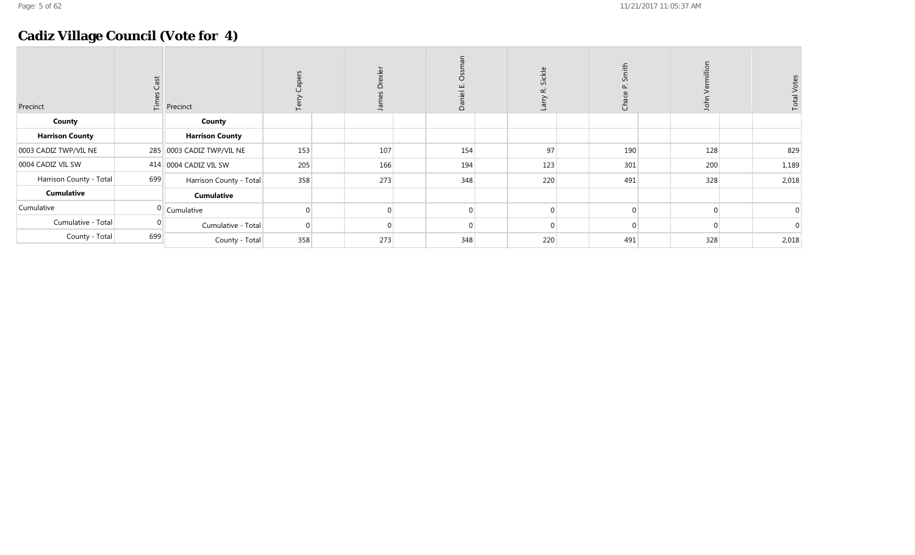## Cadiz Village Council (Vote for 4)

| Precinct | Times Cast |
|---|---|
| **County** | |
| **Harrison County** | |
| 0003 CADIZ TWP/VIL NE | 285 |
| 0004 CADIZ VIL SW | 414 |
| Harrison County - Total | 699 |
| **Cumulative** | |
| Cumulative | 0 |
| Cumulative - Total | 0 |
| County - Total | 699 |

| Precinct | Terry Capers | James Drexler | Daniel E. Ossman | Larry R. Sickle | Chace P. Smith | John Vermillion | Total Votes |
|---|---|---|---|---|---|---|---|
| **County** | | | | | | | |
| **Harrison County** | | | | | | | |
| 0003 CADIZ TWP/VIL NE | 153 | 107 | 154 | 97 | 190 | 128 | 829 |
| 0004 CADIZ VIL SW | 205 | 166 | 194 | 123 | 301 | 200 | 1,189 |
| Harrison County - Total | 358 | 273 | 348 | 220 | 491 | 328 | 2,018 |
| **Cumulative** | | | | | | | |
| Cumulative | 0 | 0 | 0 | 0 | 0 | 0 | 0 |
| Cumulative - Total | 0 | 0 | 0 | 0 | 0 | 0 | 0 |
| County - Total | 358 | 273 | 348 | 220 | 491 | 328 | 2,018 |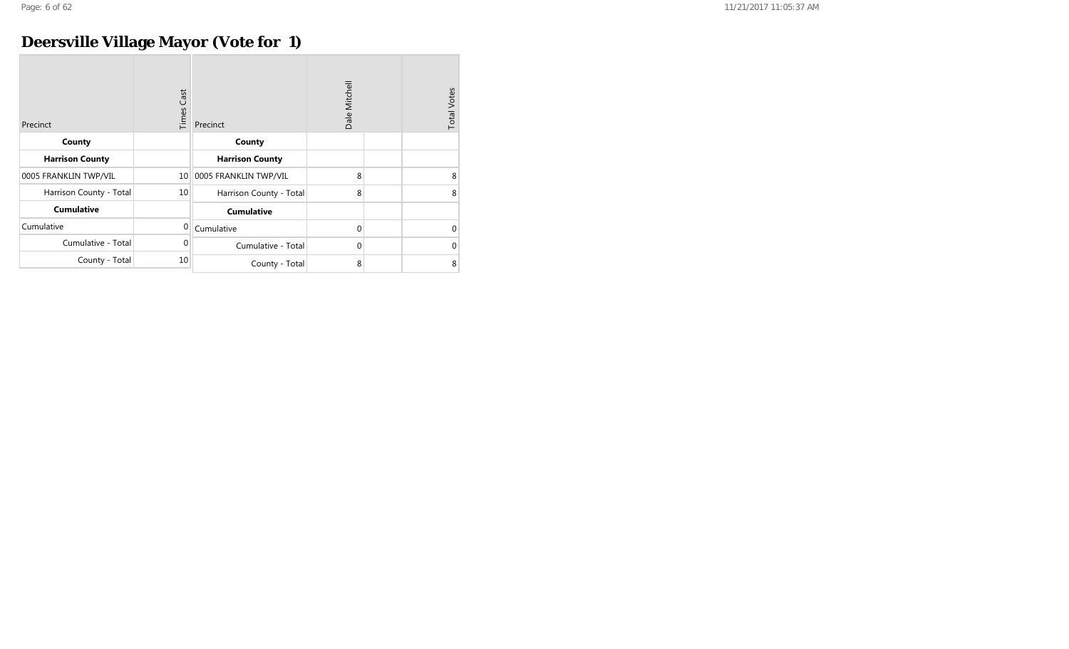# Deersville Village Mayor (Vote for 1)

| Precinct | Times Cast |
|---|---|
| **County** | |
| **Harrison County** | |
| 0005 FRANKLIN TWP/VIL | 10 |
| Harrison County - Total | 10 |
| **Cumulative** | |
| Cumulative | 0 |
| Cumulative - Total | 0 |
| County - Total | 10 |

| Precinct | Dale Mitchell | | Total Votes |
|---|---|---|---|
| **County** | | | |
| **Harrison County** | | | |
| 0005 FRANKLIN TWP/VIL | 8 | | 8 |
| Harrison County - Total | 8 | | 8 |
| **Cumulative** | | | |
| Cumulative | 0 | | 0 |
| Cumulative - Total | 0 | | 0 |
| County - Total | 8 | | 8 |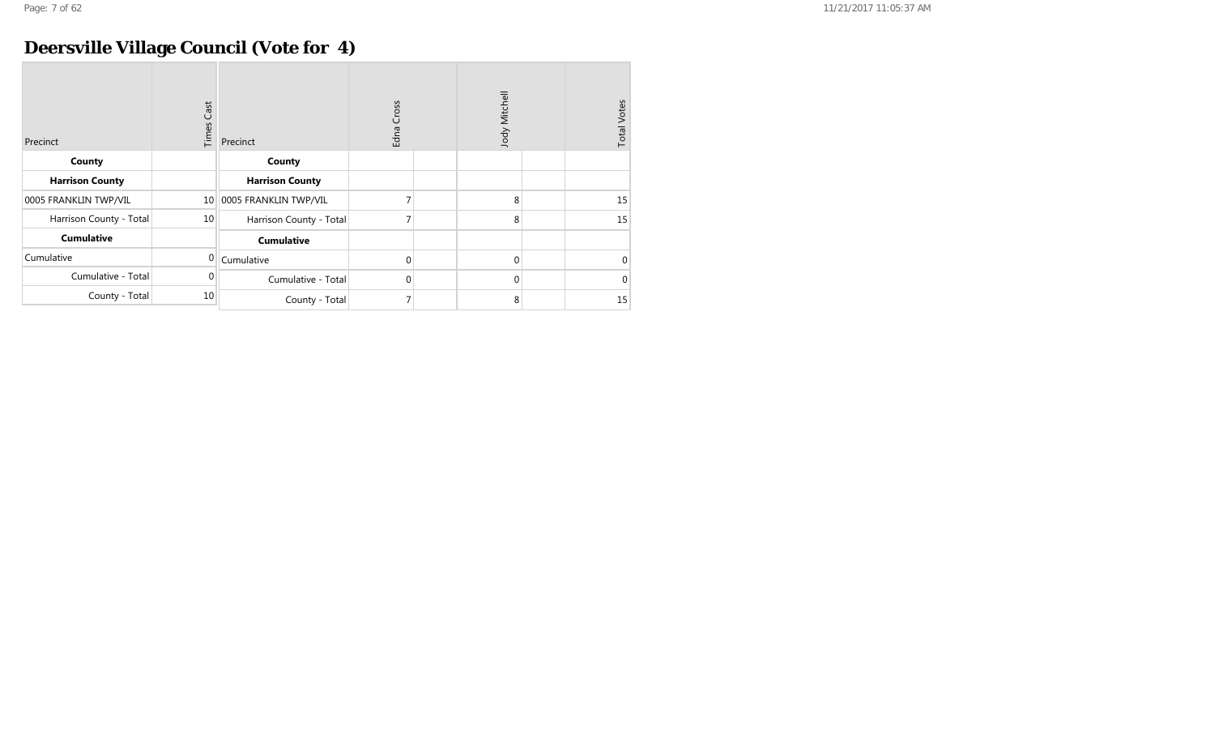# Deersville Village Council (Vote for 4)

| Precinct | Times Cast |
|---|---|
| **County** | |
| **Harrison County** | |
| 0005 FRANKLIN TWP/VIL | 10 |
| Harrison County - Total | 10 |
| **Cumulative** | |
| Cumulative | 0 |
| Cumulative - Total | 0 |
| County - Total | 10 |

| Precinct | Edna Cross | | Jody Mitchell | | Total Votes |
|---|---|---|---|---|---|
| **County** | | | | | |
| **Harrison County** | | | | | |
| 0005 FRANKLIN TWP/VIL | 7 | | 8 | | 15 |
| Harrison County - Total | 7 | | 8 | | 15 |
| **Cumulative** | | | | | |
| Cumulative | 0 | | 0 | | 0 |
| Cumulative - Total | 0 | | 0 | | 0 |
| County - Total | 7 | | 8 | | 15 |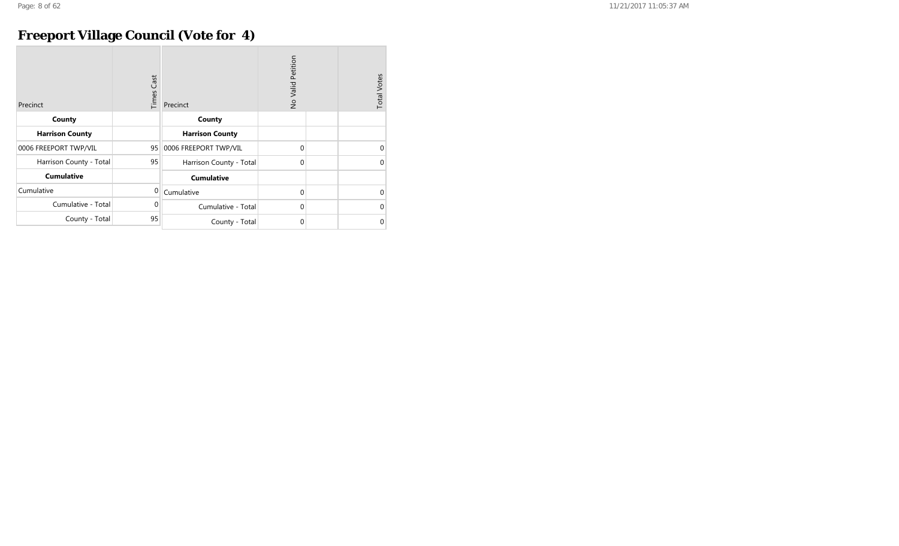# Freeport Village Council (Vote for 4)

| Precinct | Times Cast |
|---|---|
| **County** | |
| **Harrison County** | |
| 0006 FREEPORT TWP/VIL | 95 |
| Harrison County - Total | 95 |
| **Cumulative** | |
| Cumulative | 0 |
| Cumulative - Total | 0 |
| County - Total | 95 |

| Precinct | No Valid Petition | | Total Votes |
|---|---|---|---|
| **County** | | | |
| **Harrison County** | | | |
| 0006 FREEPORT TWP/VIL | 0 | | 0 |
| Harrison County - Total | 0 | | 0 |
| **Cumulative** | | | |
| Cumulative | 0 | | 0 |
| Cumulative - Total | 0 | | 0 |
| County - Total | 0 | | 0 |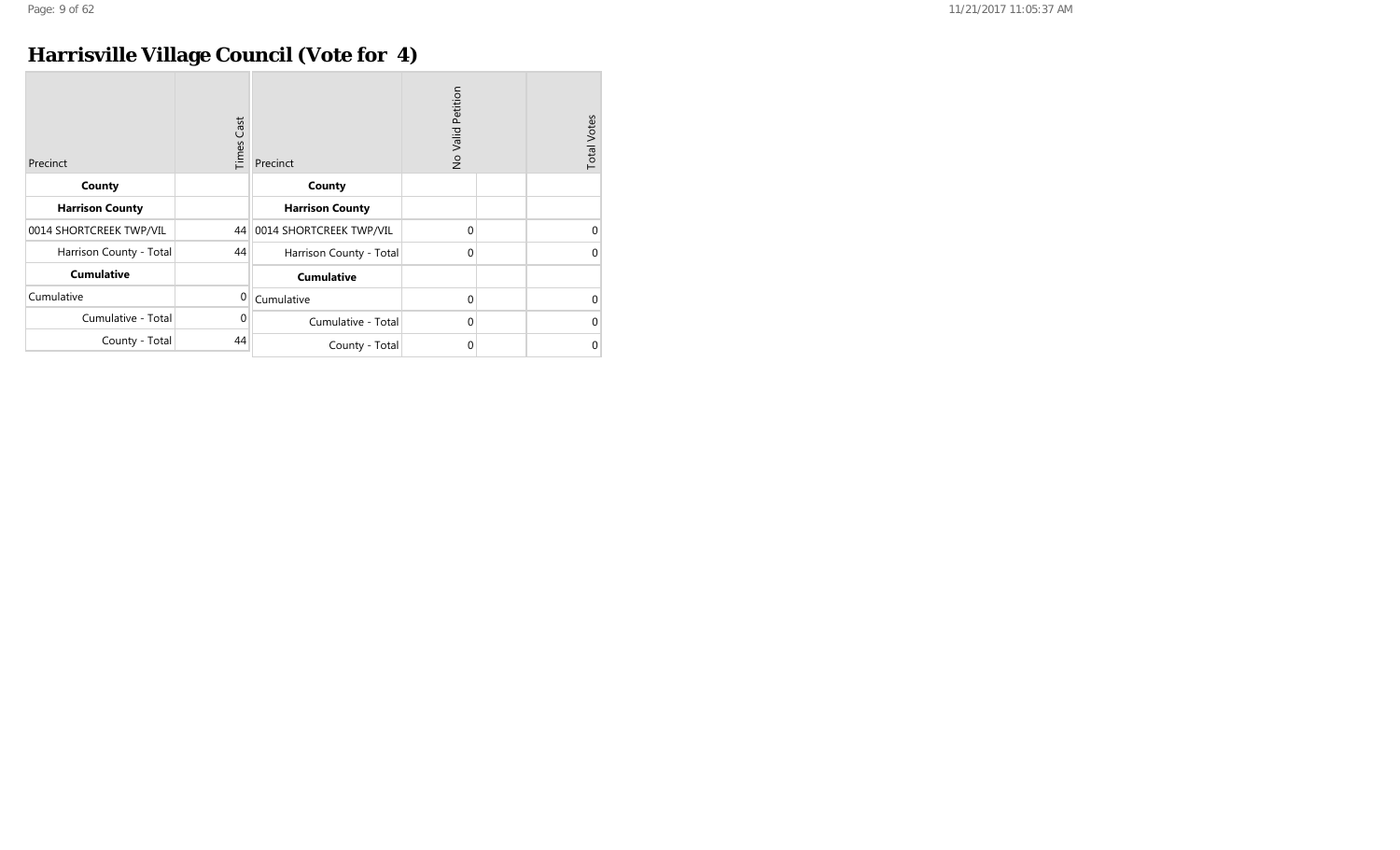# Harrisville Village Council (Vote for 4)

| Precinct | Times Cast |
|---|---|
| **County** | |
| **Harrison County** | |
| 0014 SHORTCREEK TWP/VIL | 44 |
| Harrison County - Total | 44 |
| **Cumulative** | |
| Cumulative | 0 |
| Cumulative - Total | 0 |
| County - Total | 44 |

| Precinct | No Valid Petition | | Total Votes |
|---|---|---|---|
| **County** | | | |
| **Harrison County** | | | |
| 0014 SHORTCREEK TWP/VIL | 0 | | 0 |
| Harrison County - Total | 0 | | 0 |
| **Cumulative** | | | |
| Cumulative | 0 | | 0 |
| Cumulative - Total | 0 | | 0 |
| County - Total | 0 | | 0 |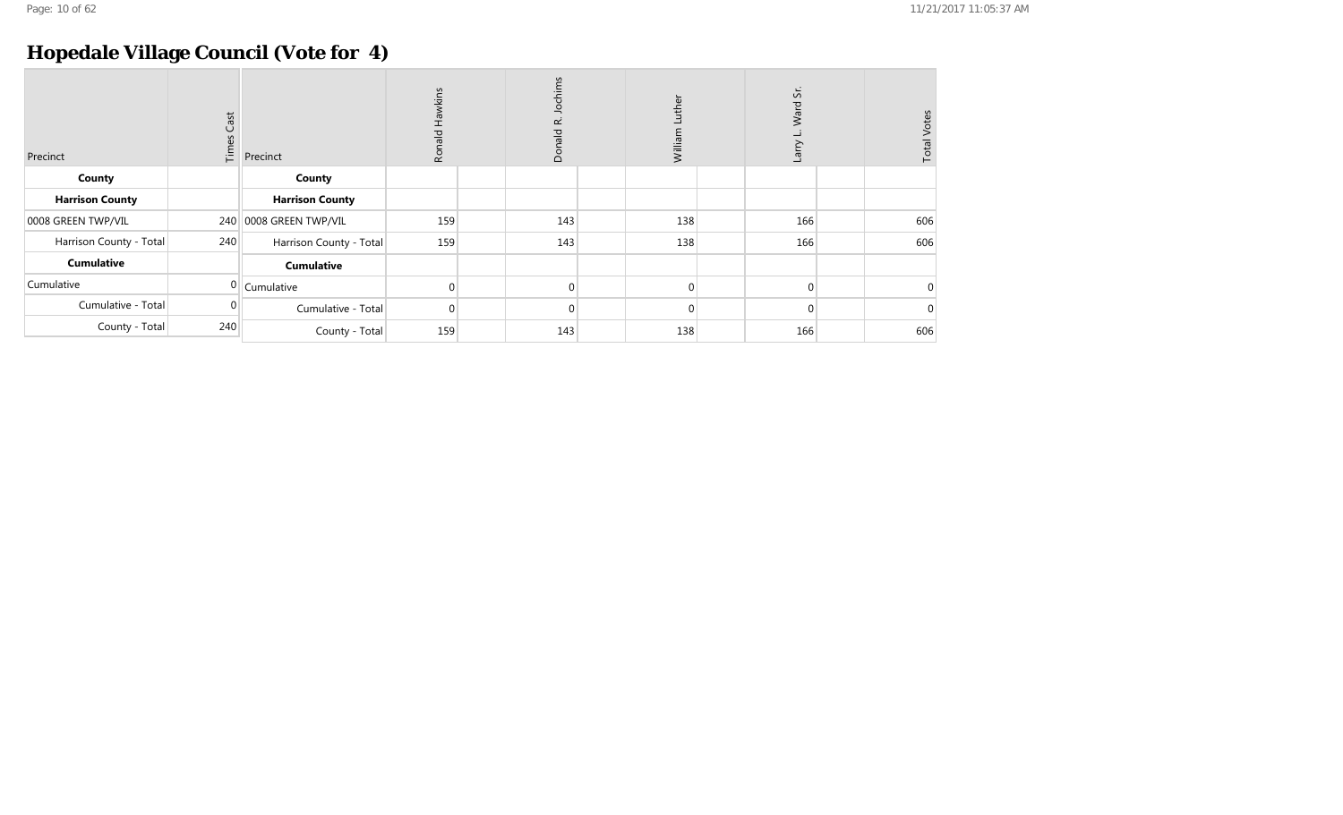## Hopedale Village Council (Vote for 4)

| Precinct | Times Cast |
|---|---|
| **County** | |
| **Harrison County** | |
| 0008 GREEN TWP/VIL | 240 |
| Harrison County - Total | 240 |
| **Cumulative** | |
| Cumulative | 0 |
| Cumulative - Total | 0 |
| County - Total | 240 |

| Precinct | Ronald Hawkins | Donald R. Jochims | William Luther | Larry L. Ward Sr. | Total Votes |
|---|---|---|---|---|---|
| **County** | | | | | |
| **Harrison County** | | | | | |
| 0008 GREEN TWP/VIL | 159 | 143 | 138 | 166 | 606 |
| Harrison County - Total | 159 | 143 | 138 | 166 | 606 |
| **Cumulative** | | | | | |
| Cumulative | 0 | 0 | 0 | 0 | 0 |
| Cumulative - Total | 0 | 0 | 0 | 0 | 0 |
| County - Total | 159 | 143 | 138 | 166 | 606 |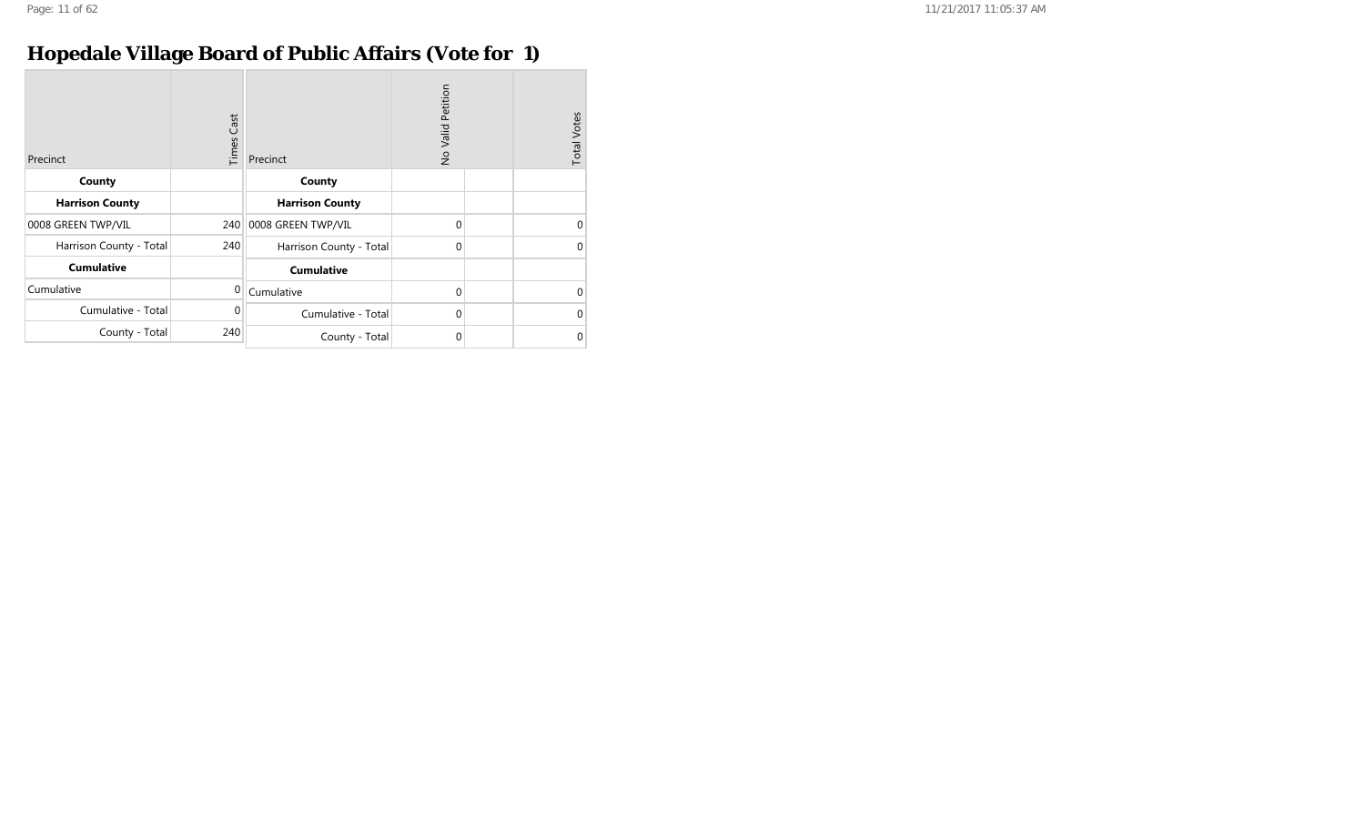# Hopedale Village Board of Public Affairs (Vote for 1)

| Precinct | Times Cast |
|---|---|
| **County** | |
| **Harrison County** | |
| 0008 GREEN TWP/VIL | 240 |
| Harrison County - Total | 240 |
| **Cumulative** | |
| Cumulative | 0 |
| Cumulative - Total | 0 |
| County - Total | 240 |

| Precinct | No Valid Petition | | Total Votes |
|---|---|---|---|
| **County** | | | |
| **Harrison County** | | | |
| 0008 GREEN TWP/VIL | 0 | | 0 |
| Harrison County - Total | 0 | | 0 |
| **Cumulative** | | | |
| Cumulative | 0 | | 0 |
| Cumulative - Total | 0 | | 0 |
| County - Total | 0 | | 0 |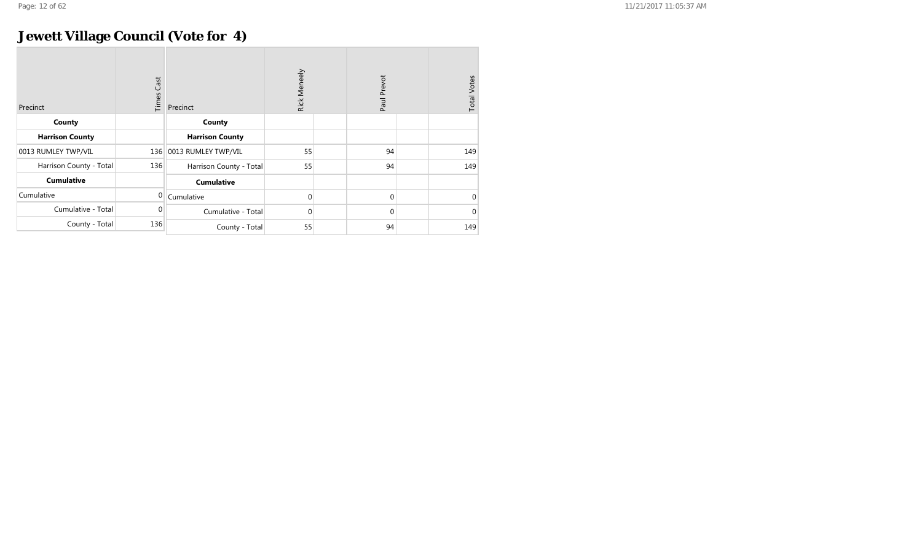# Jewett Village Council (Vote for 4)

| Precinct | Times Cast |
| --- | --- |
| **County** | |
| **Harrison County** | |
| 0013 RUMLEY TWP/VIL | 136 |
| Harrison County - Total | 136 |
| **Cumulative** | |
| Cumulative | 0 |
| Cumulative - Total | 0 |
| County - Total | 136 |

| Precinct | Rick Meneely | | Paul Prevot | | Total Votes |
| --- | --- | --- | --- | --- | --- |
| **County** | | | | | |
| **Harrison County** | | | | | |
| 0013 RUMLEY TWP/VIL | 55 | | 94 | | 149 |
| Harrison County - Total | 55 | | 94 | | 149 |
| **Cumulative** | | | | | |
| Cumulative | 0 | | 0 | | 0 |
| Cumulative - Total | 0 | | 0 | | 0 |
| County - Total | 55 | | 94 | | 149 |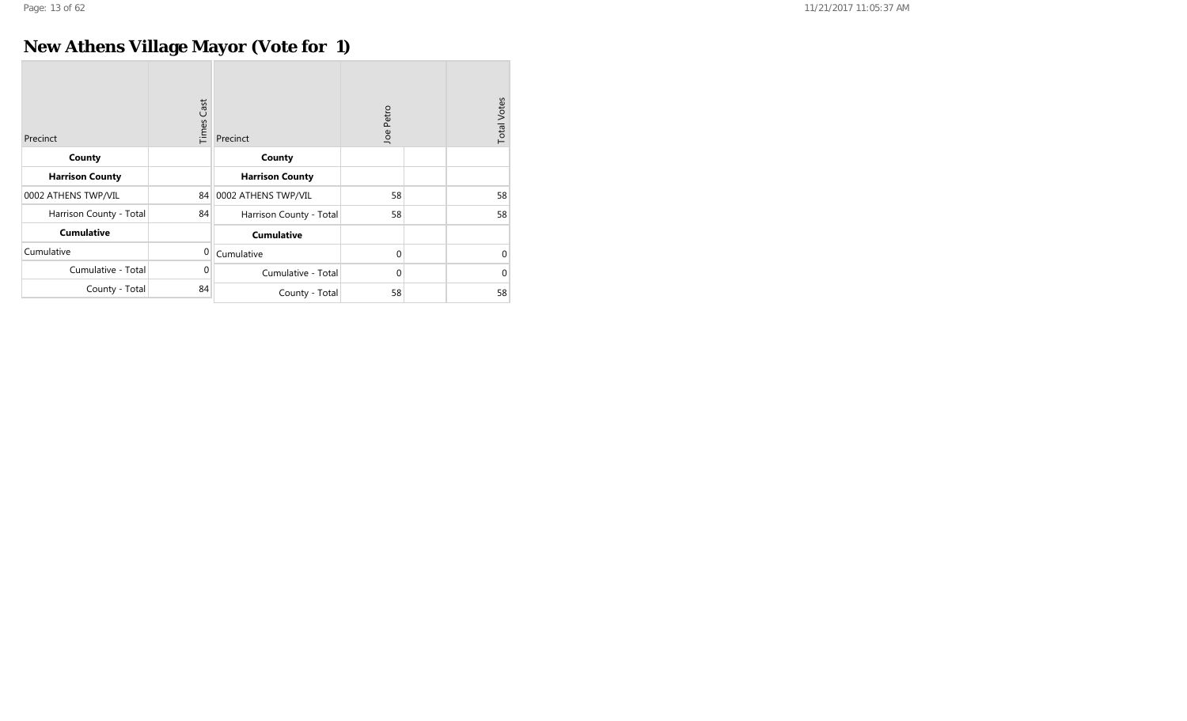# New Athens Village Mayor (Vote for 1)

| Precinct | Times Cast |
|---|---|
| **County** | |
| **Harrison County** | |
| 0002 ATHENS TWP/VIL | 84 |
| Harrison County - Total | 84 |
| **Cumulative** | |
| Cumulative | 0 |
| Cumulative - Total | 0 |
| County - Total | 84 |

| Precinct | Joe Petro | | Total Votes |
|---|---|---|---|
| **County** | | | |
| **Harrison County** | | | |
| 0002 ATHENS TWP/VIL | 58 | | 58 |
| Harrison County - Total | 58 | | 58 |
| **Cumulative** | | | |
| Cumulative | 0 | | 0 |
| Cumulative - Total | 0 | | 0 |
| County - Total | 58 | | 58 |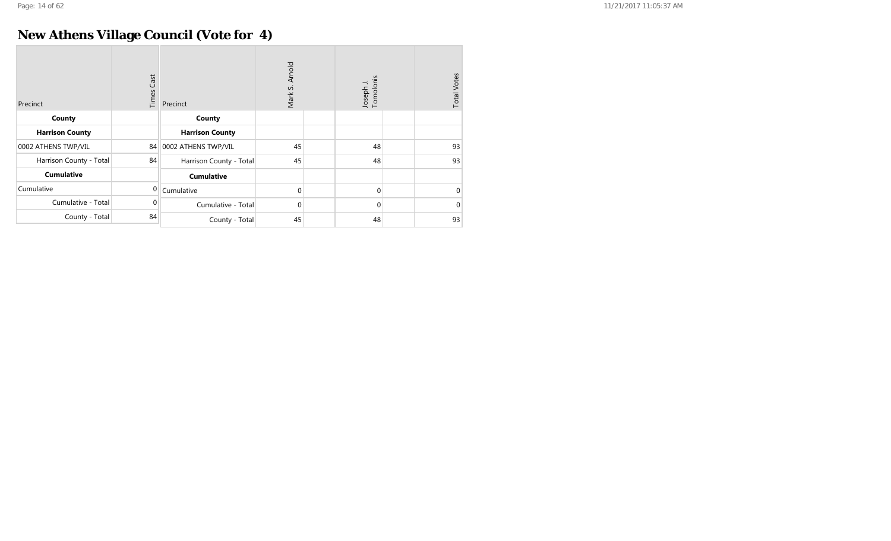# New Athens Village Council (Vote for 4)

| Precinct | Times Cast |
|---|---|
| **County** | |
| **Harrison County** | |
| 0002 ATHENS TWP/VIL | 84 |
| Harrison County - Total | 84 |
| **Cumulative** | |
| Cumulative | 0 |
| Cumulative - Total | 0 |
| County - Total | 84 |

| Precinct | Mark S. Arnold | | Joseph J. Tomolonis | | Total Votes |
|---|---|---|---|---|---|
| **County** | | | | | |
| **Harrison County** | | | | | |
| 0002 ATHENS TWP/VIL | 45 | | 48 | | 93 |
| Harrison County - Total | 45 | | 48 | | 93 |
| **Cumulative** | | | | | |
| Cumulative | 0 | | 0 | | 0 |
| Cumulative - Total | 0 | | 0 | | 0 |
| County - Total | 45 | | 48 | | 93 |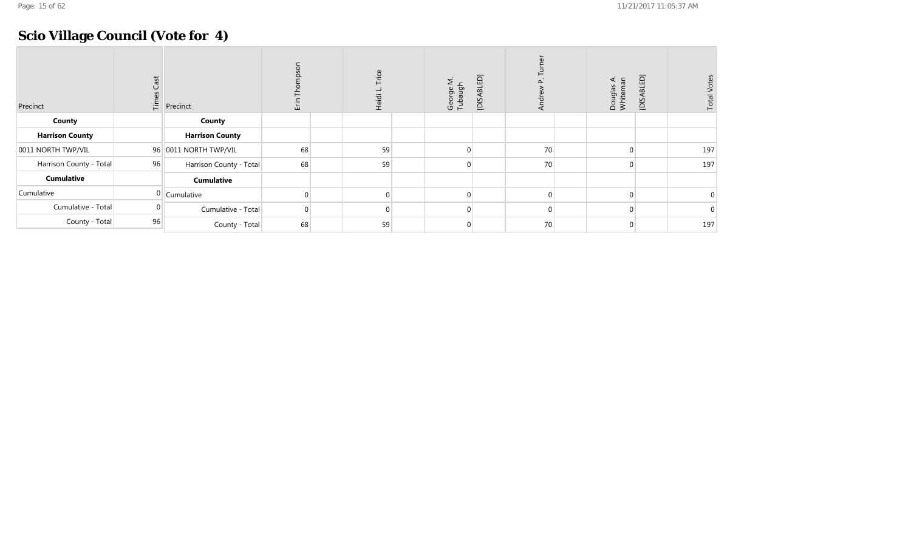# Scio Village Council (Vote for 4)

| Precinct | Times Cast |
|---|---|
| **County** | |
| **Harrison County** | |
| 0011 NORTH TWP/VIL | 96 |
| Harrison County - Total | 96 |
| **Cumulative** | |
| Cumulative | 0 |
| Cumulative - Total | 0 |
| County - Total | 96 |

| Precinct | Erin Thompson | Heidi L. Trice | George M. Tubaugh [DISABLED] | Andrew P. Turner | Douglas A. Whiteman [DISABLED] | Total Votes |
|---|---|---|---|---|---|---|
| **County** | | | | | | |
| **Harrison County** | | | | | | |
| 0011 NORTH TWP/VIL | 68 | 59 | 0 | 70 | 0 | 197 |
| Harrison County - Total | 68 | 59 | 0 | 70 | 0 | 197 |
| **Cumulative** | | | | | | |
| Cumulative | 0 | 0 | 0 | 0 | 0 | 0 |
| Cumulative - Total | 0 | 0 | 0 | 0 | 0 | 0 |
| County - Total | 68 | 59 | 0 | 70 | 0 | 197 |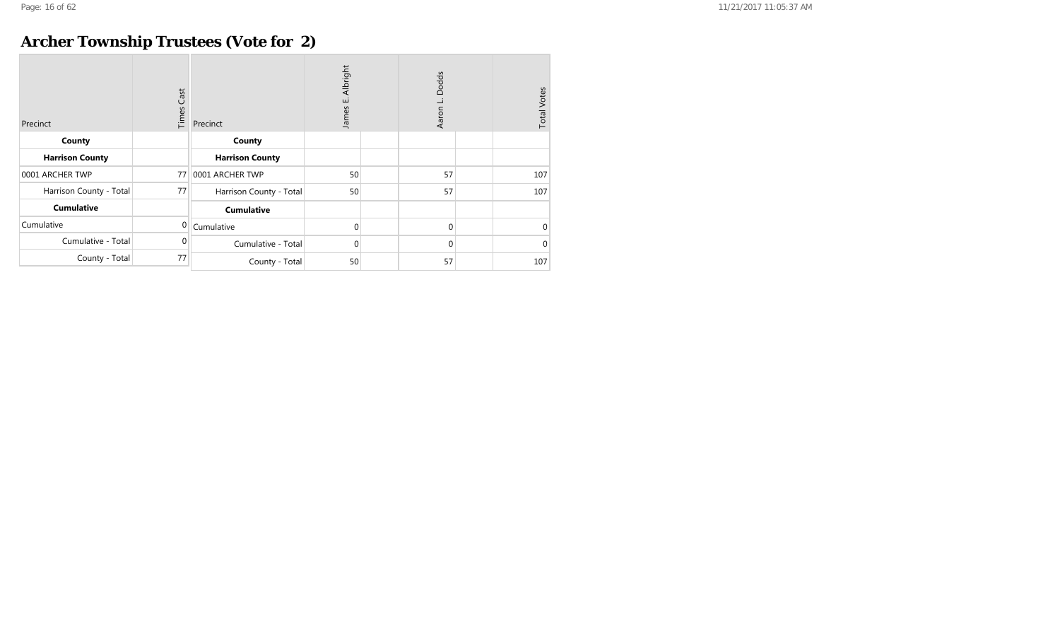# Archer Township Trustees (Vote for 2)

| Precinct | Times Cast |
|---|---|
| **County** | |
| **Harrison County** | |
| 0001 ARCHER TWP | 77 |
| Harrison County - Total | 77 |
| **Cumulative** | |
| Cumulative | 0 |
| Cumulative - Total | 0 |
| County - Total | 77 |

| Precinct | James E. Albright | | Aaron L. Dodds | | Total Votes |
|---|---|---|---|---|---|
| **County** | | | | | |
| **Harrison County** | | | | | |
| 0001 ARCHER TWP | 50 | | 57 | | 107 |
| Harrison County - Total | 50 | | 57 | | 107 |
| **Cumulative** | | | | | |
| Cumulative | 0 | | 0 | | 0 |
| Cumulative - Total | 0 | | 0 | | 0 |
| County - Total | 50 | | 57 | | 107 |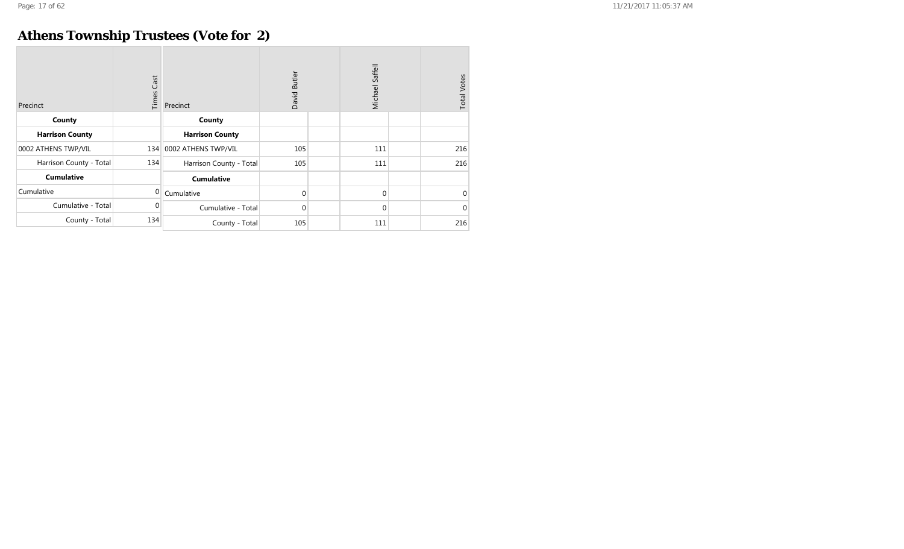# Athens Township Trustees (Vote for 2)

| Precinct | Times Cast |
|---|---|
| **County** | |
| **Harrison County** | |
| 0002 ATHENS TWP/VIL | 134 |
| Harrison County - Total | 134 |
| **Cumulative** | |
| Cumulative | 0 |
| Cumulative - Total | 0 |
| County - Total | 134 |

| Precinct | David Butler | Michael Saffell | Total Votes |
|---|---|---|---|
| **County** | | | |
| **Harrison County** | | | |
| 0002 ATHENS TWP/VIL | 105 | 111 | 216 |
| Harrison County - Total | 105 | 111 | 216 |
| **Cumulative** | | | |
| Cumulative | 0 | 0 | 0 |
| Cumulative - Total | 0 | 0 | 0 |
| County - Total | 105 | 111 | 216 |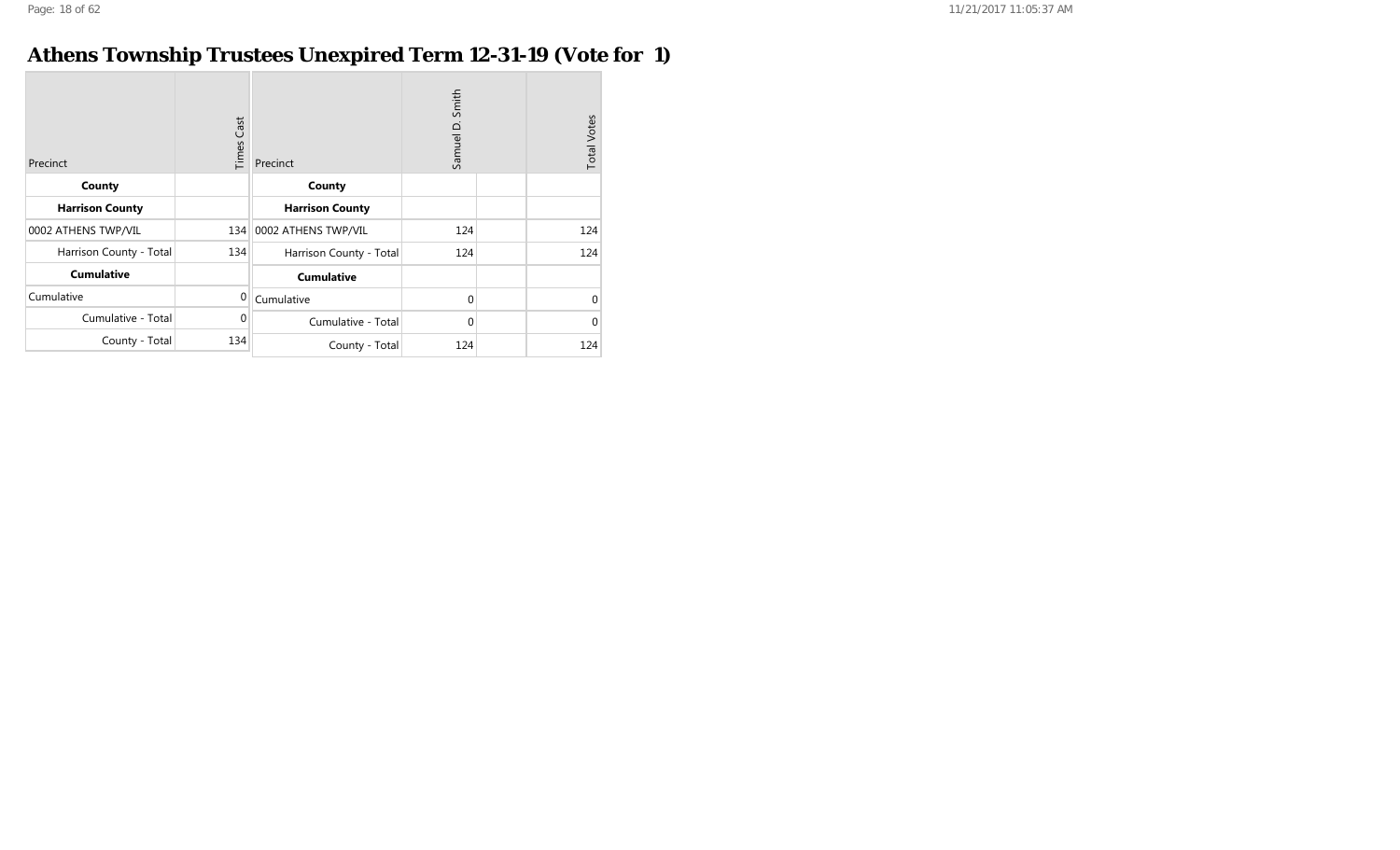# Athens Township Trustees Unexpired Term 12-31-19 (Vote for 1)

| Precinct | Times Cast |
|---|---|
| **County** | |
| **Harrison County** | |
| 0002 ATHENS TWP/VIL | 134 |
| Harrison County - Total | 134 |
| **Cumulative** | |
| Cumulative | 0 |
| Cumulative - Total | 0 |
| County - Total | 134 |

| Precinct | Samuel D. Smith | | Total Votes |
|---|---|---|---|
| **County** | | | |
| **Harrison County** | | | |
| 0002 ATHENS TWP/VIL | 124 | | 124 |
| Harrison County - Total | 124 | | 124 |
| **Cumulative** | | | |
| Cumulative | 0 | | 0 |
| Cumulative - Total | 0 | | 0 |
| County - Total | 124 | | 124 |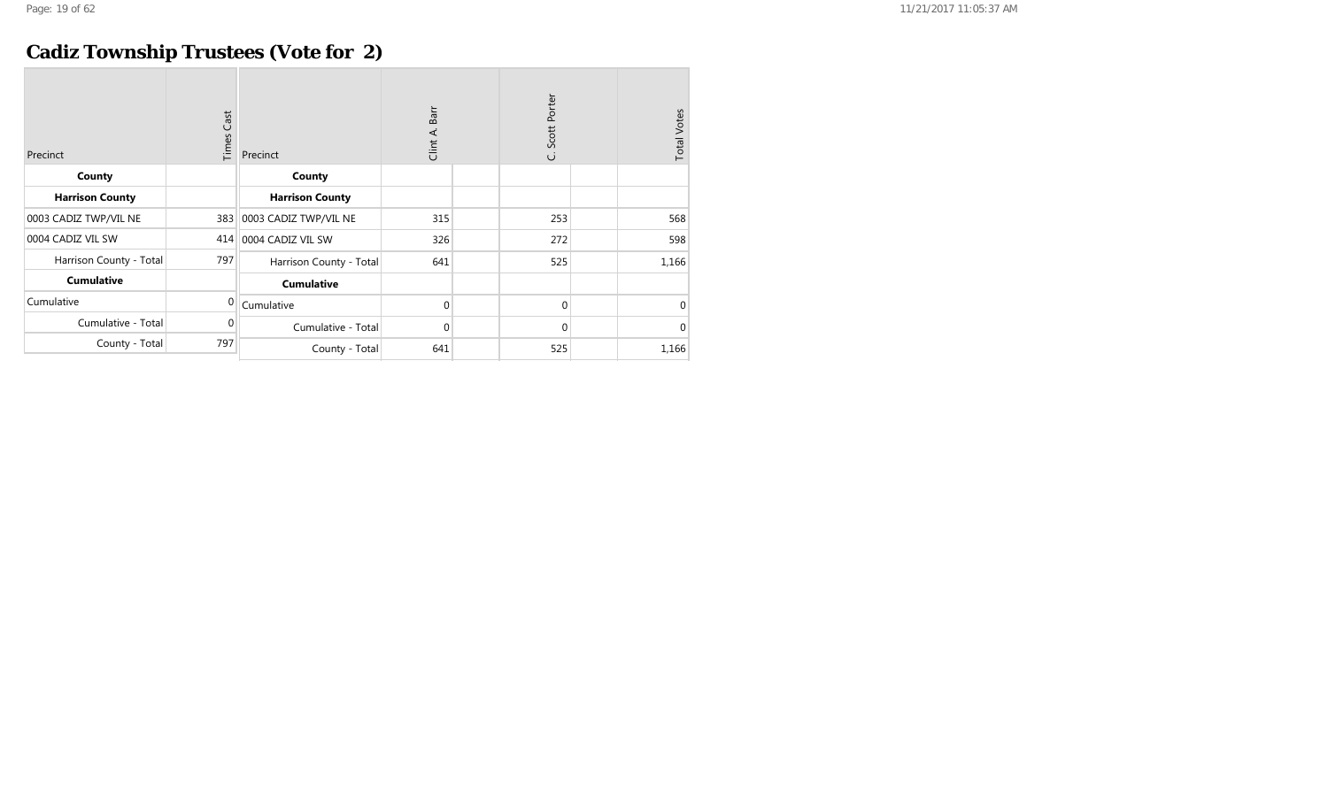# Cadiz Township Trustees (Vote for 2)

| Precinct | Times Cast |
|---|---|
| **County** | |
| **Harrison County** | |
| 0003 CADIZ TWP/VIL NE | 383 |
| 0004 CADIZ VIL SW | 414 |
| Harrison County - Total | 797 |
| **Cumulative** | |
| Cumulative | 0 |
| Cumulative - Total | 0 |
| County - Total | 797 |

| Precinct | Clint A. Barr | | C. Scott Porter | | Total Votes |
|---|---|---|---|---|---|
| **County** | | | | | |
| **Harrison County** | | | | | |
| 0003 CADIZ TWP/VIL NE | 315 | | 253 | | 568 |
| 0004 CADIZ VIL SW | 326 | | 272 | | 598 |
| Harrison County - Total | 641 | | 525 | | 1,166 |
| **Cumulative** | | | | | |
| Cumulative | 0 | | 0 | | 0 |
| Cumulative - Total | 0 | | 0 | | 0 |
| County - Total | 641 | | 525 | | 1,166 |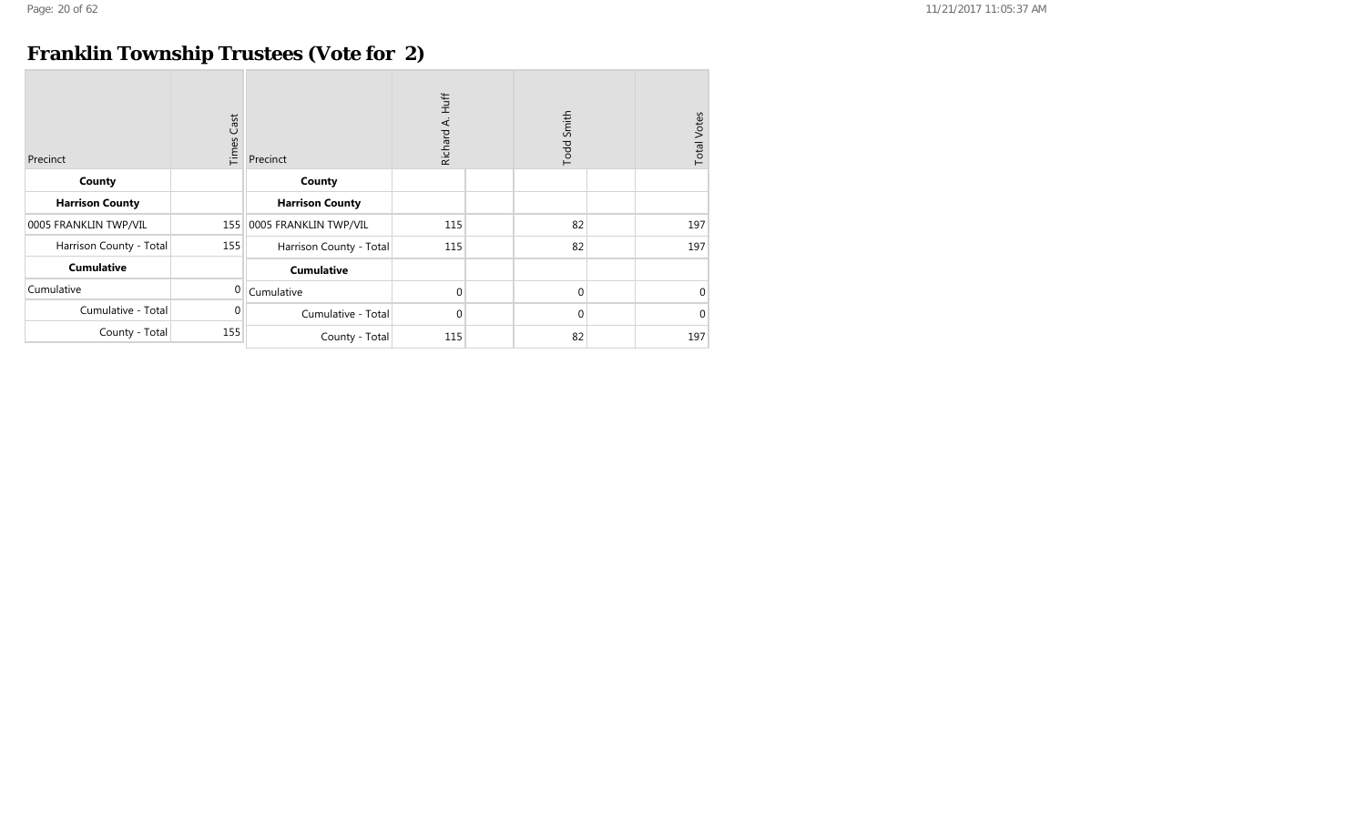# Franklin Township Trustees (Vote for 2)

| Precinct | Times Cast |
|---|---|
| **County** | |
| **Harrison County** | |
| 0005 FRANKLIN TWP/VIL | 155 |
| Harrison County - Total | 155 |
| **Cumulative** | |
| Cumulative | 0 |
| Cumulative - Total | 0 |
| County - Total | 155 |

| Precinct | Richard A. Huff | | Todd Smith | | Total Votes |
|---|---|---|---|---|---|
| **County** | | | | | |
| **Harrison County** | | | | | |
| 0005 FRANKLIN TWP/VIL | 115 | | 82 | | 197 |
| Harrison County - Total | 115 | | 82 | | 197 |
| **Cumulative** | | | | | |
| Cumulative | 0 | | 0 | | 0 |
| Cumulative - Total | 0 | | 0 | | 0 |
| County - Total | 115 | | 82 | | 197 |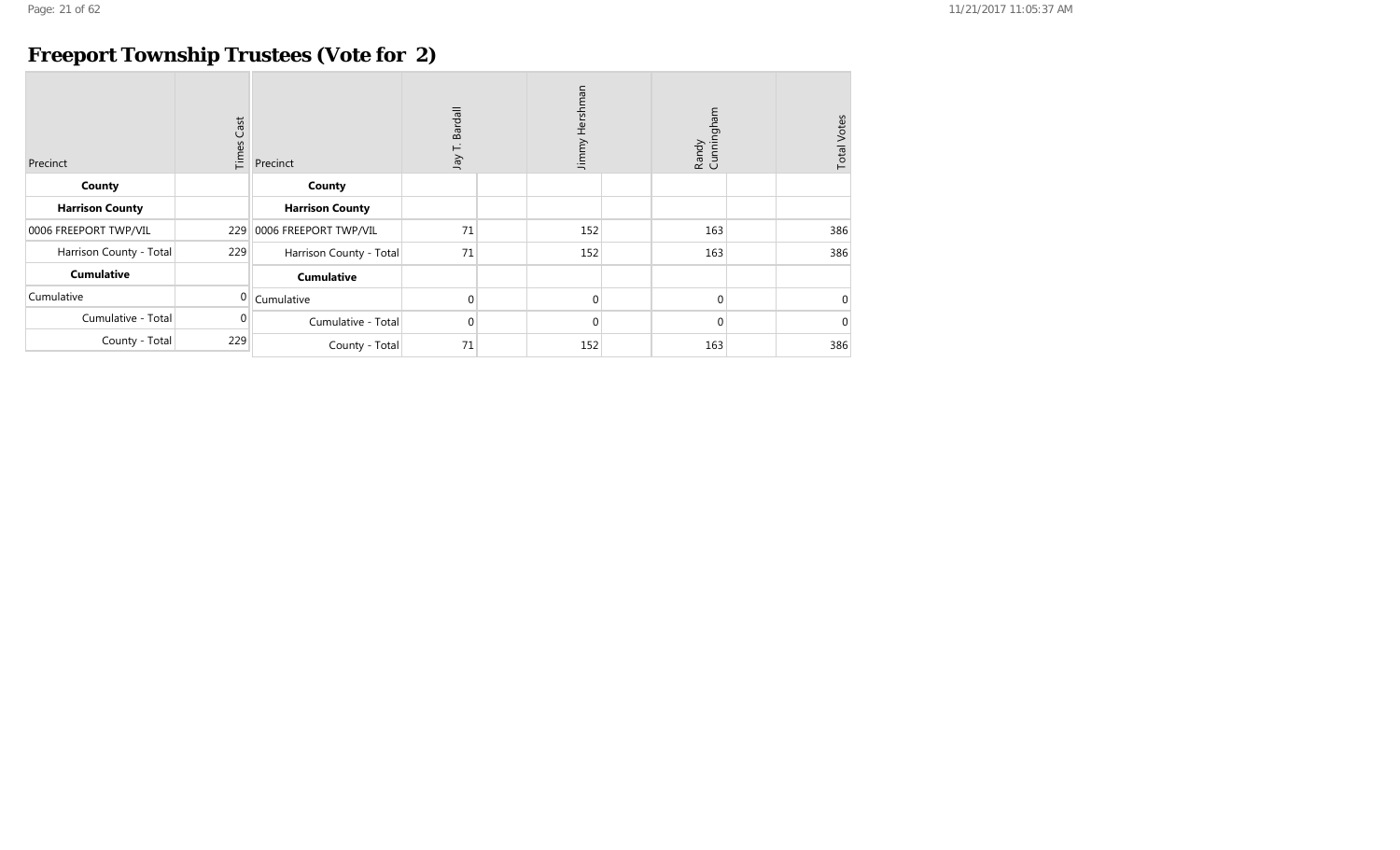# Freeport Township Trustees (Vote for 2)

| Precinct | Times Cast |
|---|---|
| **County** | |
| **Harrison County** | |
| 0006 FREEPORT TWP/VIL | 229 |
| Harrison County - Total | 229 |
| **Cumulative** | |
| Cumulative | 0 |
| Cumulative - Total | 0 |
| County - Total | 229 |

| Precinct | Jay T. Bardall | Jimmy Hershman | Randy Cunningham | Total Votes |
|---|---|---|---|---|
| **County** | | | | |
| **Harrison County** | | | | |
| 0006 FREEPORT TWP/VIL | 71 | 152 | 163 | 386 |
| Harrison County - Total | 71 | 152 | 163 | 386 |
| **Cumulative** | | | | |
| Cumulative | 0 | 0 | 0 | 0 |
| Cumulative - Total | 0 | 0 | 0 | 0 |
| County - Total | 71 | 152 | 163 | 386 |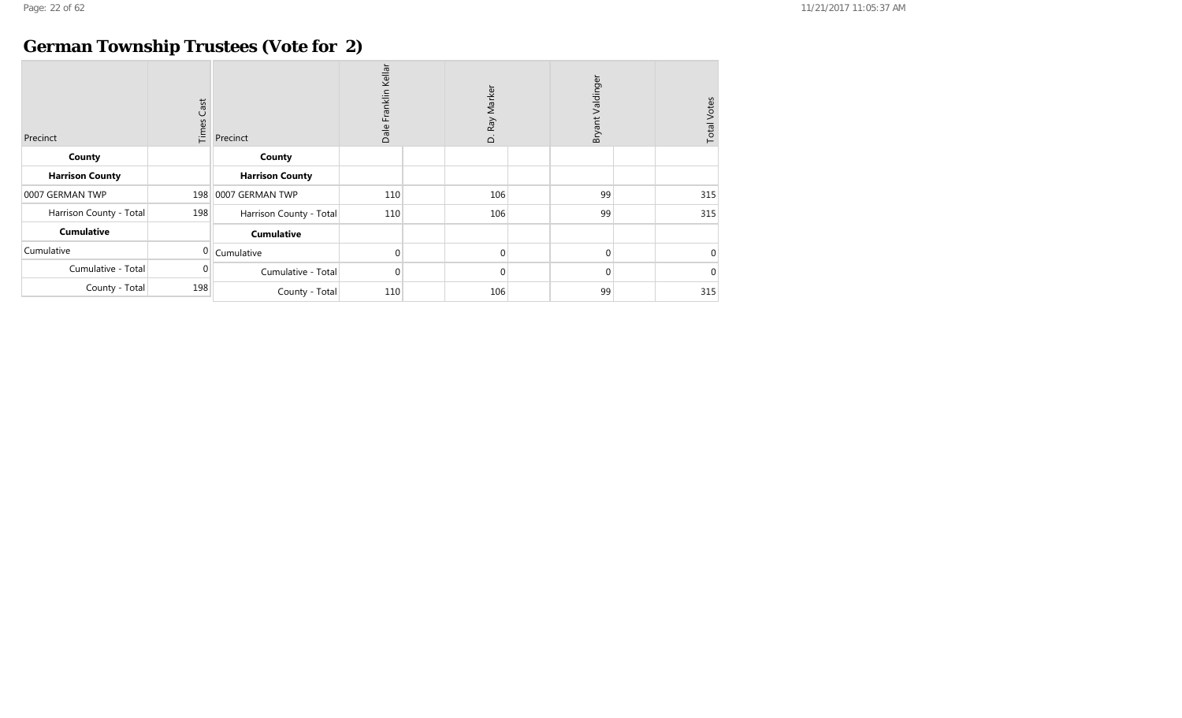# German Township Trustees (Vote for 2)

| Precinct | Times Cast |
|---|---|
| **County** | |
| **Harrison County** | |
| 0007 GERMAN TWP | 198 |
| Harrison County - Total | 198 |
| **Cumulative** | |
| Cumulative | 0 |
| Cumulative - Total | 0 |
| County - Total | 198 |

| Precinct | Dale Franklin Kellar | D. Ray Marker | Bryant Valdinger | Total Votes |
|---|---|---|---|---|
| **County** | | | | |
| **Harrison County** | | | | |
| 0007 GERMAN TWP | 110 | 106 | 99 | 315 |
| Harrison County - Total | 110 | 106 | 99 | 315 |
| **Cumulative** | | | | |
| Cumulative | 0 | 0 | 0 | 0 |
| Cumulative - Total | 0 | 0 | 0 | 0 |
| County - Total | 110 | 106 | 99 | 315 |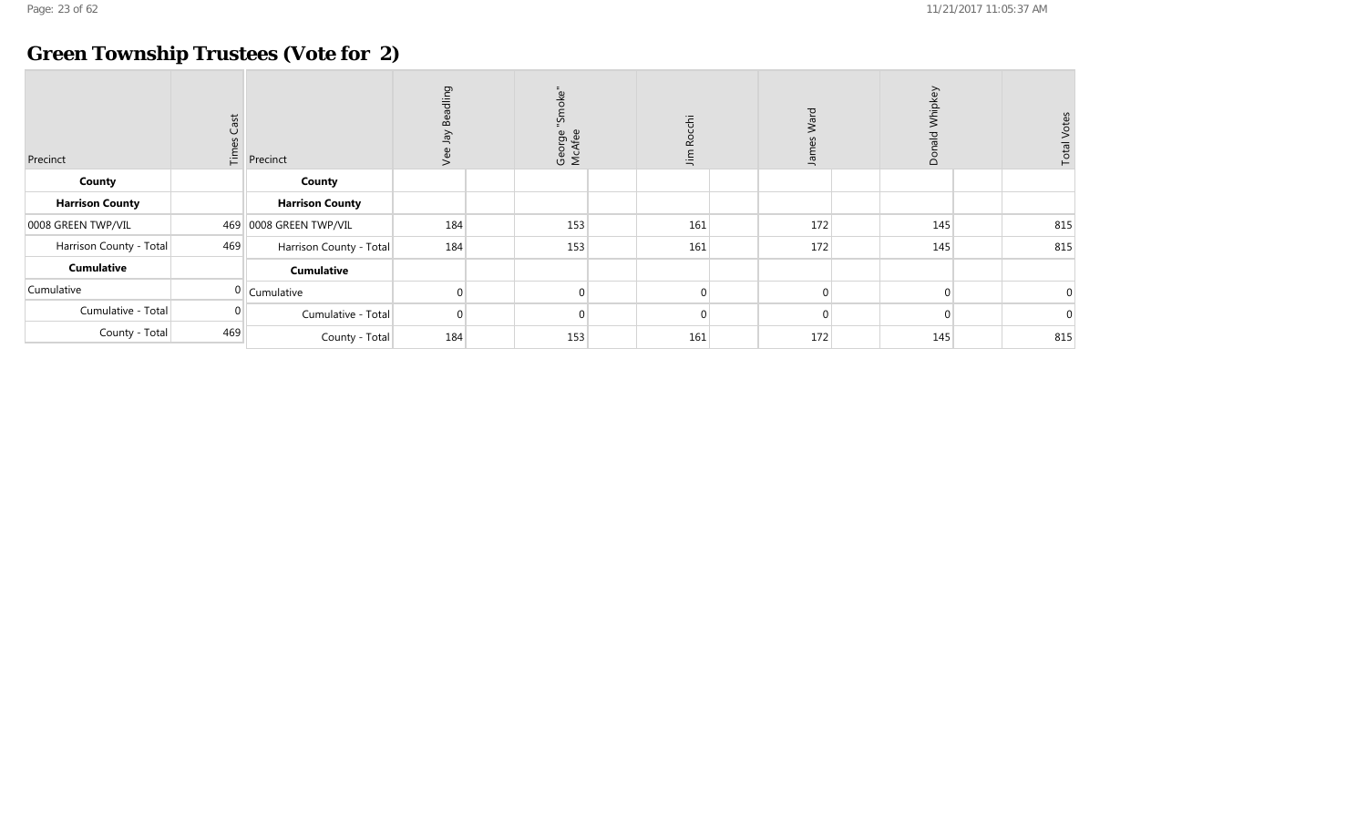## Green Township Trustees (Vote for 2)

| Precinct | Times Cast |
|---|---|
| **County** | |
| **Harrison County** | |
| 0008 GREEN TWP/VIL | 469 |
| Harrison County - Total | 469 |
| **Cumulative** | |
| Cumulative | 0 |
| Cumulative - Total | 0 |
| County - Total | 469 |

| Precinct | Vee Jay Beadling | | George "Smoke" McAfee | | Jim Rocchi | | James Ward | | Donald Whipkey | | Total Votes |
|---|---|---|---|---|---|---|---|---|---|---|---|
| **County** | | | | | | | | | | | |
| **Harrison County** | | | | | | | | | | | |
| 0008 GREEN TWP/VIL | 184 | | 153 | | 161 | | 172 | | 145 | | 815 |
| Harrison County - Total | 184 | | 153 | | 161 | | 172 | | 145 | | 815 |
| **Cumulative** | | | | | | | | | | | |
| Cumulative | 0 | | 0 | | 0 | | 0 | | 0 | | 0 |
| Cumulative - Total | 0 | | 0 | | 0 | | 0 | | 0 | | 0 |
| County - Total | 184 | | 153 | | 161 | | 172 | | 145 | | 815 |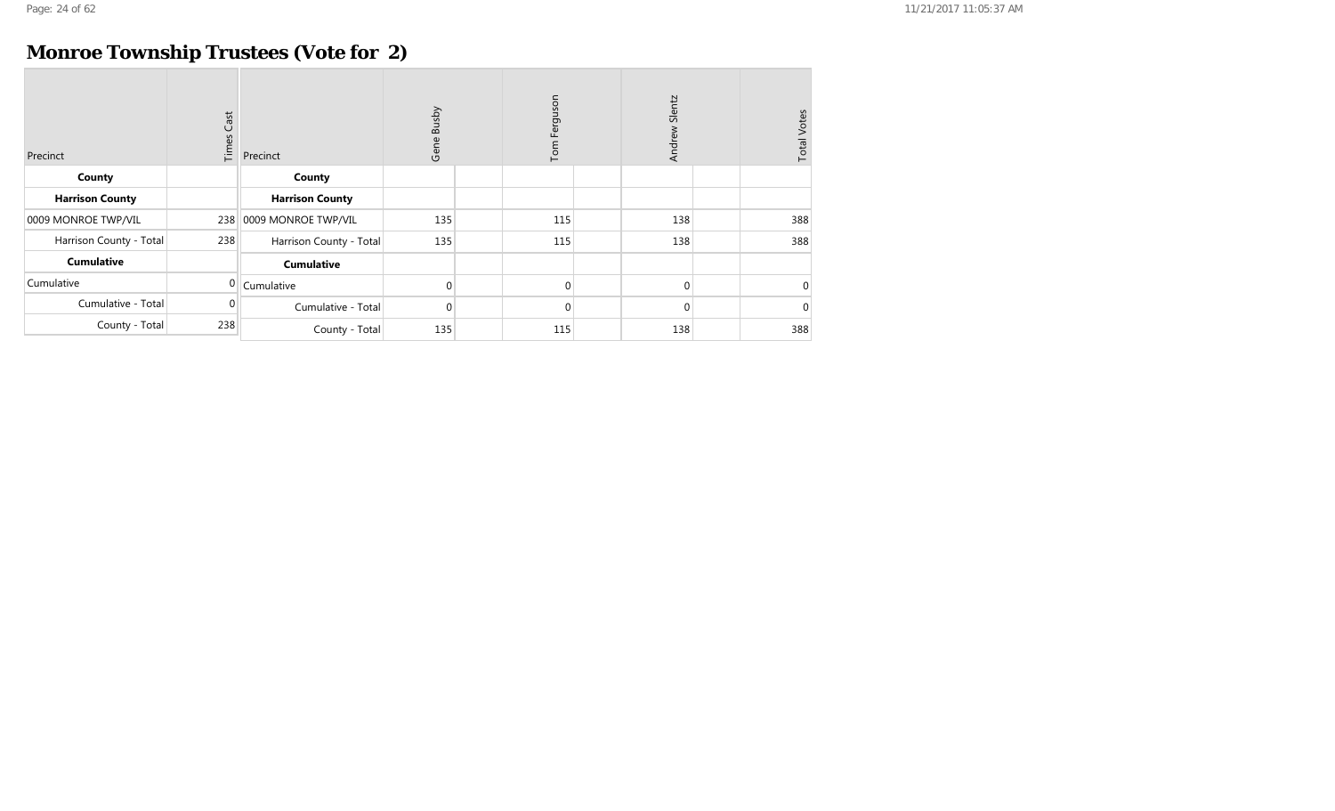# Monroe Township Trustees (Vote for 2)

| Precinct | Times Cast |
|---|---|
| **County** | |
| **Harrison County** | |
| 0009 MONROE TWP/VIL | 238 |
| Harrison County - Total | 238 |
| **Cumulative** | |
| Cumulative | 0 |
| Cumulative - Total | 0 |
| County - Total | 238 |

| Precinct | Gene Busby | Tom Ferguson | Andrew Slentz | Total Votes |
|---|---|---|---|---|
| **County** | | | | |
| **Harrison County** | | | | |
| 0009 MONROE TWP/VIL | 135 | 115 | 138 | 388 |
| Harrison County - Total | 135 | 115 | 138 | 388 |
| **Cumulative** | | | | |
| Cumulative | 0 | 0 | 0 | 0 |
| Cumulative - Total | 0 | 0 | 0 | 0 |
| County - Total | 135 | 115 | 138 | 388 |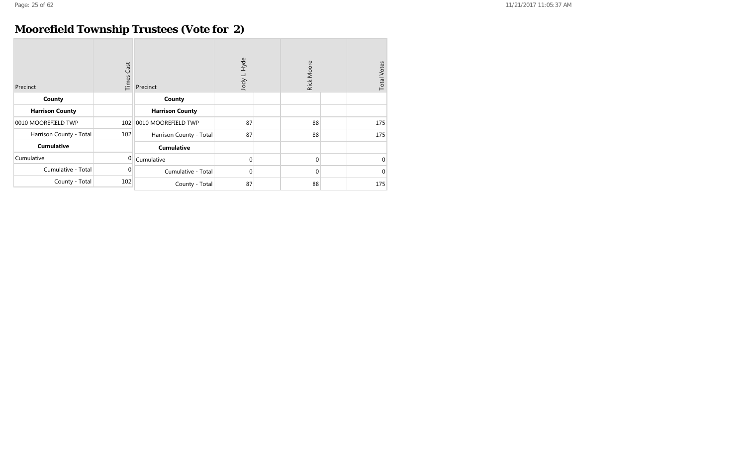# Moorefield Township Trustees (Vote for 2)

| Precinct | Times Cast |
|---|---|
| **County** | |
| **Harrison County** | |
| 0010 MOOREFIELD TWP | 102 |
| Harrison County - Total | 102 |
| **Cumulative** | |
| Cumulative | 0 |
| Cumulative - Total | 0 |
| County - Total | 102 |

| Precinct | Jody L. Hyde | | Rick Moore | | Total Votes |
|---|---|---|---|---|---|
| **County** | | | | | |
| **Harrison County** | | | | | |
| 0010 MOOREFIELD TWP | 87 | | 88 | | 175 |
| Harrison County - Total | 87 | | 88 | | 175 |
| **Cumulative** | | | | | |
| Cumulative | 0 | | 0 | | 0 |
| Cumulative - Total | 0 | | 0 | | 0 |
| County - Total | 87 | | 88 | | 175 |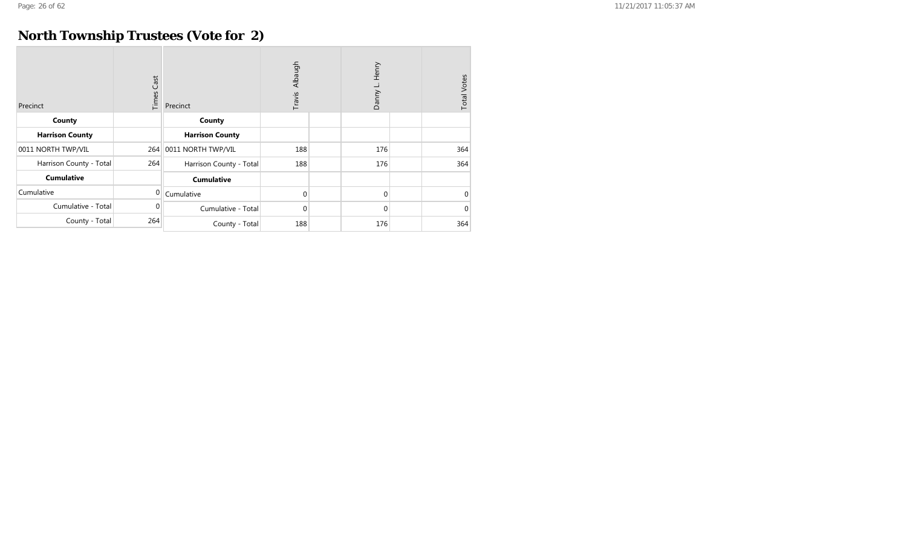# North Township Trustees (Vote for 2)

| Precinct | Times Cast |
|---|---|
| **County** | |
| **Harrison County** | |
| 0011 NORTH TWP/VIL | 264 |
| Harrison County - Total | 264 |
| **Cumulative** | |
| Cumulative | 0 |
| Cumulative - Total | 0 |
| County - Total | 264 |

| Precinct | Travis Albaugh | | Danny L. Henry | | Total Votes |
|---|---|---|---|---|---|
| **County** | | | | | |
| **Harrison County** | | | | | |
| 0011 NORTH TWP/VIL | 188 | | 176 | | 364 |
| Harrison County - Total | 188 | | 176 | | 364 |
| **Cumulative** | | | | | |
| Cumulative | 0 | | 0 | | 0 |
| Cumulative - Total | 0 | | 0 | | 0 |
| County - Total | 188 | | 176 | | 364 |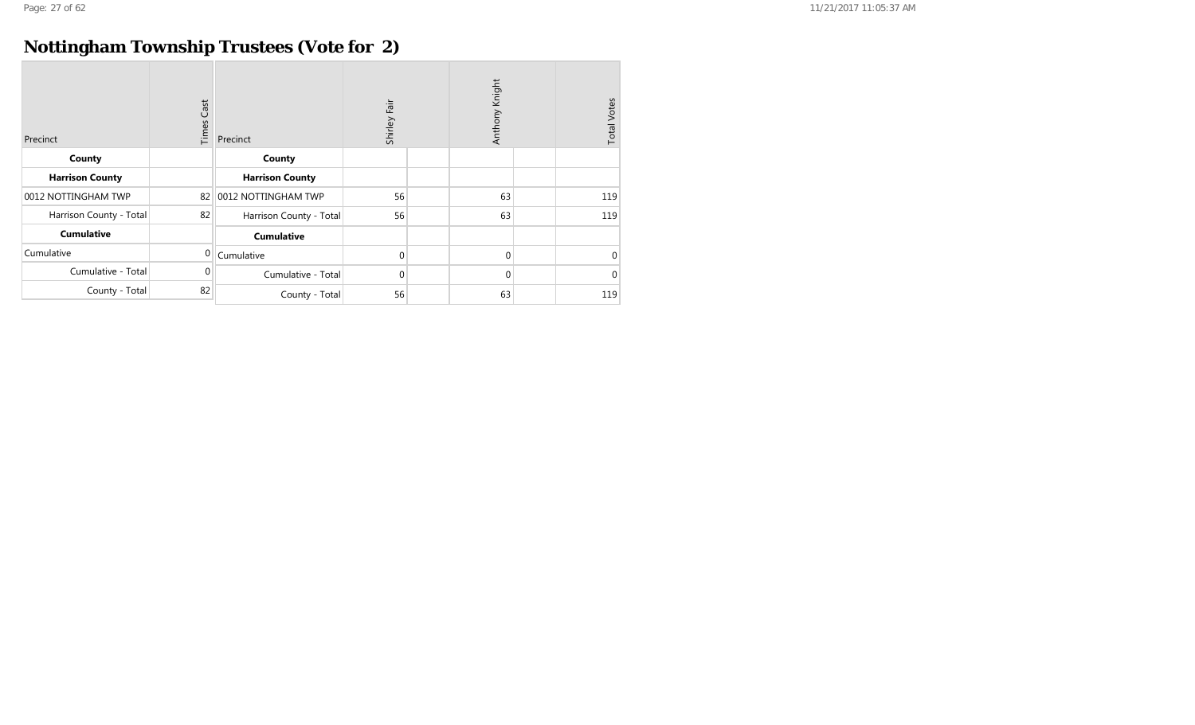# Nottingham Township Trustees (Vote for 2)

| Precinct | Times Cast |
|---|---|
| **County** | |
| **Harrison County** | |
| 0012 NOTTINGHAM TWP | 82 |
| Harrison County - Total | 82 |
| **Cumulative** | |
| Cumulative | 0 |
| Cumulative - Total | 0 |
| County - Total | 82 |

| Precinct | Shirley Fair | Anthony Knight | Total Votes |
|---|---|---|---|
| **County** | | | |
| **Harrison County** | | | |
| 0012 NOTTINGHAM TWP | 56 | 63 | 119 |
| Harrison County - Total | 56 | 63 | 119 |
| **Cumulative** | | | |
| Cumulative | 0 | 0 | 0 |
| Cumulative - Total | 0 | 0 | 0 |
| County - Total | 56 | 63 | 119 |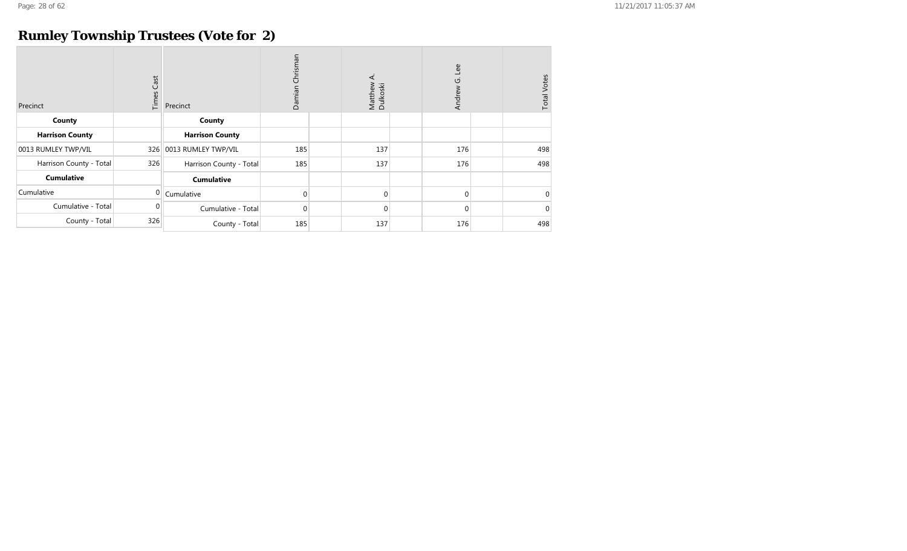# Rumley Township Trustees (Vote for 2)

| Precinct | Times Cast |
|---|---|
| **County** | |
| **Harrison County** | |
| 0013 RUMLEY TWP/VIL | 326 |
| Harrison County - Total | 326 |
| **Cumulative** | |
| Cumulative | 0 |
| Cumulative - Total | 0 |
| County - Total | 326 |

| Precinct | Damian Chrisman | Matthew A. Dulkoski | Andrew G. Lee | Total Votes |
|---|---|---|---|---|
| **County** | | | | |
| **Harrison County** | | | | |
| 0013 RUMLEY TWP/VIL | 185 | 137 | 176 | 498 |
| Harrison County - Total | 185 | 137 | 176 | 498 |
| **Cumulative** | | | | |
| Cumulative | 0 | 0 | 0 | 0 |
| Cumulative - Total | 0 | 0 | 0 | 0 |
| County - Total | 185 | 137 | 176 | 498 |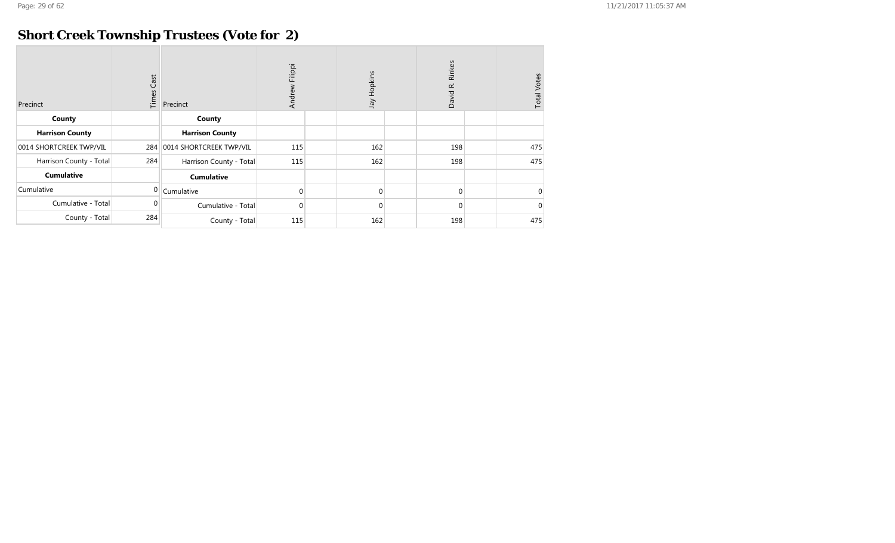# Short Creek Township Trustees (Vote for 2)

| Precinct | Times Cast |
|---|---|
| **County** | |
| **Harrison County** | |
| 0014 SHORTCREEK TWP/VIL | 284 |
| Harrison County - Total | 284 |
| **Cumulative** | |
| Cumulative | 0 |
| Cumulative - Total | 0 |
| County - Total | 284 |

| Precinct | Andrew Filippi | Jay Hopkins | David R. Rinkes | Total Votes |
|---|---|---|---|---|
| **County** | | | | |
| **Harrison County** | | | | |
| 0014 SHORTCREEK TWP/VIL | 115 | 162 | 198 | 475 |
| Harrison County - Total | 115 | 162 | 198 | 475 |
| **Cumulative** | | | | |
| Cumulative | 0 | 0 | 0 | 0 |
| Cumulative - Total | 0 | 0 | 0 | 0 |
| County - Total | 115 | 162 | 198 | 475 |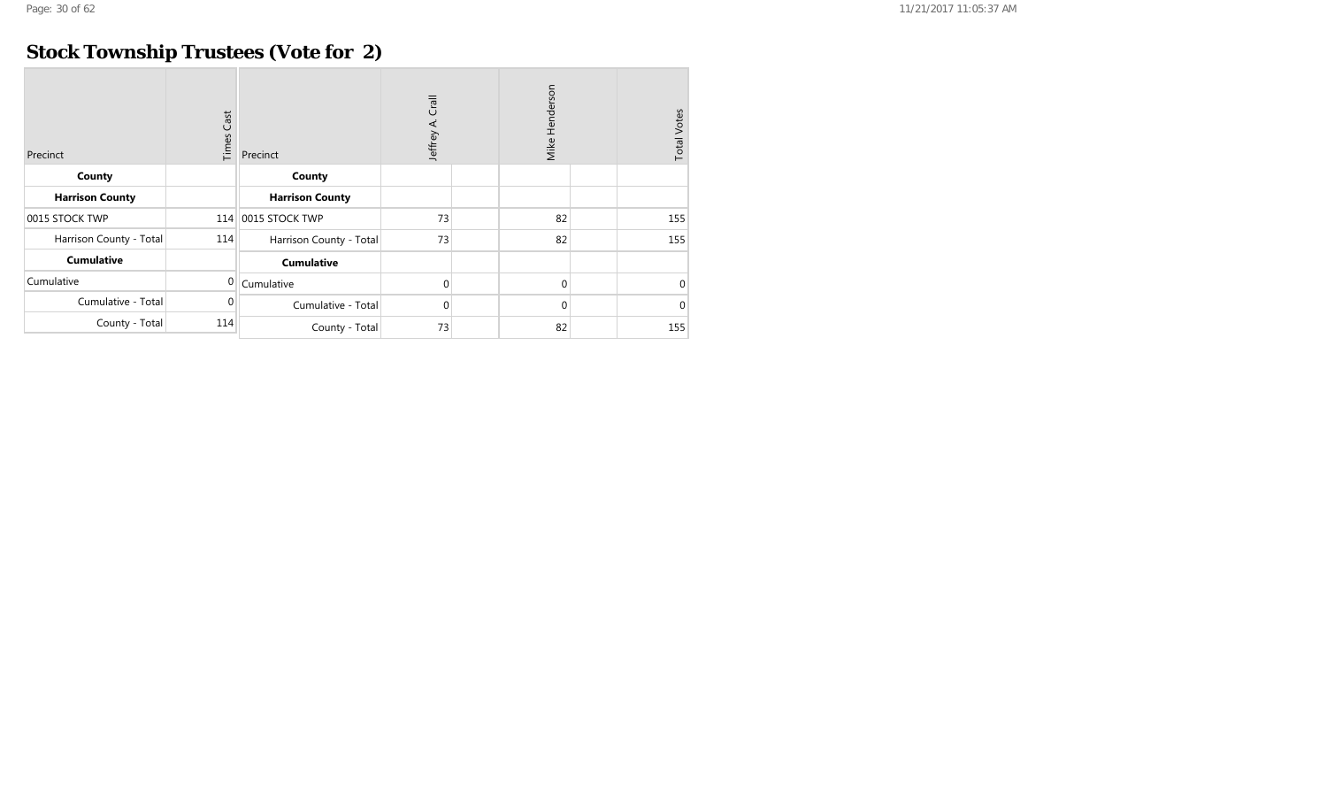## Stock Township Trustees (Vote for 2)

| Precinct | Times Cast |
|---|---|
| **County** | |
| **Harrison County** | |
| 0015 STOCK TWP | 114 |
| Harrison County - Total | 114 |
| **Cumulative** | |
| Cumulative | 0 |
| Cumulative - Total | 0 |
| County - Total | 114 |

| Precinct | Jeffrey A. Crall | | Mike Henderson | | Total Votes |
|---|---|---|---|---|---|
| **County** | | | | | |
| **Harrison County** | | | | | |
| 0015 STOCK TWP | 73 | | 82 | | 155 |
| Harrison County - Total | 73 | | 82 | | 155 |
| **Cumulative** | | | | | |
| Cumulative | 0 | | 0 | | 0 |
| Cumulative - Total | 0 | | 0 | | 0 |
| County - Total | 73 | | 82 | | 155 |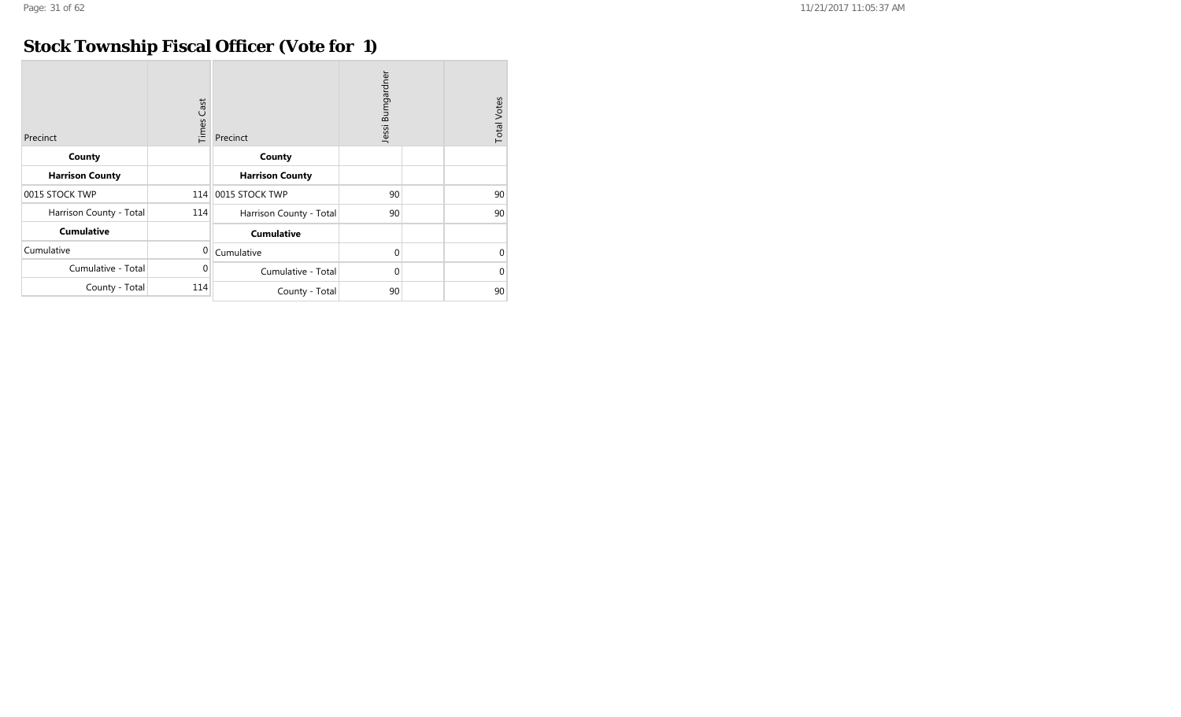## Stock Township Fiscal Officer (Vote for 1)

| Precinct | Times Cast |
|---|---|
| **County** | |
| **Harrison County** | |
| 0015 STOCK TWP | 114 |
| Harrison County - Total | 114 |
| **Cumulative** | |
| Cumulative | 0 |
| Cumulative - Total | 0 |
| County - Total | 114 |

| Precinct | Jessi Bumgardner | | Total Votes |
|---|---|---|---|
| **County** | | | |
| **Harrison County** | | | |
| 0015 STOCK TWP | 90 | | 90 |
| Harrison County - Total | 90 | | 90 |
| **Cumulative** | | | |
| Cumulative | 0 | | 0 |
| Cumulative - Total | 0 | | 0 |
| County - Total | 90 | | 90 |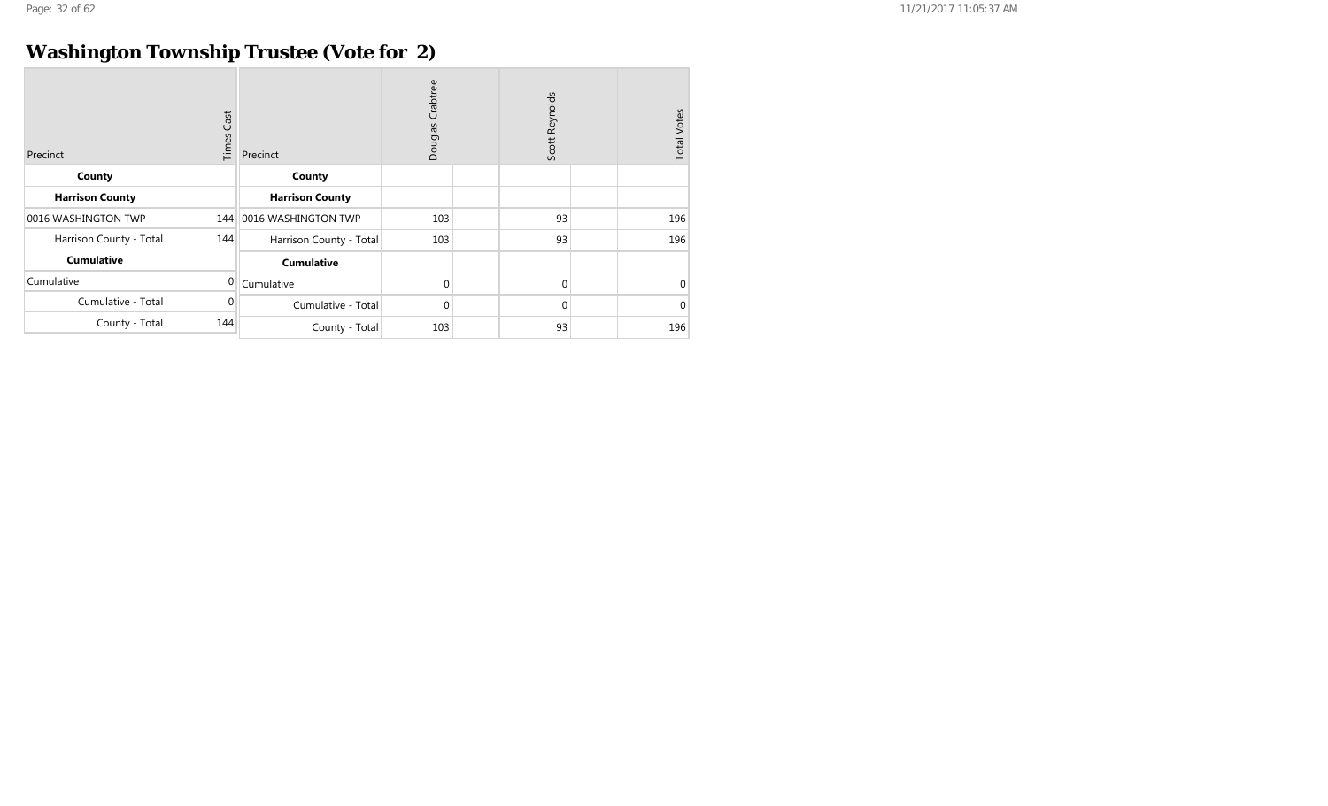## Washington Township Trustee (Vote for 2)

| Precinct | Times Cast |
|---|---|
| **County** | |
| **Harrison County** | |
| 0016 WASHINGTON TWP | 144 |
| Harrison County - Total | 144 |
| **Cumulative** | |
| Cumulative | 0 |
| Cumulative - Total | 0 |
| County - Total | 144 |

| Precinct | Douglas Crabtree | | Scott Reynolds | | Total Votes |
|---|---|---|---|---|---|
| **County** | | | | | |
| **Harrison County** | | | | | |
| 0016 WASHINGTON TWP | 103 | | 93 | | 196 |
| Harrison County - Total | 103 | | 93 | | 196 |
| **Cumulative** | | | | | |
| Cumulative | 0 | | 0 | | 0 |
| Cumulative - Total | 0 | | 0 | | 0 |
| County - Total | 103 | | 93 | | 196 |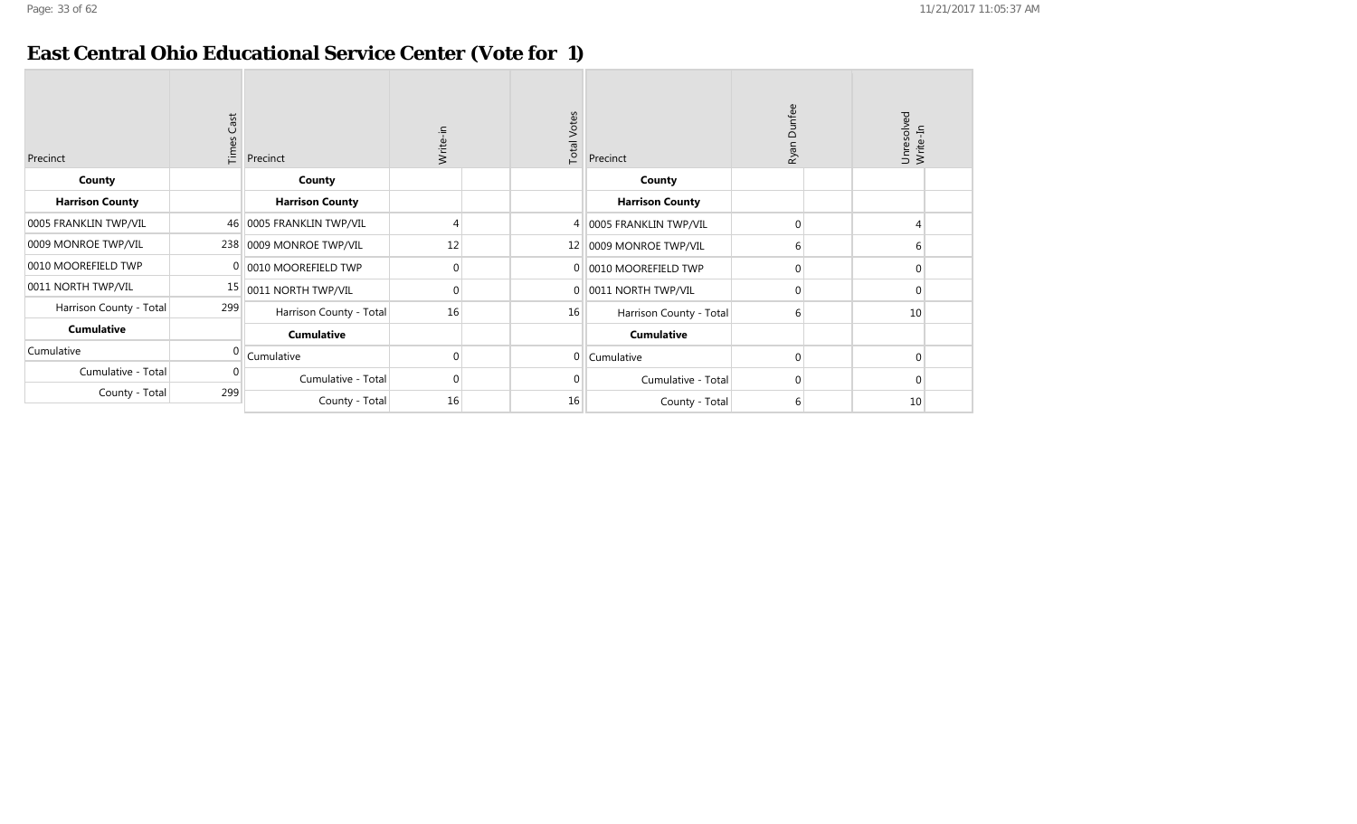## East Central Ohio Educational Service Center (Vote for 1)

| Precinct | Times Cast |
|---|---|
| **County** | |
| **Harrison County** | |
| 0005 FRANKLIN TWP/VIL | 46 |
| 0009 MONROE TWP/VIL | 238 |
| 0010 MOOREFIELD TWP | 0 |
| 0011 NORTH TWP/VIL | 15 |
| Harrison County - Total | 299 |
| **Cumulative** | |
| Cumulative | 0 |
| Cumulative - Total | 0 |
| County - Total | 299 |

| Precinct | Write-in | Total Votes |
|---|---|---|
| **County** | | |
| **Harrison County** | | |
| 0005 FRANKLIN TWP/VIL | 4 | 4 |
| 0009 MONROE TWP/VIL | 12 | 12 |
| 0010 MOOREFIELD TWP | 0 | 0 |
| 0011 NORTH TWP/VIL | 0 | 0 |
| Harrison County - Total | 16 | 16 |
| **Cumulative** | | |
| Cumulative | 0 | 0 |
| Cumulative - Total | 0 | 0 |
| County - Total | 16 | 16 |

| Precinct | Ryan Dunfee | Unresolved Write-In |
|---|---|---|
| **County** | | |
| **Harrison County** | | |
| 0005 FRANKLIN TWP/VIL | 0 | 4 |
| 0009 MONROE TWP/VIL | 6 | 6 |
| 0010 MOOREFIELD TWP | 0 | 0 |
| 0011 NORTH TWP/VIL | 0 | 0 |
| Harrison County - Total | 6 | 10 |
| **Cumulative** | | |
| Cumulative | 0 | 0 |
| Cumulative - Total | 0 | 0 |
| County - Total | 6 | 10 |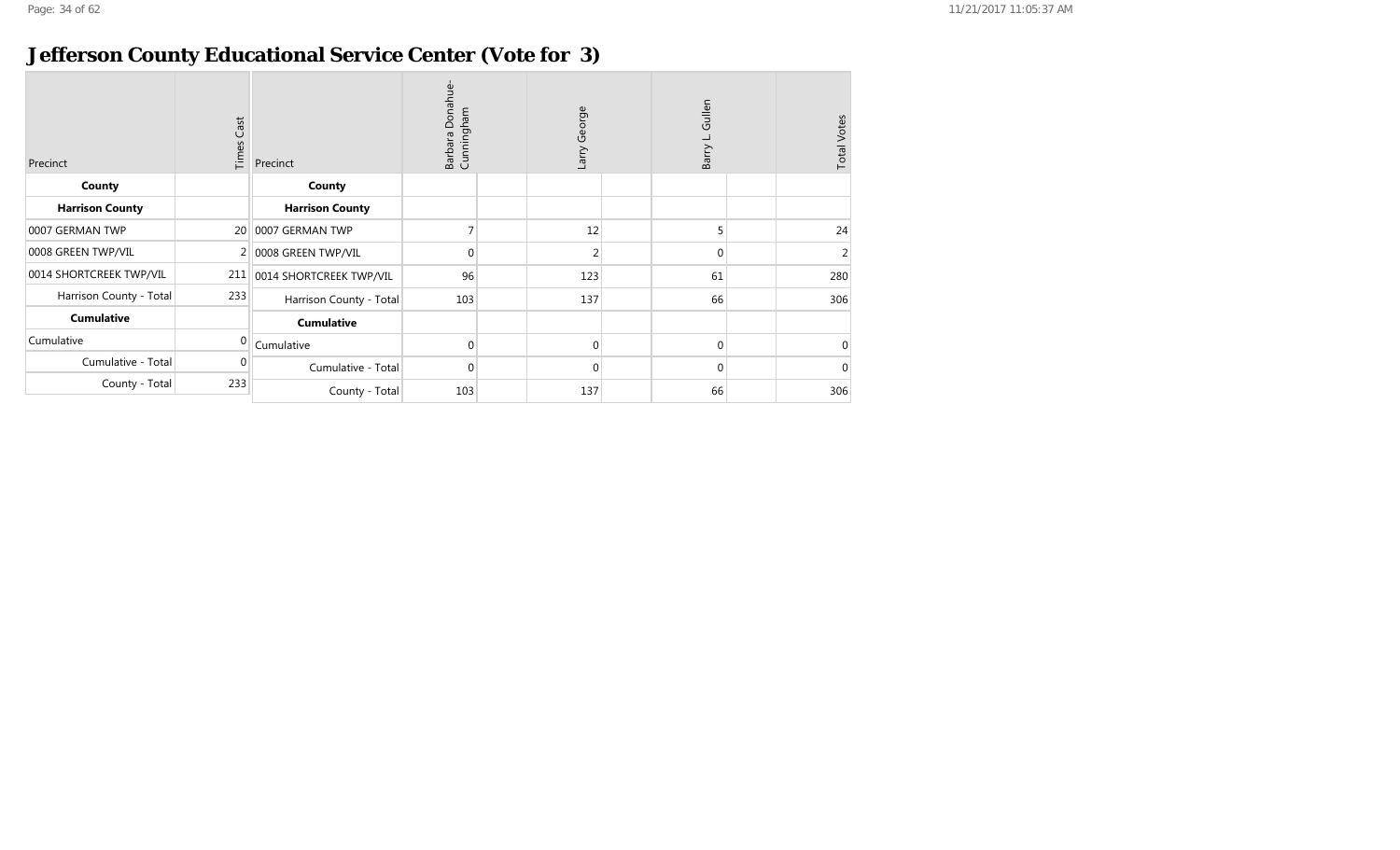# Jefferson County Educational Service Center (Vote for 3)

| Precinct | Times Cast |
|---|---|
| **County** | |
| **Harrison County** | |
| 0007 GERMAN TWP | 20 |
| 0008 GREEN TWP/VIL | 2 |
| 0014 SHORTCREEK TWP/VIL | 211 |
| Harrison County - Total | 233 |
| **Cumulative** | |
| Cumulative | 0 |
| Cumulative - Total | 0 |
| County - Total | 233 |

| Precinct | Barbara Donahue-Cunningham | Larry George | Barry L Gullen | Total Votes |
|---|---|---|---|---|
| **County** | | | | |
| **Harrison County** | | | | |
| 0007 GERMAN TWP | 7 | 12 | 5 | 24 |
| 0008 GREEN TWP/VIL | 0 | 2 | 0 | 2 |
| 0014 SHORTCREEK TWP/VIL | 96 | 123 | 61 | 280 |
| Harrison County - Total | 103 | 137 | 66 | 306 |
| **Cumulative** | | | | |
| Cumulative | 0 | 0 | 0 | 0 |
| Cumulative - Total | 0 | 0 | 0 | 0 |
| County - Total | 103 | 137 | 66 | 306 |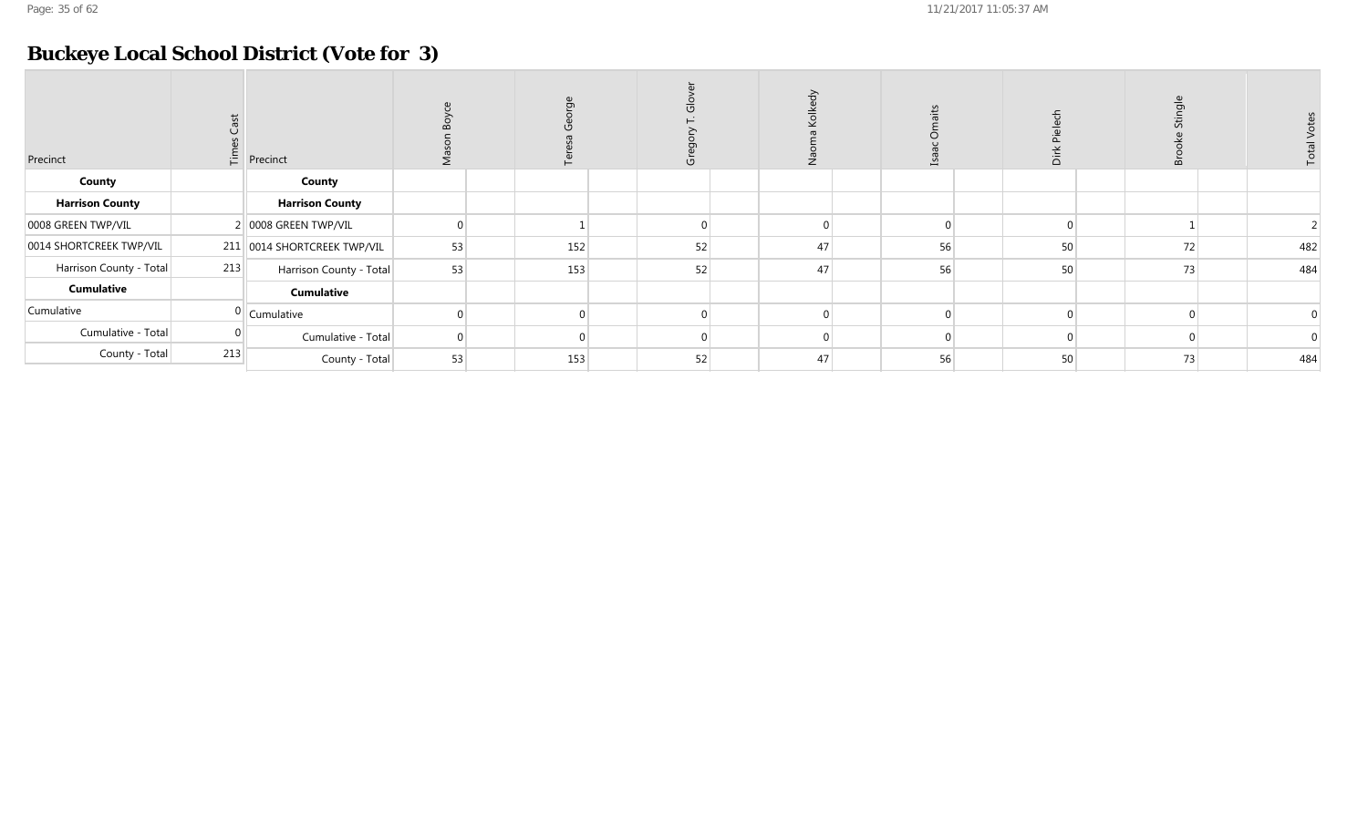# Buckeye Local School District (Vote for 3)

| Precinct | Times Cast |
|---|---|
| **County** | |
| **Harrison County** | |
| 0008 GREEN TWP/VIL | 2 |
| 0014 SHORTCREEK TWP/VIL | 211 |
| Harrison County - Total | 213 |
| **Cumulative** | |
| Cumulative | 0 |
| Cumulative - Total | 0 |
| County - Total | 213 |

| Precinct | Mason Boyce | Teresa George | Gregory T. Glover | Naoma Kolkedy | Isaac Omaits | Dirk Pielech | Brooke Stingle | Total Votes |
|---|---|---|---|---|---|---|---|---|
| **County** | | | | | | | | |
| **Harrison County** | | | | | | | | |
| 0008 GREEN TWP/VIL | 0 | 1 | 0 | 0 | 0 | 0 | 1 | 2 |
| 0014 SHORTCREEK TWP/VIL | 53 | 152 | 52 | 47 | 56 | 50 | 72 | 482 |
| Harrison County - Total | 53 | 153 | 52 | 47 | 56 | 50 | 73 | 484 |
| **Cumulative** | | | | | | | | |
| Cumulative | 0 | 0 | 0 | 0 | 0 | 0 | 0 | 0 |
| Cumulative - Total | 0 | 0 | 0 | 0 | 0 | 0 | 0 | 0 |
| County - Total | 53 | 153 | 52 | 47 | 56 | 50 | 73 | 484 |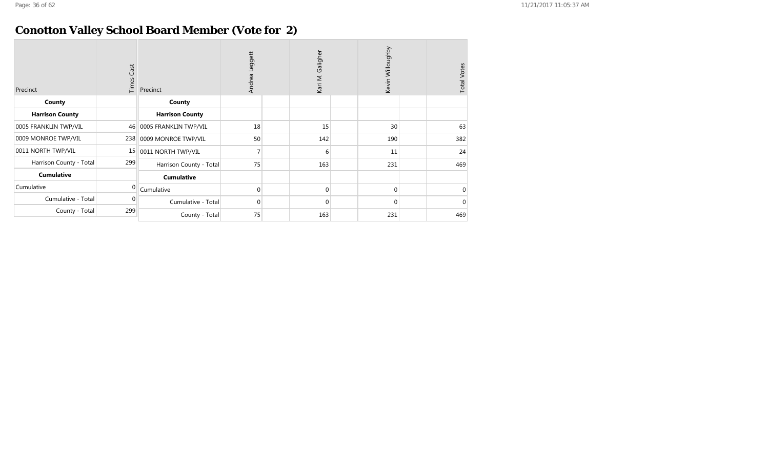# Conotton Valley School Board Member (Vote for 2)

| Precinct | Times Cast |
|---|---|
| **County** | |
| **Harrison County** | |
| 0005 FRANKLIN TWP/VIL | 46 |
| 0009 MONROE TWP/VIL | 238 |
| 0011 NORTH TWP/VIL | 15 |
| Harrison County - Total | 299 |
| **Cumulative** | |
| Cumulative | 0 |
| Cumulative - Total | 0 |
| County - Total | 299 |

| Precinct | Andrea Leggett | Kari M. Galigher | Kevin Willoughby | Total Votes |
|---|---|---|---|---|
| **County** | | | | |
| **Harrison County** | | | | |
| 0005 FRANKLIN TWP/VIL | 18 | 15 | 30 | 63 |
| 0009 MONROE TWP/VIL | 50 | 142 | 190 | 382 |
| 0011 NORTH TWP/VIL | 7 | 6 | 11 | 24 |
| Harrison County - Total | 75 | 163 | 231 | 469 |
| **Cumulative** | | | | |
| Cumulative | 0 | 0 | 0 | 0 |
| Cumulative - Total | 0 | 0 | 0 | 0 |
| County - Total | 75 | 163 | 231 | 469 |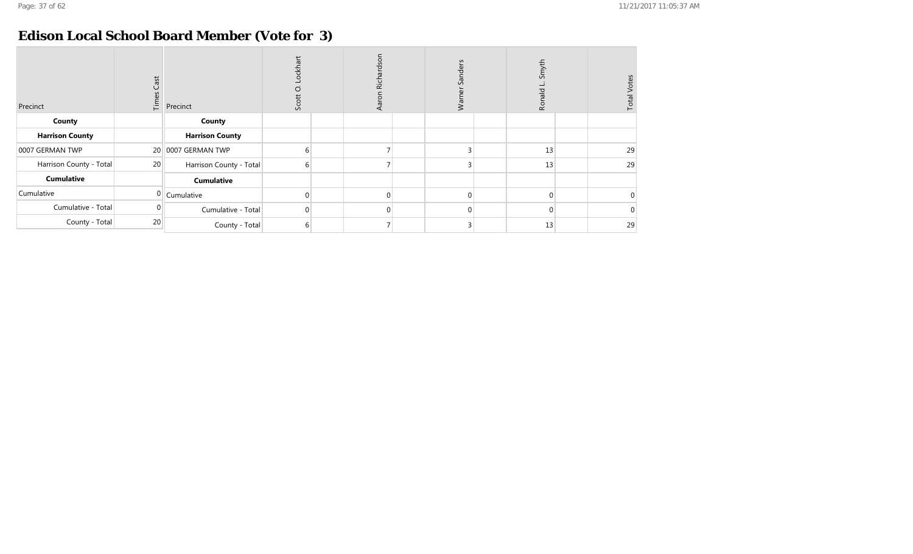# Edison Local School Board Member (Vote for 3)

| Precinct | Times Cast |
|---|---|
| **County** | |
| **Harrison County** | |
| 0007 GERMAN TWP | 20 |
| Harrison County - Total | 20 |
| **Cumulative** | |
| Cumulative | 0 |
| Cumulative - Total | 0 |
| County - Total | 20 |

| Precinct | Scott O. Lockhart | | Aaron Richardson | | Warner Sanders | | Ronald L. Smyth | | Total Votes |
|---|---|---|---|---|---|---|---|---|---|
| **County** | | | | | | | | | |
| **Harrison County** | | | | | | | | | |
| 0007 GERMAN TWP | 6 | | 7 | | 3 | | 13 | | 29 |
| Harrison County - Total | 6 | | 7 | | 3 | | 13 | | 29 |
| **Cumulative** | | | | | | | | | |
| Cumulative | 0 | | 0 | | 0 | | 0 | | 0 |
| Cumulative - Total | 0 | | 0 | | 0 | | 0 | | 0 |
| County - Total | 6 | | 7 | | 3 | | 13 | | 29 |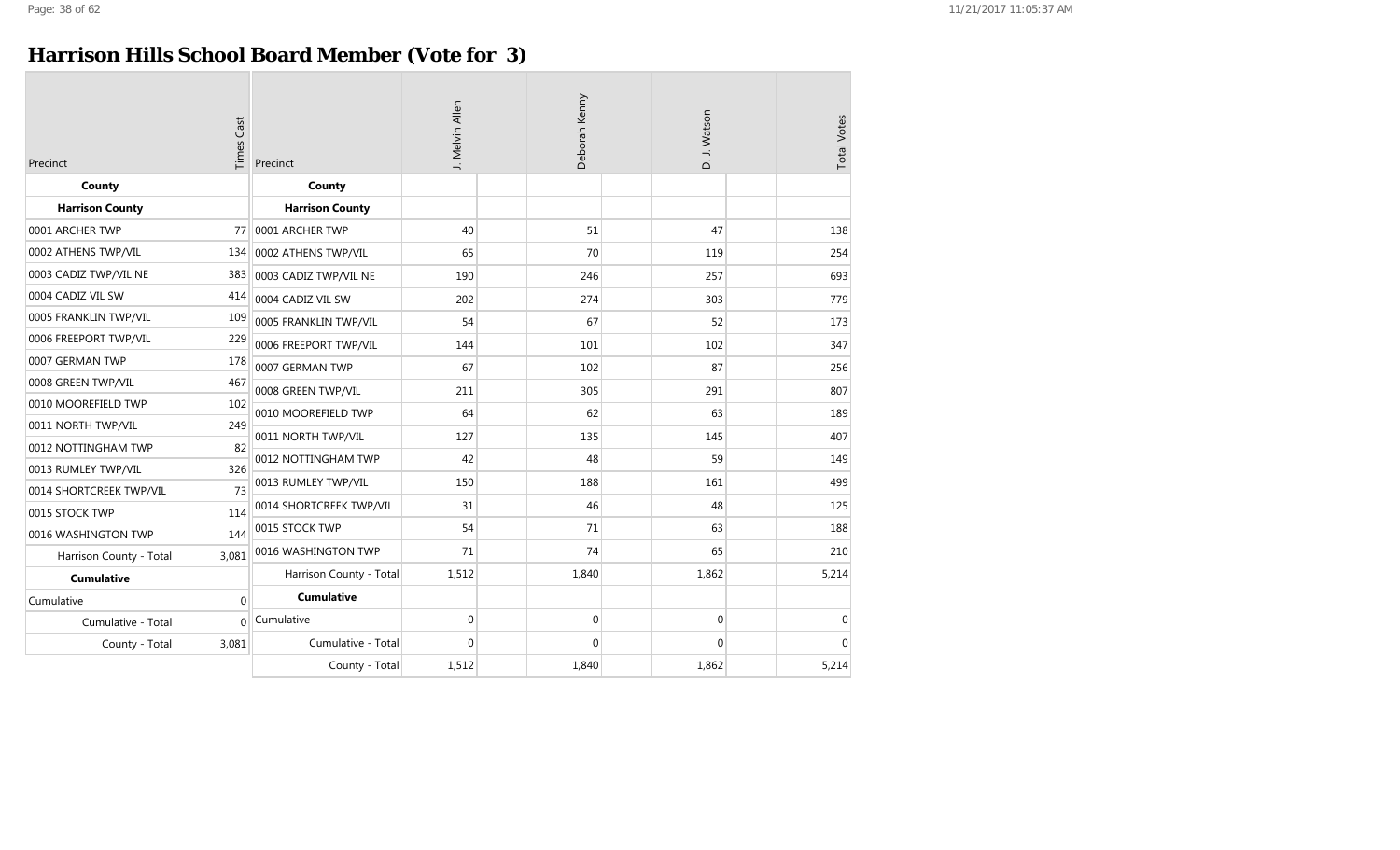# Harrison Hills School Board Member (Vote for 3)

| Precinct | Times Cast |
|---|---|
| **County** | |
| **Harrison County** | |
| 0001 ARCHER TWP | 77 |
| 0002 ATHENS TWP/VIL | 134 |
| 0003 CADIZ TWP/VIL NE | 383 |
| 0004 CADIZ VIL SW | 414 |
| 0005 FRANKLIN TWP/VIL | 109 |
| 0006 FREEPORT TWP/VIL | 229 |
| 0007 GERMAN TWP | 178 |
| 0008 GREEN TWP/VIL | 467 |
| 0010 MOOREFIELD TWP | 102 |
| 0011 NORTH TWP/VIL | 249 |
| 0012 NOTTINGHAM TWP | 82 |
| 0013 RUMLEY TWP/VIL | 326 |
| 0014 SHORTCREEK TWP/VIL | 73 |
| 0015 STOCK TWP | 114 |
| 0016 WASHINGTON TWP | 144 |
| Harrison County - Total | 3,081 |
| **Cumulative** | |
| Cumulative | 0 |
| Cumulative - Total | 0 |
| County - Total | 3,081 |

| Precinct | J. Melvin Allen | Deborah Kenny | D. J. Watson | Total Votes |
|---|---|---|---|---|
| **County** | | | | |
| **Harrison County** | | | | |
| 0001 ARCHER TWP | 40 | 51 | 47 | 138 |
| 0002 ATHENS TWP/VIL | 65 | 70 | 119 | 254 |
| 0003 CADIZ TWP/VIL NE | 190 | 246 | 257 | 693 |
| 0004 CADIZ VIL SW | 202 | 274 | 303 | 779 |
| 0005 FRANKLIN TWP/VIL | 54 | 67 | 52 | 173 |
| 0006 FREEPORT TWP/VIL | 144 | 101 | 102 | 347 |
| 0007 GERMAN TWP | 67 | 102 | 87 | 256 |
| 0008 GREEN TWP/VIL | 211 | 305 | 291 | 807 |
| 0010 MOOREFIELD TWP | 64 | 62 | 63 | 189 |
| 0011 NORTH TWP/VIL | 127 | 135 | 145 | 407 |
| 0012 NOTTINGHAM TWP | 42 | 48 | 59 | 149 |
| 0013 RUMLEY TWP/VIL | 150 | 188 | 161 | 499 |
| 0014 SHORTCREEK TWP/VIL | 31 | 46 | 48 | 125 |
| 0015 STOCK TWP | 54 | 71 | 63 | 188 |
| 0016 WASHINGTON TWP | 71 | 74 | 65 | 210 |
| Harrison County - Total | 1,512 | 1,840 | 1,862 | 5,214 |
| **Cumulative** | | | | |
| Cumulative | 0 | 0 | 0 | 0 |
| Cumulative - Total | 0 | 0 | 0 | 0 |
| County - Total | 1,512 | 1,840 | 1,862 | 5,214 |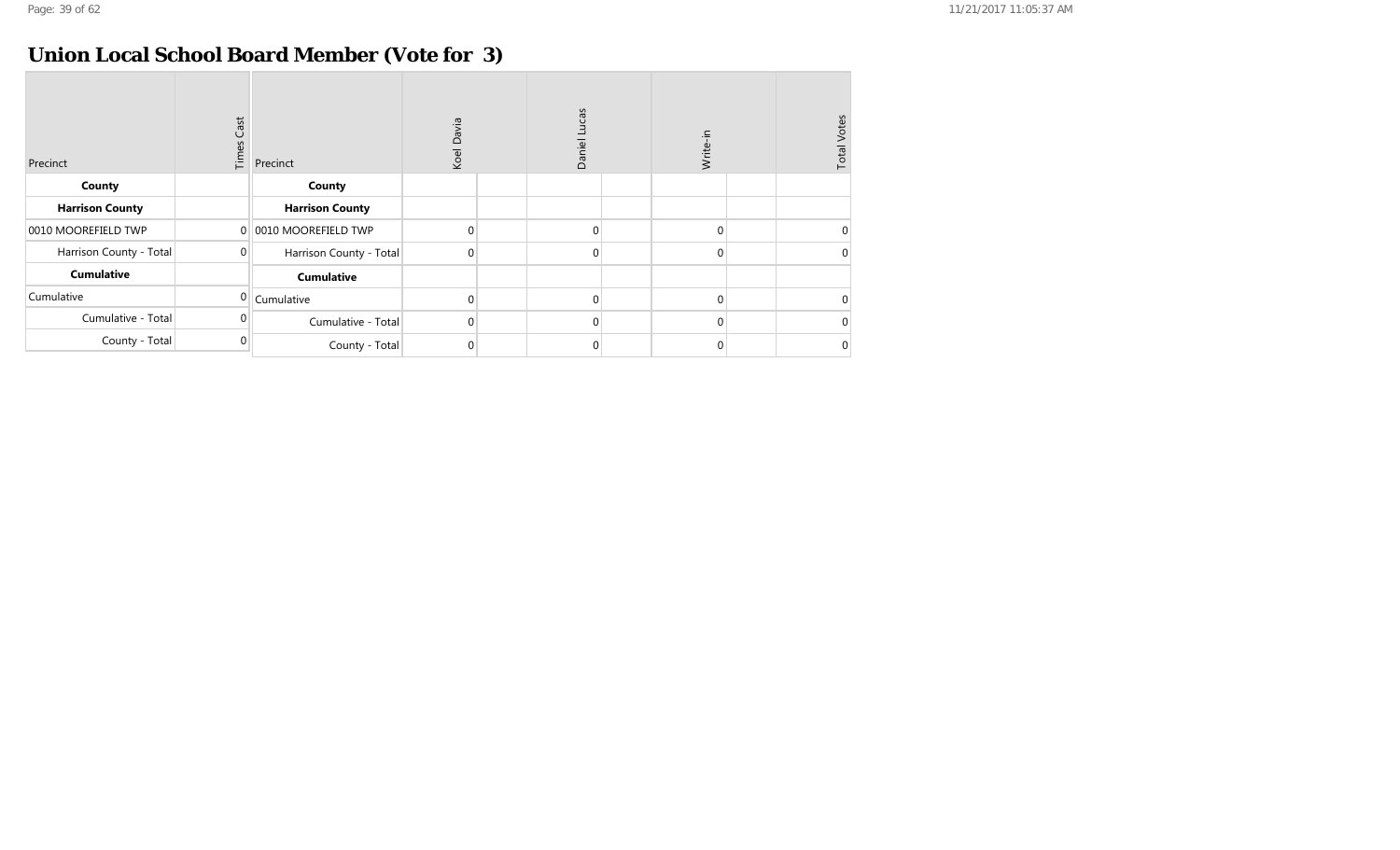## Union Local School Board Member (Vote for 3)

| Precinct | Times Cast |
|---|---|
| **County** | |
| **Harrison County** | |
| 0010 MOOREFIELD TWP | 0 |
| Harrison County - Total | 0 |
| **Cumulative** | |
| Cumulative | 0 |
| Cumulative - Total | 0 |
| County - Total | 0 |

| Precinct | Koel Davia | | Daniel Lucas | | Write-in | | Total Votes |
|---|---|---|---|---|---|---|---|
| **County** | | | | | | | |
| **Harrison County** | | | | | | | |
| 0010 MOOREFIELD TWP | 0 | | 0 | | 0 | | 0 |
| Harrison County - Total | 0 | | 0 | | 0 | | 0 |
| **Cumulative** | | | | | | | |
| Cumulative | 0 | | 0 | | 0 | | 0 |
| Cumulative - Total | 0 | | 0 | | 0 | | 0 |
| County - Total | 0 | | 0 | | 0 | | 0 |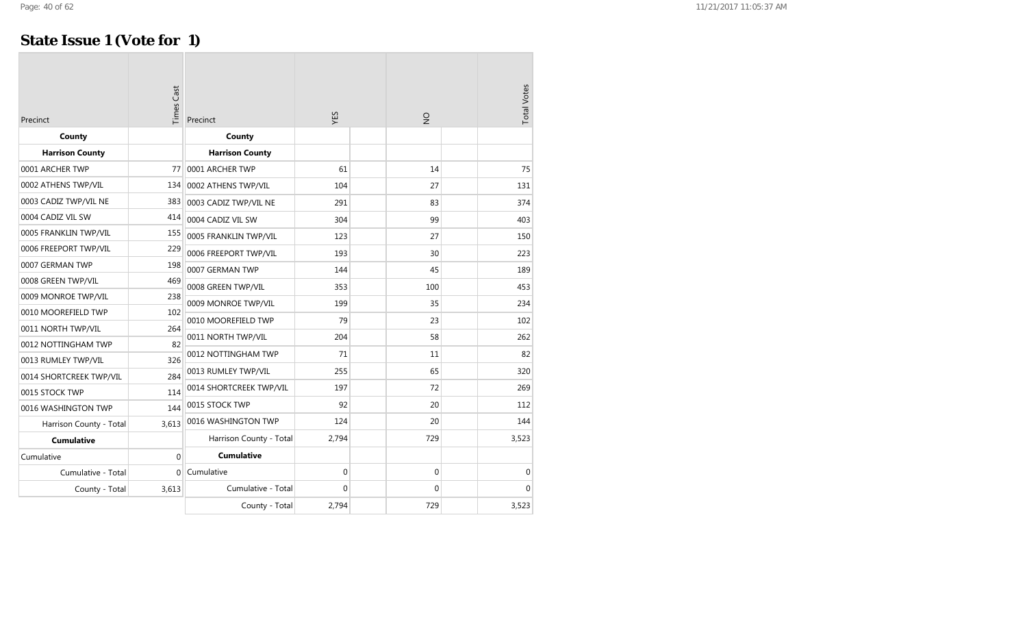## State Issue 1 (Vote for 1)

| Precinct | Times Cast |
|---|---|
| **County** | |
| **Harrison County** | |
| 0001 ARCHER TWP | 77 |
| 0002 ATHENS TWP/VIL | 134 |
| 0003 CADIZ TWP/VIL NE | 383 |
| 0004 CADIZ VIL SW | 414 |
| 0005 FRANKLIN TWP/VIL | 155 |
| 0006 FREEPORT TWP/VIL | 229 |
| 0007 GERMAN TWP | 198 |
| 0008 GREEN TWP/VIL | 469 |
| 0009 MONROE TWP/VIL | 238 |
| 0010 MOOREFIELD TWP | 102 |
| 0011 NORTH TWP/VIL | 264 |
| 0012 NOTTINGHAM TWP | 82 |
| 0013 RUMLEY TWP/VIL | 326 |
| 0014 SHORTCREEK TWP/VIL | 284 |
| 0015 STOCK TWP | 114 |
| 0016 WASHINGTON TWP | 144 |
| Harrison County - Total | 3,613 |
| **Cumulative** | |
| Cumulative | 0 |
| Cumulative - Total | 0 |
| County - Total | 3,613 |

| Precinct | YES | | NO | | Total Votes |
|---|---|---|---|---|---|
| **County** | | | | | |
| **Harrison County** | | | | | |
| 0001 ARCHER TWP | 61 | | 14 | | 75 |
| 0002 ATHENS TWP/VIL | 104 | | 27 | | 131 |
| 0003 CADIZ TWP/VIL NE | 291 | | 83 | | 374 |
| 0004 CADIZ VIL SW | 304 | | 99 | | 403 |
| 0005 FRANKLIN TWP/VIL | 123 | | 27 | | 150 |
| 0006 FREEPORT TWP/VIL | 193 | | 30 | | 223 |
| 0007 GERMAN TWP | 144 | | 45 | | 189 |
| 0008 GREEN TWP/VIL | 353 | | 100 | | 453 |
| 0009 MONROE TWP/VIL | 199 | | 35 | | 234 |
| 0010 MOOREFIELD TWP | 79 | | 23 | | 102 |
| 0011 NORTH TWP/VIL | 204 | | 58 | | 262 |
| 0012 NOTTINGHAM TWP | 71 | | 11 | | 82 |
| 0013 RUMLEY TWP/VIL | 255 | | 65 | | 320 |
| 0014 SHORTCREEK TWP/VIL | 197 | | 72 | | 269 |
| 0015 STOCK TWP | 92 | | 20 | | 112 |
| 0016 WASHINGTON TWP | 124 | | 20 | | 144 |
| Harrison County - Total | 2,794 | | 729 | | 3,523 |
| **Cumulative** | | | | | |
| Cumulative | 0 | | 0 | | 0 |
| Cumulative - Total | 0 | | 0 | | 0 |
| County - Total | 2,794 | | 729 | | 3,523 |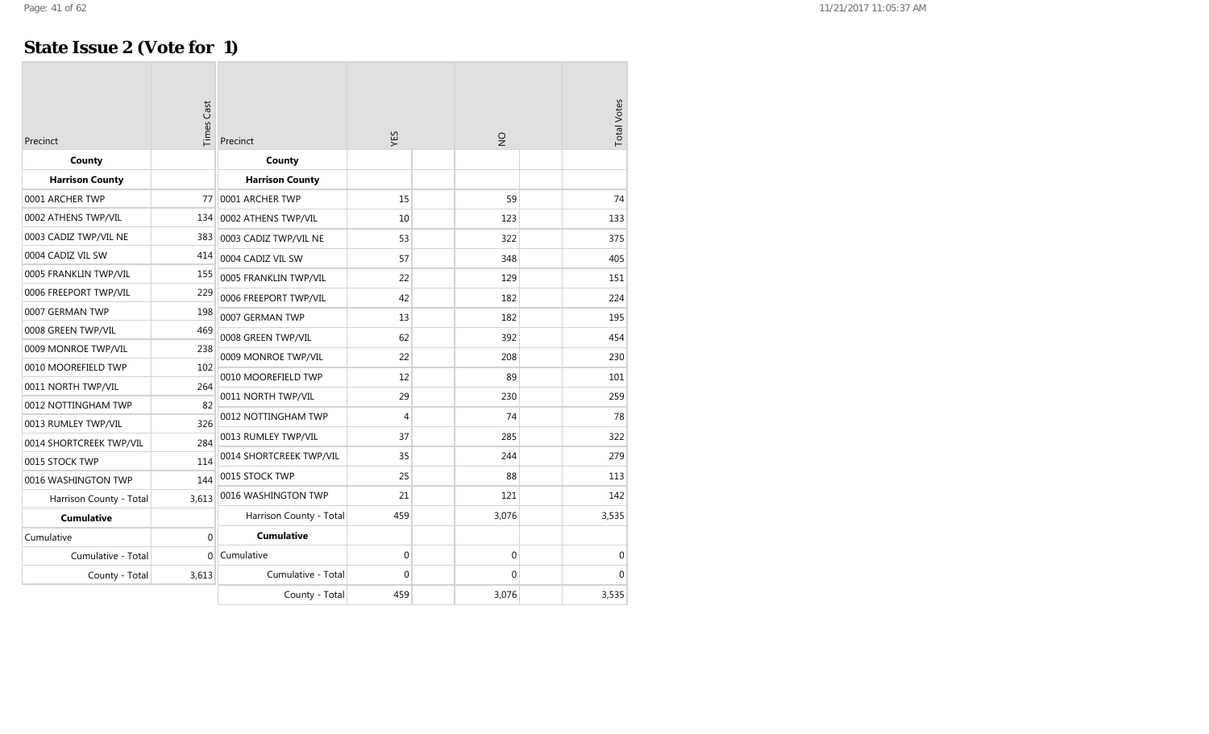## State Issue 2 (Vote for 1)

| Precinct | Times Cast |
|---|---|
| **County** | |
| **Harrison County** | |
| 0001 ARCHER TWP | 77 |
| 0002 ATHENS TWP/VIL | 134 |
| 0003 CADIZ TWP/VIL NE | 383 |
| 0004 CADIZ VIL SW | 414 |
| 0005 FRANKLIN TWP/VIL | 155 |
| 0006 FREEPORT TWP/VIL | 229 |
| 0007 GERMAN TWP | 198 |
| 0008 GREEN TWP/VIL | 469 |
| 0009 MONROE TWP/VIL | 238 |
| 0010 MOOREFIELD TWP | 102 |
| 0011 NORTH TWP/VIL | 264 |
| 0012 NOTTINGHAM TWP | 82 |
| 0013 RUMLEY TWP/VIL | 326 |
| 0014 SHORTCREEK TWP/VIL | 284 |
| 0015 STOCK TWP | 114 |
| 0016 WASHINGTON TWP | 144 |
| Harrison County - Total | 3,613 |
| **Cumulative** | |
| Cumulative | 0 |
| Cumulative - Total | 0 |
| County - Total | 3,613 |

| Precinct | YES | | NO | | Total Votes |
|---|---|---|---|---|---|
| **County** | | | | | |
| **Harrison County** | | | | | |
| 0001 ARCHER TWP | 15 | | 59 | | 74 |
| 0002 ATHENS TWP/VIL | 10 | | 123 | | 133 |
| 0003 CADIZ TWP/VIL NE | 53 | | 322 | | 375 |
| 0004 CADIZ VIL SW | 57 | | 348 | | 405 |
| 0005 FRANKLIN TWP/VIL | 22 | | 129 | | 151 |
| 0006 FREEPORT TWP/VIL | 42 | | 182 | | 224 |
| 0007 GERMAN TWP | 13 | | 182 | | 195 |
| 0008 GREEN TWP/VIL | 62 | | 392 | | 454 |
| 0009 MONROE TWP/VIL | 22 | | 208 | | 230 |
| 0010 MOOREFIELD TWP | 12 | | 89 | | 101 |
| 0011 NORTH TWP/VIL | 29 | | 230 | | 259 |
| 0012 NOTTINGHAM TWP | 4 | | 74 | | 78 |
| 0013 RUMLEY TWP/VIL | 37 | | 285 | | 322 |
| 0014 SHORTCREEK TWP/VIL | 35 | | 244 | | 279 |
| 0015 STOCK TWP | 25 | | 88 | | 113 |
| 0016 WASHINGTON TWP | 21 | | 121 | | 142 |
| Harrison County - Total | 459 | | 3,076 | | 3,535 |
| **Cumulative** | | | | | |
| Cumulative | 0 | | 0 | | 0 |
| Cumulative - Total | 0 | | 0 | | 0 |
| County - Total | 459 | | 3,076 | | 3,535 |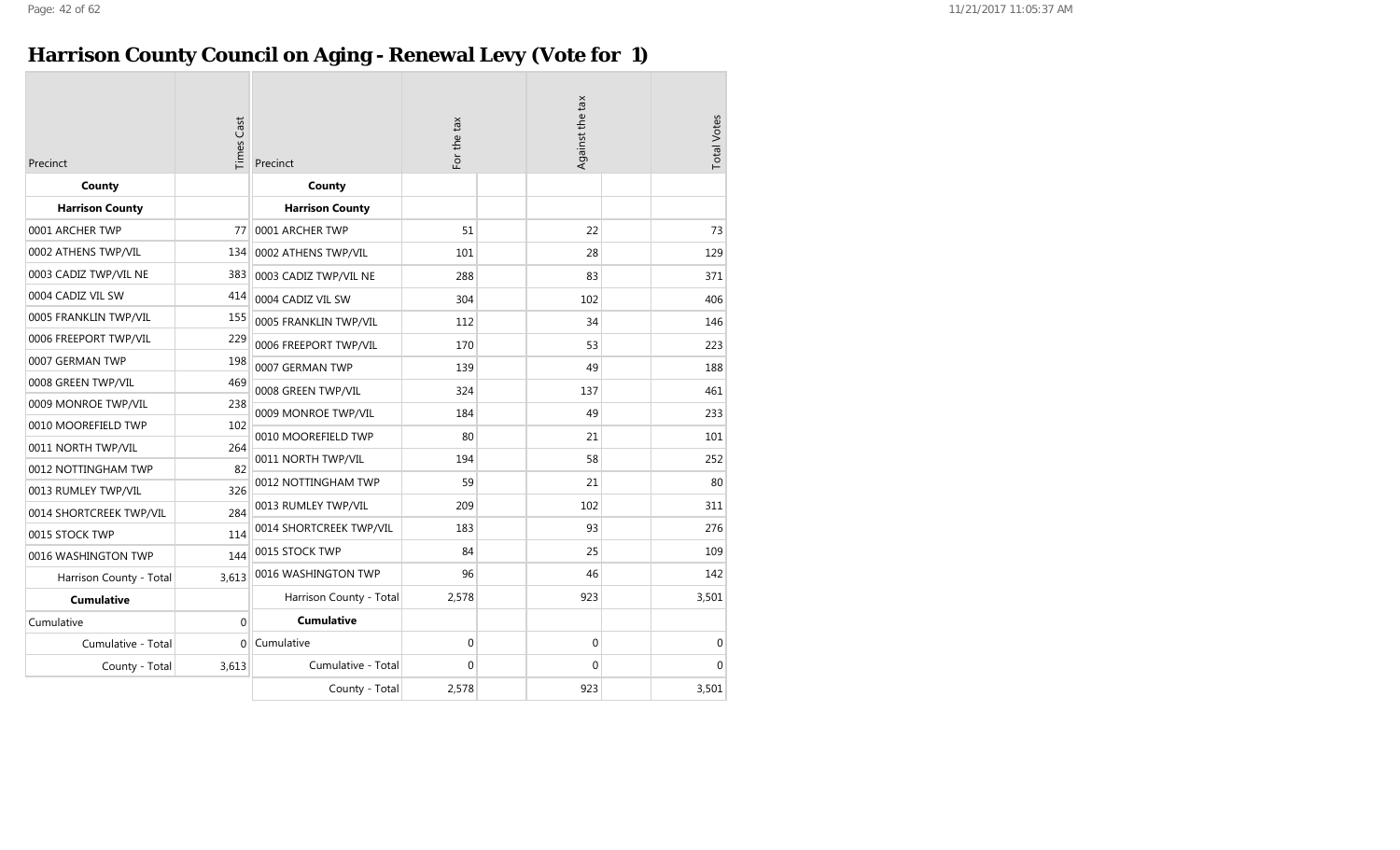# Harrison County Council on Aging - Renewal Levy (Vote for 1)

| Precinct | Times Cast |
|---|---|
| **County** | |
| **Harrison County** | |
| 0001 ARCHER TWP | 77 |
| 0002 ATHENS TWP/VIL | 134 |
| 0003 CADIZ TWP/VIL NE | 383 |
| 0004 CADIZ VIL SW | 414 |
| 0005 FRANKLIN TWP/VIL | 155 |
| 0006 FREEPORT TWP/VIL | 229 |
| 0007 GERMAN TWP | 198 |
| 0008 GREEN TWP/VIL | 469 |
| 0009 MONROE TWP/VIL | 238 |
| 0010 MOOREFIELD TWP | 102 |
| 0011 NORTH TWP/VIL | 264 |
| 0012 NOTTINGHAM TWP | 82 |
| 0013 RUMLEY TWP/VIL | 326 |
| 0014 SHORTCREEK TWP/VIL | 284 |
| 0015 STOCK TWP | 114 |
| 0016 WASHINGTON TWP | 144 |
| Harrison County - Total | 3,613 |
| **Cumulative** | |
| Cumulative | 0 |
| Cumulative - Total | 0 |
| County - Total | 3,613 |

| Precinct | For the tax | | Against the tax | | Total Votes |
|---|---|---|---|---|---|
| **County** | | | | | |
| **Harrison County** | | | | | |
| 0001 ARCHER TWP | 51 | | 22 | | 73 |
| 0002 ATHENS TWP/VIL | 101 | | 28 | | 129 |
| 0003 CADIZ TWP/VIL NE | 288 | | 83 | | 371 |
| 0004 CADIZ VIL SW | 304 | | 102 | | 406 |
| 0005 FRANKLIN TWP/VIL | 112 | | 34 | | 146 |
| 0006 FREEPORT TWP/VIL | 170 | | 53 | | 223 |
| 0007 GERMAN TWP | 139 | | 49 | | 188 |
| 0008 GREEN TWP/VIL | 324 | | 137 | | 461 |
| 0009 MONROE TWP/VIL | 184 | | 49 | | 233 |
| 0010 MOOREFIELD TWP | 80 | | 21 | | 101 |
| 0011 NORTH TWP/VIL | 194 | | 58 | | 252 |
| 0012 NOTTINGHAM TWP | 59 | | 21 | | 80 |
| 0013 RUMLEY TWP/VIL | 209 | | 102 | | 311 |
| 0014 SHORTCREEK TWP/VIL | 183 | | 93 | | 276 |
| 0015 STOCK TWP | 84 | | 25 | | 109 |
| 0016 WASHINGTON TWP | 96 | | 46 | | 142 |
| Harrison County - Total | 2,578 | | 923 | | 3,501 |
| **Cumulative** | | | | | |
| Cumulative | 0 | | 0 | | 0 |
| Cumulative - Total | 0 | | 0 | | 0 |
| County - Total | 2,578 | | 923 | | 3,501 |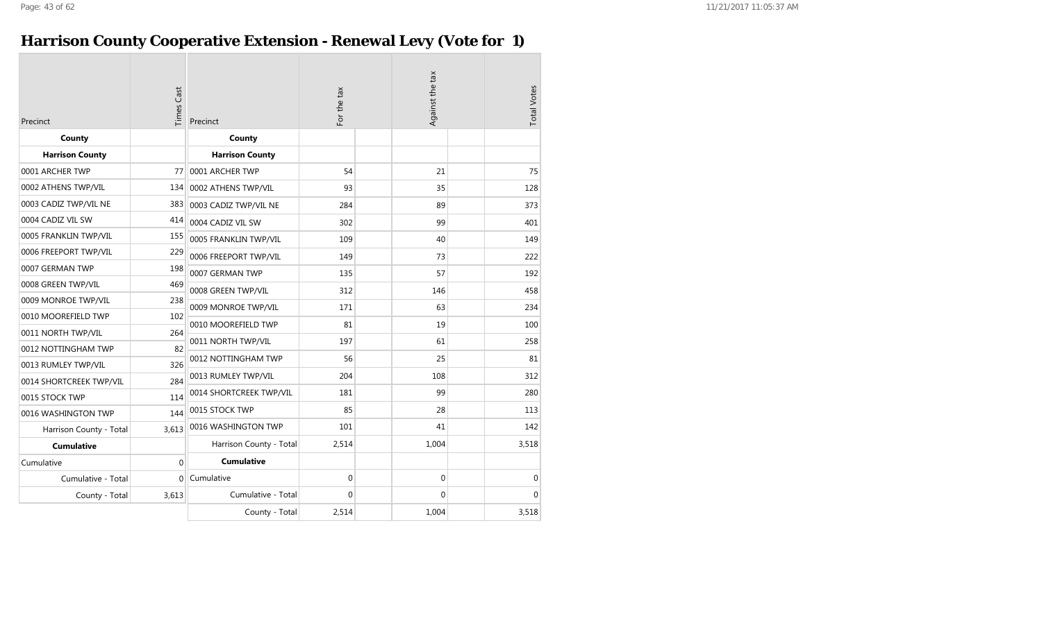# Harrison County Cooperative Extension - Renewal Levy (Vote for 1)

| Precinct | Times Cast |
|---|---|
| **County** | |
| **Harrison County** | |
| 0001 ARCHER TWP | 77 |
| 0002 ATHENS TWP/VIL | 134 |
| 0003 CADIZ TWP/VIL NE | 383 |
| 0004 CADIZ VIL SW | 414 |
| 0005 FRANKLIN TWP/VIL | 155 |
| 0006 FREEPORT TWP/VIL | 229 |
| 0007 GERMAN TWP | 198 |
| 0008 GREEN TWP/VIL | 469 |
| 0009 MONROE TWP/VIL | 238 |
| 0010 MOOREFIELD TWP | 102 |
| 0011 NORTH TWP/VIL | 264 |
| 0012 NOTTINGHAM TWP | 82 |
| 0013 RUMLEY TWP/VIL | 326 |
| 0014 SHORTCREEK TWP/VIL | 284 |
| 0015 STOCK TWP | 114 |
| 0016 WASHINGTON TWP | 144 |
| Harrison County - Total | 3,613 |
| **Cumulative** | |
| Cumulative | 0 |
| Cumulative - Total | 0 |
| County - Total | 3,613 |

| Precinct | For the tax | | Against the tax | | Total Votes |
|---|---|---|---|---|---|
| **County** | | | | | |
| **Harrison County** | | | | | |
| 0001 ARCHER TWP | 54 | | 21 | | 75 |
| 0002 ATHENS TWP/VIL | 93 | | 35 | | 128 |
| 0003 CADIZ TWP/VIL NE | 284 | | 89 | | 373 |
| 0004 CADIZ VIL SW | 302 | | 99 | | 401 |
| 0005 FRANKLIN TWP/VIL | 109 | | 40 | | 149 |
| 0006 FREEPORT TWP/VIL | 149 | | 73 | | 222 |
| 0007 GERMAN TWP | 135 | | 57 | | 192 |
| 0008 GREEN TWP/VIL | 312 | | 146 | | 458 |
| 0009 MONROE TWP/VIL | 171 | | 63 | | 234 |
| 0010 MOOREFIELD TWP | 81 | | 19 | | 100 |
| 0011 NORTH TWP/VIL | 197 | | 61 | | 258 |
| 0012 NOTTINGHAM TWP | 56 | | 25 | | 81 |
| 0013 RUMLEY TWP/VIL | 204 | | 108 | | 312 |
| 0014 SHORTCREEK TWP/VIL | 181 | | 99 | | 280 |
| 0015 STOCK TWP | 85 | | 28 | | 113 |
| 0016 WASHINGTON TWP | 101 | | 41 | | 142 |
| Harrison County - Total | 2,514 | | 1,004 | | 3,518 |
| **Cumulative** | | | | | |
| Cumulative | 0 | | 0 | | 0 |
| Cumulative - Total | 0 | | 0 | | 0 |
| County - Total | 2,514 | | 1,004 | | 3,518 |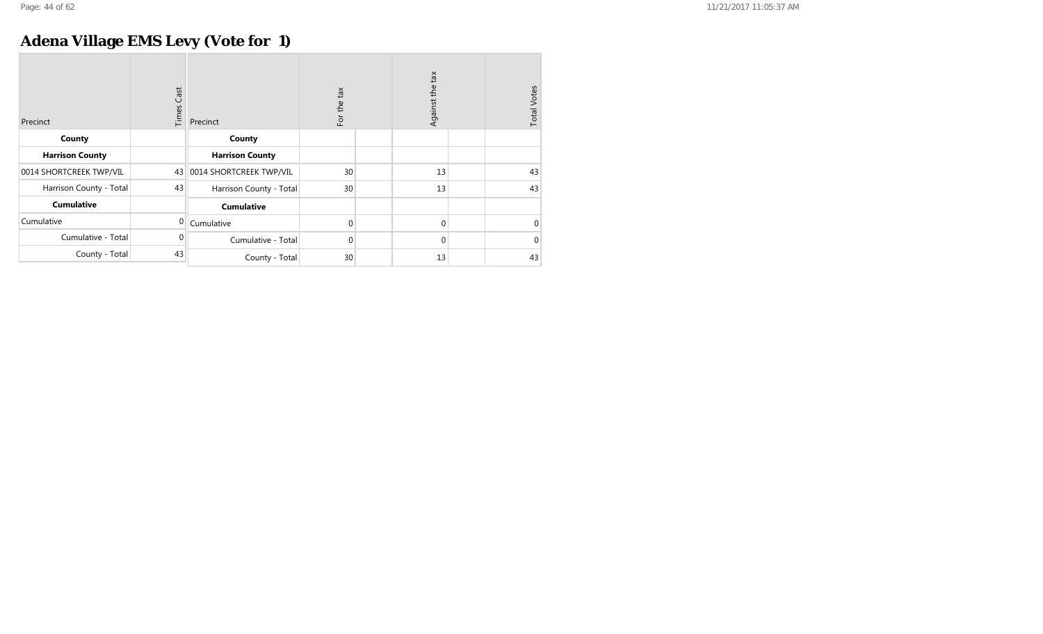# Adena Village EMS Levy (Vote for 1)

| Precinct | Times Cast |
|---|---|
| **County** | |
| **Harrison County** | |
| 0014 SHORTCREEK TWP/VIL | 43 |
| Harrison County - Total | 43 |
| **Cumulative** | |
| Cumulative | 0 |
| Cumulative - Total | 0 |
| County - Total | 43 |

| Precinct | For the tax | | Against the tax | | Total Votes |
|---|---|---|---|---|---|
| **County** | | | | | |
| **Harrison County** | | | | | |
| 0014 SHORTCREEK TWP/VIL | 30 | | 13 | | 43 |
| Harrison County - Total | 30 | | 13 | | 43 |
| **Cumulative** | | | | | |
| Cumulative | 0 | | 0 | | 0 |
| Cumulative - Total | 0 | | 0 | | 0 |
| County - Total | 30 | | 13 | | 43 |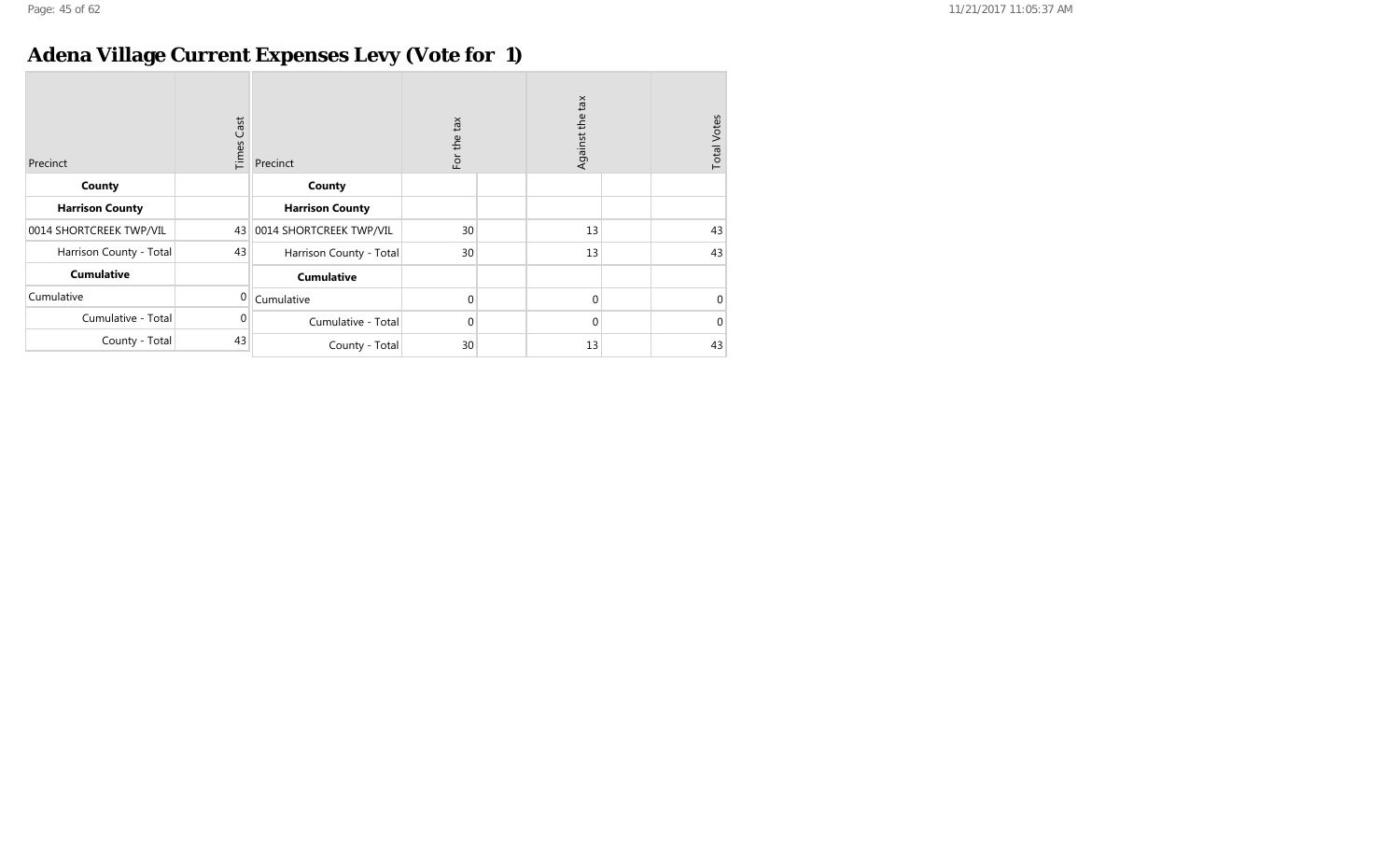# Adena Village Current Expenses Levy (Vote for 1)

| Precinct | Times Cast |
|---|---|
| **County** | |
| **Harrison County** | |
| 0014 SHORTCREEK TWP/VIL | 43 |
| Harrison County - Total | 43 |
| **Cumulative** | |
| Cumulative | 0 |
| Cumulative - Total | 0 |
| County - Total | 43 |

| Precinct | For the tax | | Against the tax | | Total Votes |
|---|---|---|---|---|---|
| **County** | | | | | |
| **Harrison County** | | | | | |
| 0014 SHORTCREEK TWP/VIL | 30 | | 13 | | 43 |
| Harrison County - Total | 30 | | 13 | | 43 |
| **Cumulative** | | | | | |
| Cumulative | 0 | | 0 | | 0 |
| Cumulative - Total | 0 | | 0 | | 0 |
| County - Total | 30 | | 13 | | 43 |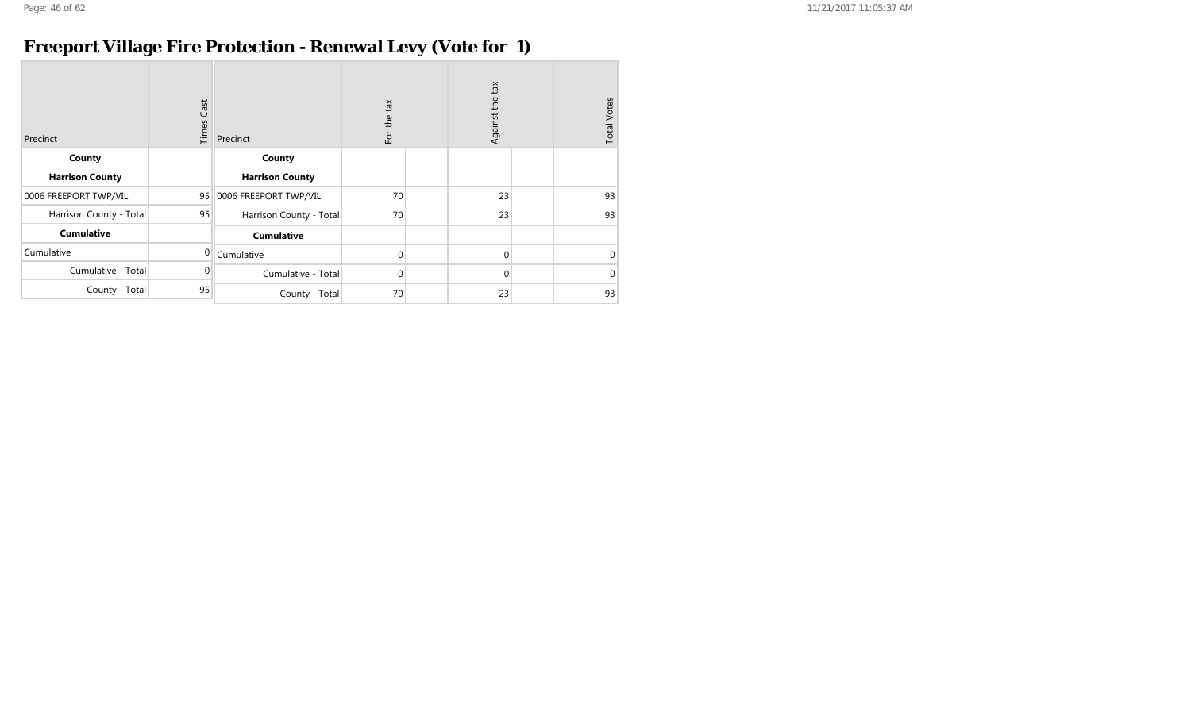# Freeport Village Fire Protection - Renewal Levy (Vote for 1)

| Precinct | Times Cast |
|---|---|
| **County** | |
| **Harrison County** | |
| 0006 FREEPORT TWP/VIL | 95 |
| Harrison County - Total | 95 |
| **Cumulative** | |
| Cumulative | 0 |
| Cumulative - Total | 0 |
| County - Total | 95 |

| Precinct | For the tax | | Against the tax | | Total Votes |
|---|---|---|---|---|---|
| **County** | | | | | |
| **Harrison County** | | | | | |
| 0006 FREEPORT TWP/VIL | 70 | | 23 | | 93 |
| Harrison County - Total | 70 | | 23 | | 93 |
| **Cumulative** | | | | | |
| Cumulative | 0 | | 0 | | 0 |
| Cumulative - Total | 0 | | 0 | | 0 |
| County - Total | 70 | | 23 | | 93 |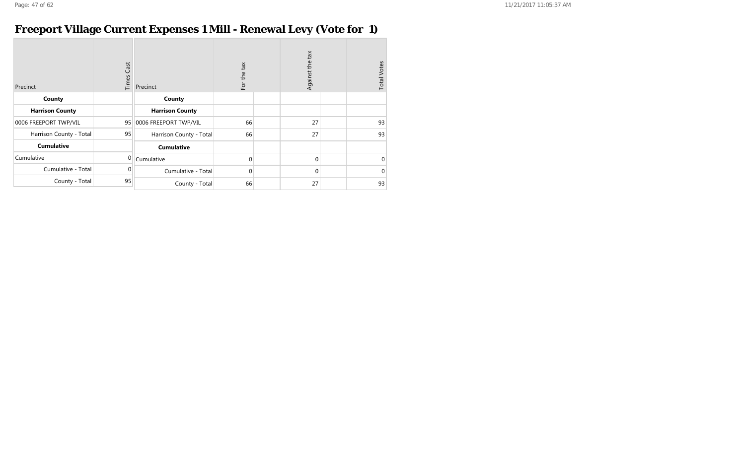# Freeport Village Current Expenses 1 Mill - Renewal Levy (Vote for 1)

| Precinct | Times Cast |
|---|---|
| **County** | |
| **Harrison County** | |
| 0006 FREEPORT TWP/VIL | 95 |
| Harrison County - Total | 95 |
| **Cumulative** | |
| Cumulative | 0 |
| Cumulative - Total | 0 |
| County - Total | 95 |

| Precinct | For the tax | Against the tax | Total Votes |
|---|---|---|---|
| **County** | | | |
| **Harrison County** | | | |
| 0006 FREEPORT TWP/VIL | 66 | 27 | 93 |
| Harrison County - Total | 66 | 27 | 93 |
| **Cumulative** | | | |
| Cumulative | 0 | 0 | 0 |
| Cumulative - Total | 0 | 0 | 0 |
| County - Total | 66 | 27 | 93 |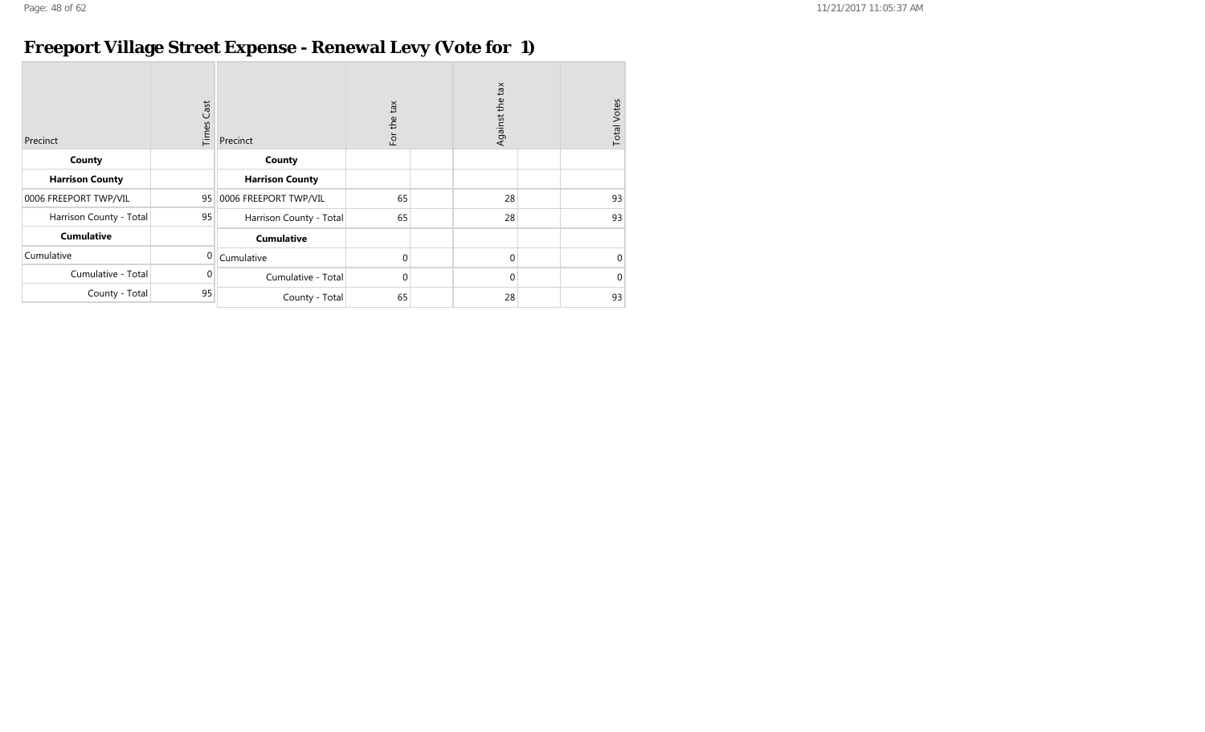# Freeport Village Street Expense - Renewal Levy (Vote for 1)

| Precinct | Times Cast |
| --- | --- |
| **County** | |
| **Harrison County** | |
| 0006 FREEPORT TWP/VIL | 95 |
| Harrison County - Total | 95 |
| **Cumulative** | |
| Cumulative | 0 |
| Cumulative - Total | 0 |
| County - Total | 95 |

| Precinct | For the tax | | Against the tax | | Total Votes |
| --- | --- | --- | --- | --- | --- |
| **County** | | | | | |
| **Harrison County** | | | | | |
| 0006 FREEPORT TWP/VIL | 65 | | 28 | | 93 |
| Harrison County - Total | 65 | | 28 | | 93 |
| **Cumulative** | | | | | |
| Cumulative | 0 | | 0 | | 0 |
| Cumulative - Total | 0 | | 0 | | 0 |
| County - Total | 65 | | 28 | | 93 |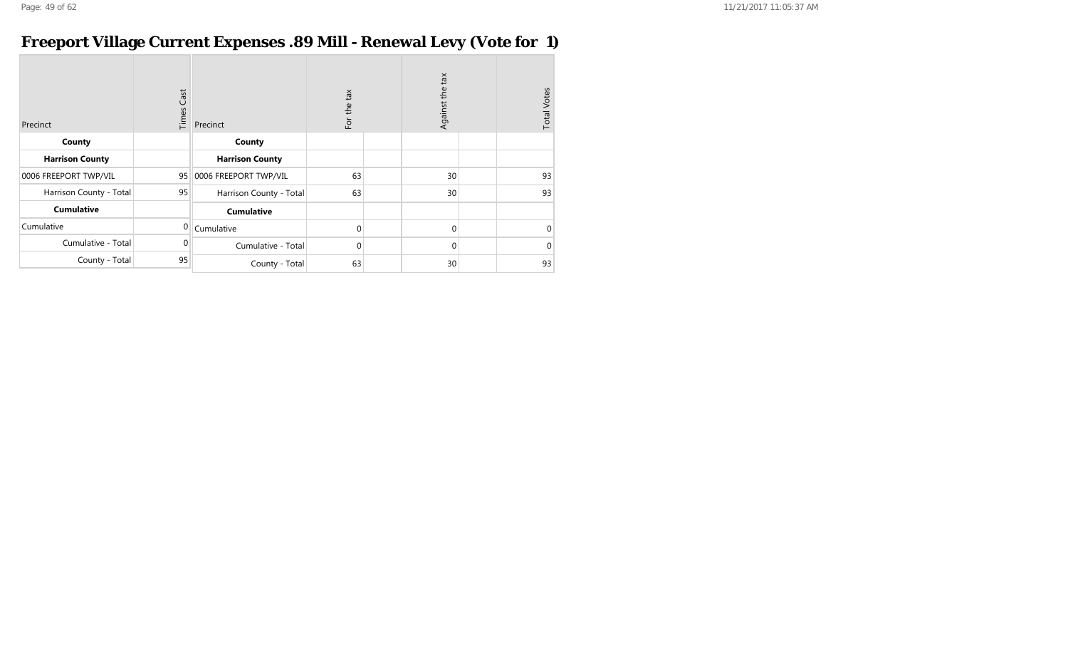# Freeport Village Current Expenses .89 Mill - Renewal Levy (Vote for 1)

| Precinct | Times Cast |
|---|---|
| **County** | |
| **Harrison County** | |
| 0006 FREEPORT TWP/VIL | 95 |
| Harrison County - Total | 95 |
| **Cumulative** | |
| Cumulative | 0 |
| Cumulative - Total | 0 |
| County - Total | 95 |

| Precinct | For the tax | | Against the tax | | Total Votes |
|---|---|---|---|---|---|
| **County** | | | | | |
| **Harrison County** | | | | | |
| 0006 FREEPORT TWP/VIL | 63 | | 30 | | 93 |
| Harrison County - Total | 63 | | 30 | | 93 |
| **Cumulative** | | | | | |
| Cumulative | 0 | | 0 | | 0 |
| Cumulative - Total | 0 | | 0 | | 0 |
| County - Total | 63 | | 30 | | 93 |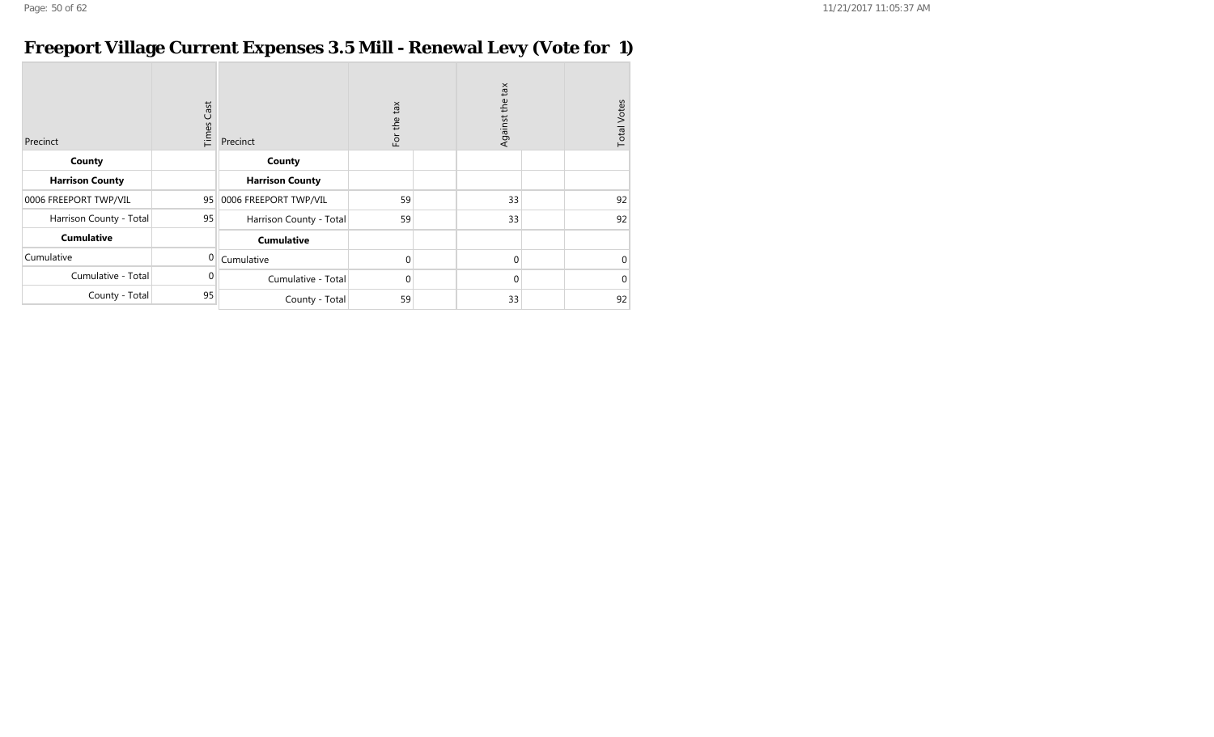# Freeport Village Current Expenses 3.5 Mill - Renewal Levy (Vote for 1)

| Precinct | Times Cast |
|---|---|
| **County** | |
| **Harrison County** | |
| 0006 FREEPORT TWP/VIL | 95 |
| Harrison County - Total | 95 |
| **Cumulative** | |
| Cumulative | 0 |
| Cumulative - Total | 0 |
| County - Total | 95 |

| Precinct | For the tax | | Against the tax | | Total Votes |
|---|---|---|---|---|---|
| **County** | | | | | |
| **Harrison County** | | | | | |
| 0006 FREEPORT TWP/VIL | 59 | | 33 | | 92 |
| Harrison County - Total | 59 | | 33 | | 92 |
| **Cumulative** | | | | | |
| Cumulative | 0 | | 0 | | 0 |
| Cumulative - Total | 0 | | 0 | | 0 |
| County - Total | 59 | | 33 | | 92 |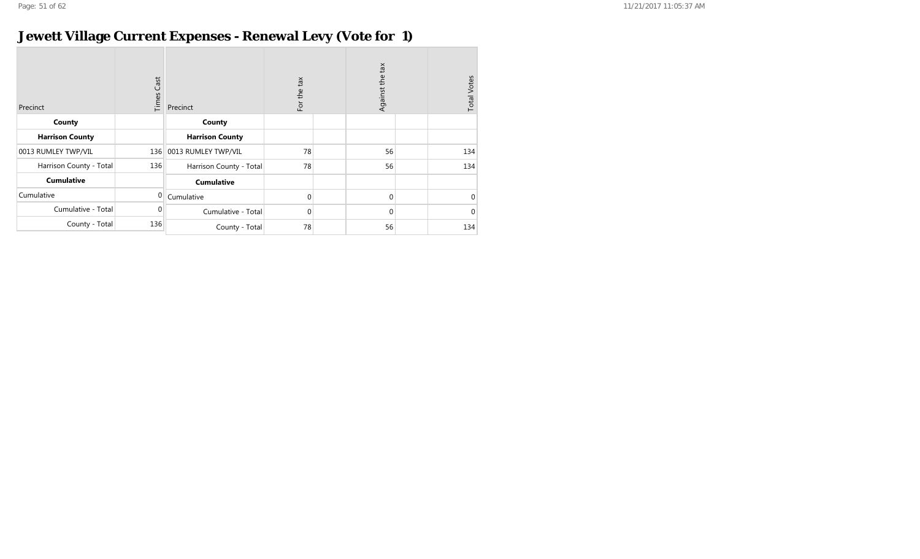# Jewett Village Current Expenses - Renewal Levy (Vote for 1)

| Precinct | Times Cast |
|---|---|
| **County** | |
| **Harrison County** | |
| 0013 RUMLEY TWP/VIL | 136 |
| Harrison County - Total | 136 |
| **Cumulative** | |
| Cumulative | 0 |
| Cumulative - Total | 0 |
| County - Total | 136 |

| Precinct | For the tax | | Against the tax | | Total Votes |
|---|---|---|---|---|---|
| **County** | | | | | |
| **Harrison County** | | | | | |
| 0013 RUMLEY TWP/VIL | 78 | | 56 | | 134 |
| Harrison County - Total | 78 | | 56 | | 134 |
| **Cumulative** | | | | | |
| Cumulative | 0 | | 0 | | 0 |
| Cumulative - Total | 0 | | 0 | | 0 |
| County - Total | 78 | | 56 | | 134 |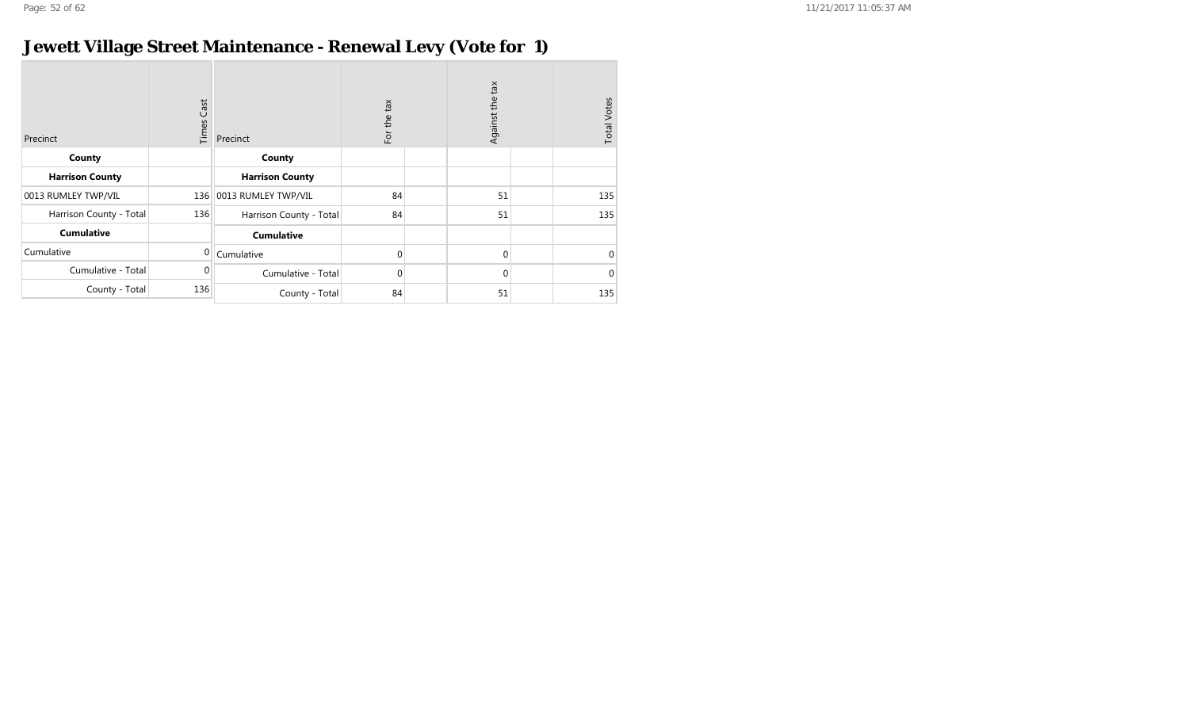# Jewett Village Street Maintenance - Renewal Levy (Vote for 1)

| Precinct | Times Cast |
|---|---|
| **County** | |
| **Harrison County** | |
| 0013 RUMLEY TWP/VIL | 136 |
| Harrison County - Total | 136 |
| **Cumulative** | |
| Cumulative | 0 |
| Cumulative - Total | 0 |
| County - Total | 136 |

| Precinct | For the tax | | Against the tax | | Total Votes |
|---|---|---|---|---|---|
| **County** | | | | | |
| **Harrison County** | | | | | |
| 0013 RUMLEY TWP/VIL | 84 | | 51 | | 135 |
| Harrison County - Total | 84 | | 51 | | 135 |
| **Cumulative** | | | | | |
| Cumulative | 0 | | 0 | | 0 |
| Cumulative - Total | 0 | | 0 | | 0 |
| County - Total | 84 | | 51 | | 135 |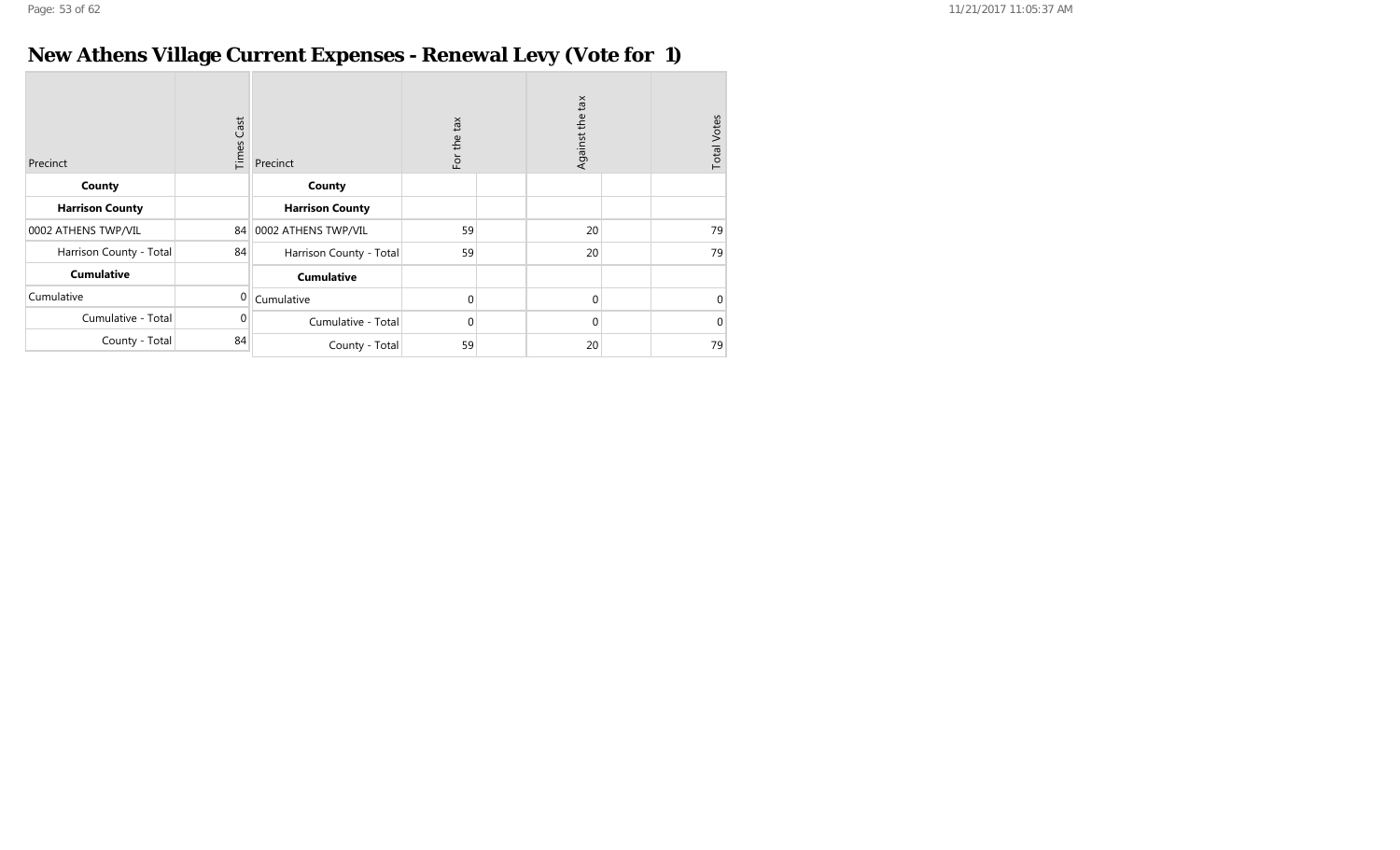# New Athens Village Current Expenses - Renewal Levy (Vote for 1)

| Precinct | Times Cast |
|---|---|
| **County** | |
| **Harrison County** | |
| 0002 ATHENS TWP/VIL | 84 |
| Harrison County - Total | 84 |
| **Cumulative** | |
| Cumulative | 0 |
| Cumulative - Total | 0 |
| County - Total | 84 |

| Precinct | For the tax | Against the tax | Total Votes |
|---|---|---|---|
| **County** | | | |
| **Harrison County** | | | |
| 0002 ATHENS TWP/VIL | 59 | 20 | 79 |
| Harrison County - Total | 59 | 20 | 79 |
| **Cumulative** | | | |
| Cumulative | 0 | 0 | 0 |
| Cumulative - Total | 0 | 0 | 0 |
| County - Total | 59 | 20 | 79 |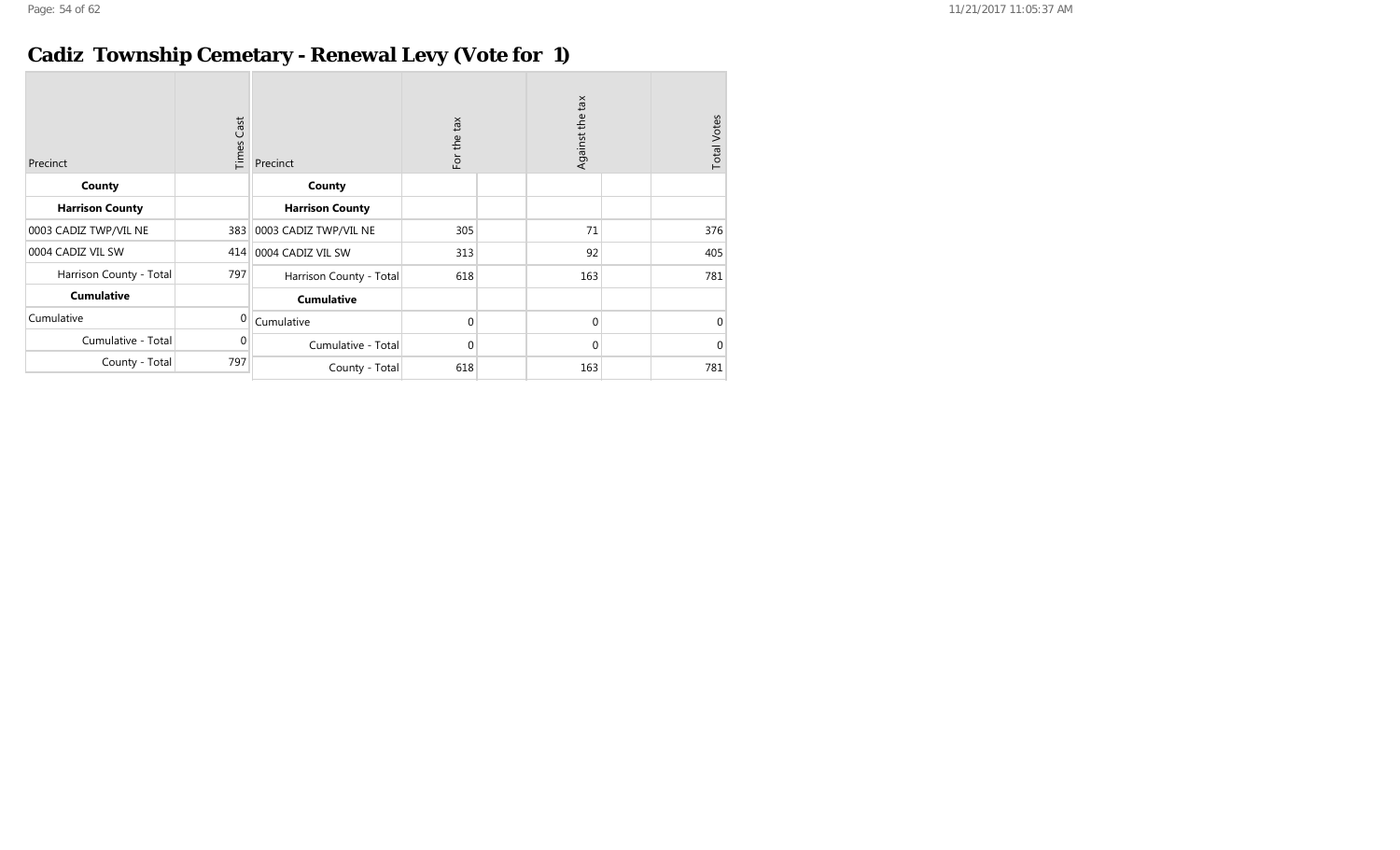# Cadiz Township Cemetary - Renewal Levy (Vote for 1)

| Precinct | Times Cast |
|---|---|
| **County** | |
| **Harrison County** | |
| 0003 CADIZ TWP/VIL NE | 383 |
| 0004 CADIZ VIL SW | 414 |
| Harrison County - Total | 797 |
| **Cumulative** | |
| Cumulative | 0 |
| Cumulative - Total | 0 |
| County - Total | 797 |

| Precinct | For the tax | | Against the tax | | Total Votes |
|---|---|---|---|---|---|
| **County** | | | | | |
| **Harrison County** | | | | | |
| 0003 CADIZ TWP/VIL NE | 305 | | 71 | | 376 |
| 0004 CADIZ VIL SW | 313 | | 92 | | 405 |
| Harrison County - Total | 618 | | 163 | | 781 |
| **Cumulative** | | | | | |
| Cumulative | 0 | | 0 | | 0 |
| Cumulative - Total | 0 | | 0 | | 0 |
| County - Total | 618 | | 163 | | 781 |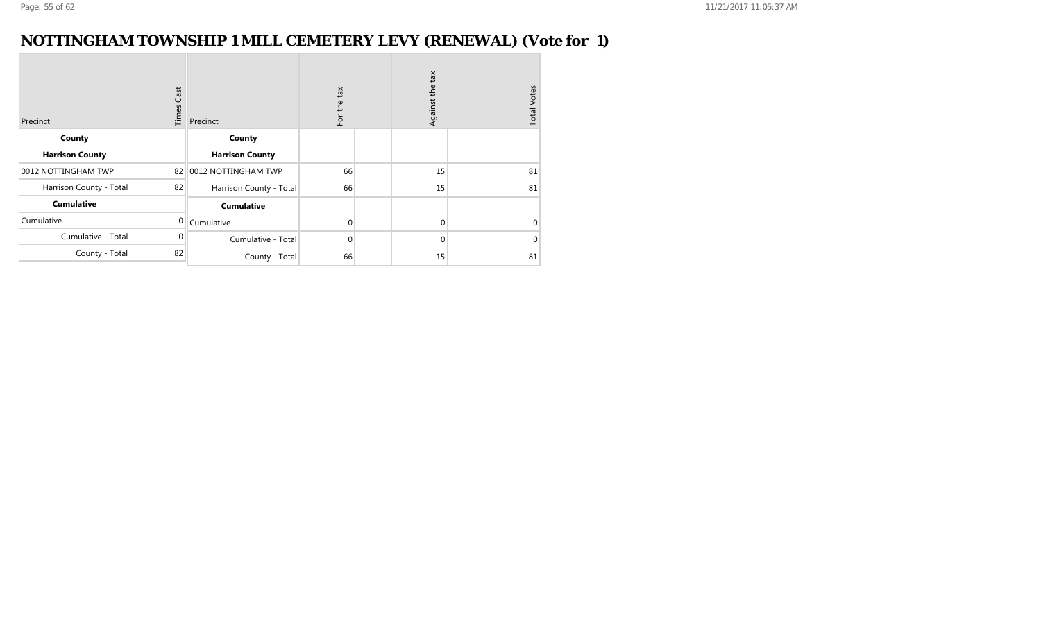# NOTTINGHAM TOWNSHIP 1 MILL CEMETERY LEVY (RENEWAL) (Vote for 1)

| Precinct | Times Cast |
|---|---|
| **County** | |
| **Harrison County** | |
| 0012 NOTTINGHAM TWP | 82 |
| Harrison County - Total | 82 |
| **Cumulative** | |
| Cumulative | 0 |
| Cumulative - Total | 0 |
| County - Total | 82 |

| Precinct | For the tax | | Against the tax | | Total Votes |
|---|---|---|---|---|---|
| **County** | | | | | |
| **Harrison County** | | | | | |
| 0012 NOTTINGHAM TWP | 66 | | 15 | | 81 |
| Harrison County - Total | 66 | | 15 | | 81 |
| **Cumulative** | | | | | |
| Cumulative | 0 | | 0 | | 0 |
| Cumulative - Total | 0 | | 0 | | 0 |
| County - Total | 66 | | 15 | | 81 |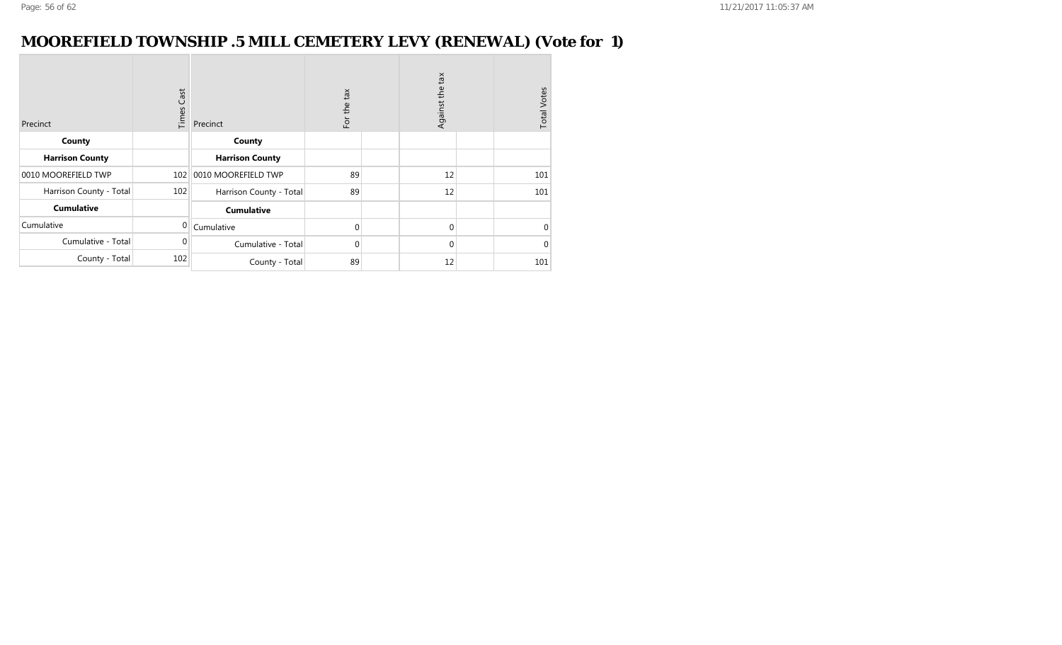# MOOREFIELD TOWNSHIP .5 MILL CEMETERY LEVY (RENEWAL) (Vote for 1)

| Precinct | Times Cast |
|---|---|
| **County** | |
| **Harrison County** | |
| 0010 MOOREFIELD TWP | 102 |
| Harrison County - Total | 102 |
| **Cumulative** | |
| Cumulative | 0 |
| Cumulative - Total | 0 |
| County - Total | 102 |

| Precinct | For the tax | Against the tax | Total Votes |
|---|---|---|---|
| **County** | | | |
| **Harrison County** | | | |
| 0010 MOOREFIELD TWP | 89 | 12 | 101 |
| Harrison County - Total | 89 | 12 | 101 |
| **Cumulative** | | | |
| Cumulative | 0 | 0 | 0 |
| Cumulative - Total | 0 | 0 | 0 |
| County - Total | 89 | 12 | 101 |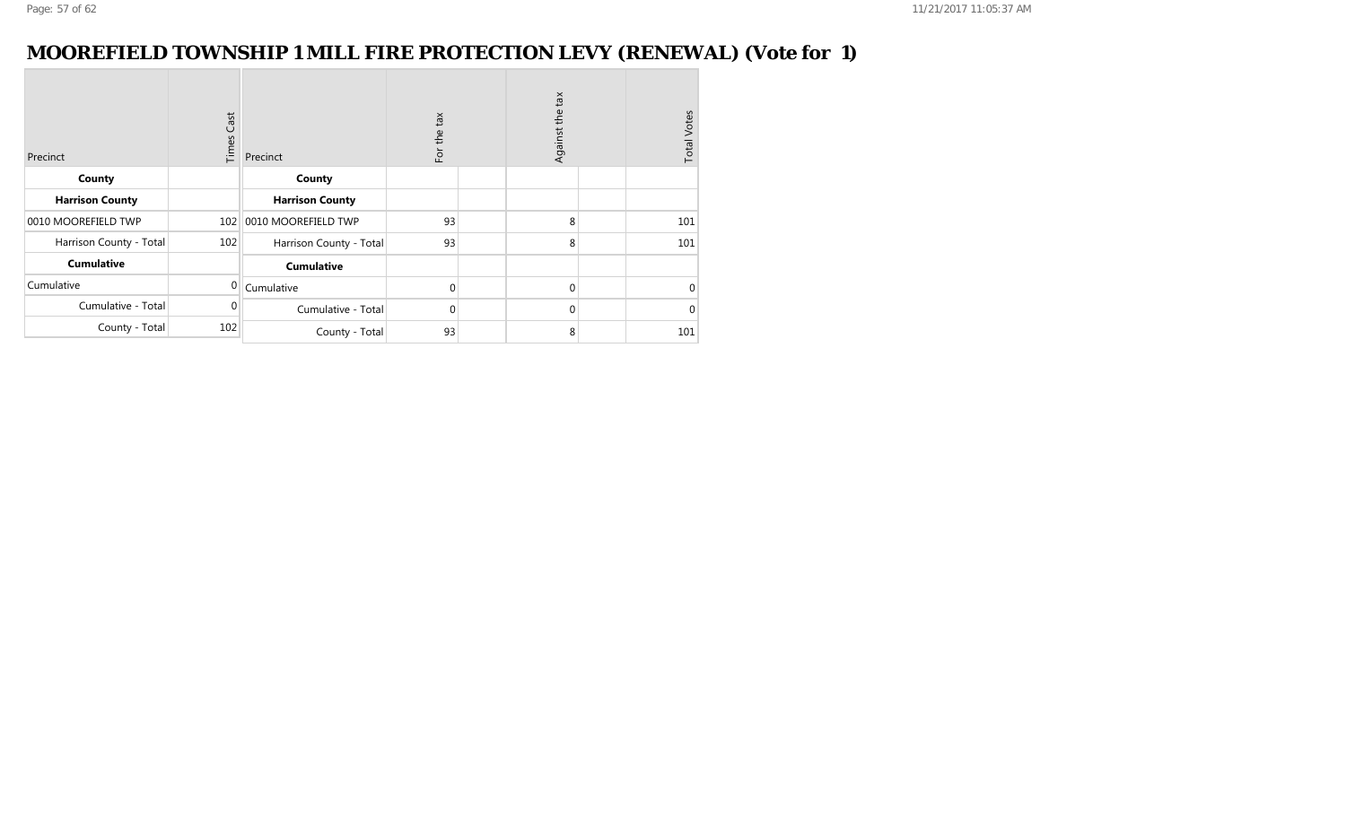# MOOREFIELD TOWNSHIP 1 MILL FIRE PROTECTION LEVY (RENEWAL) (Vote for 1)

| Precinct | Times Cast |
|---|---|
| **County** | |
| **Harrison County** | |
| 0010 MOOREFIELD TWP | 102 |
| Harrison County - Total | 102 |
| **Cumulative** | |
| Cumulative | 0 |
| Cumulative - Total | 0 |
| County - Total | 102 |

| Precinct | For the tax | | Against the tax | | Total Votes |
|---|---|---|---|---|---|
| **County** | | | | | |
| **Harrison County** | | | | | |
| 0010 MOOREFIELD TWP | 93 | | 8 | | 101 |
| Harrison County - Total | 93 | | 8 | | 101 |
| **Cumulative** | | | | | |
| Cumulative | 0 | | 0 | | 0 |
| Cumulative - Total | 0 | | 0 | | 0 |
| County - Total | 93 | | 8 | | 101 |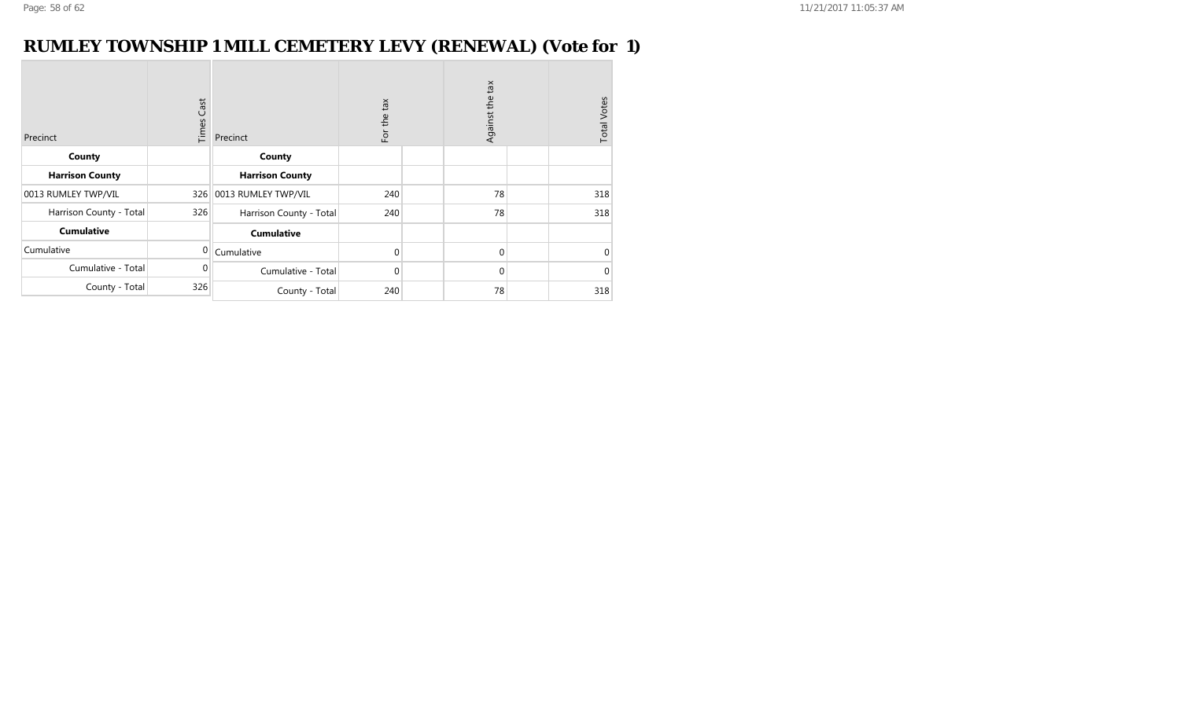# RUMLEY TOWNSHIP 1 MILL CEMETERY LEVY (RENEWAL) (Vote for 1)

| Precinct | Times Cast |
|---|---|
| **County** | |
| **Harrison County** | |
| 0013 RUMLEY TWP/VIL | 326 |
| Harrison County - Total | 326 |
| **Cumulative** | |
| Cumulative | 0 |
| Cumulative - Total | 0 |
| County - Total | 326 |

| Precinct | For the tax | | Against the tax | | Total Votes |
|---|---|---|---|---|---|
| **County** | | | | | |
| **Harrison County** | | | | | |
| 0013 RUMLEY TWP/VIL | 240 | | 78 | | 318 |
| Harrison County - Total | 240 | | 78 | | 318 |
| **Cumulative** | | | | | |
| Cumulative | 0 | | 0 | | 0 |
| Cumulative - Total | 0 | | 0 | | 0 |
| County - Total | 240 | | 78 | | 318 |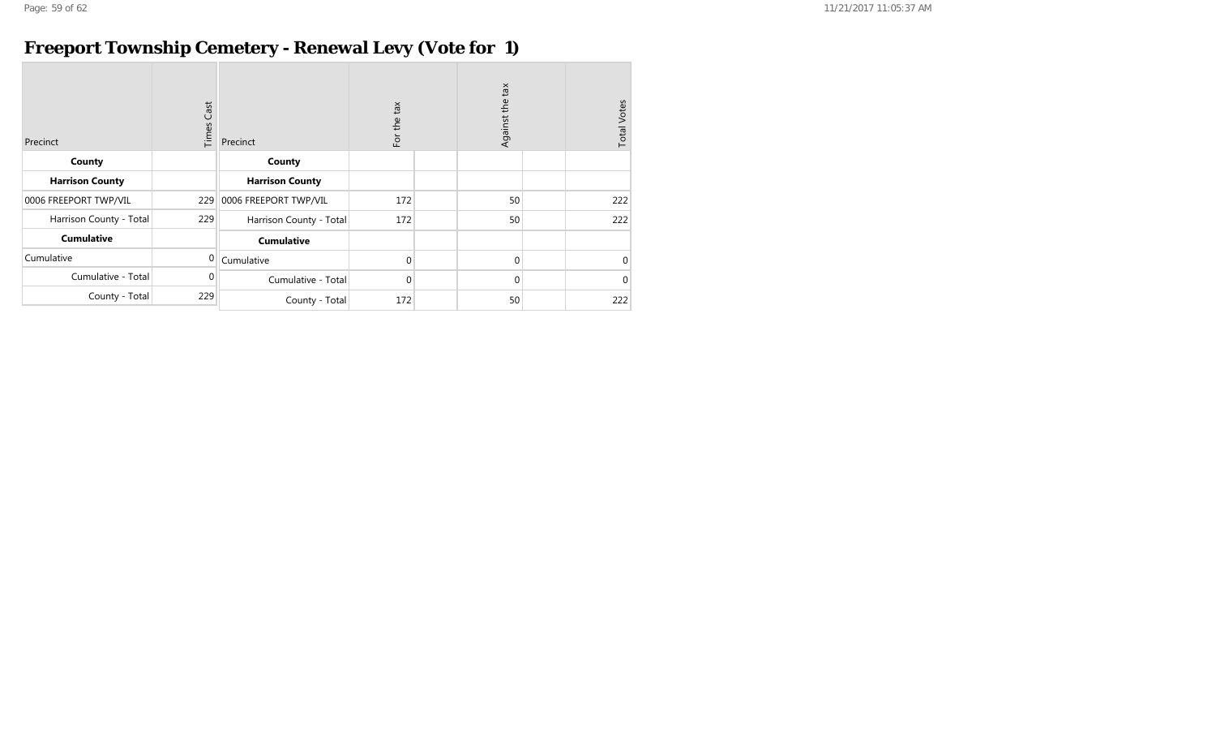## Freeport Township Cemetery - Renewal Levy (Vote for 1)

| Precinct | Times Cast |
|---|---|
| **County** | |
| **Harrison County** | |
| 0006 FREEPORT TWP/VIL | 229 |
| Harrison County - Total | 229 |
| **Cumulative** | |
| Cumulative | 0 |
| Cumulative - Total | 0 |
| County - Total | 229 |

| Precinct | For the tax | | Against the tax | | Total Votes |
|---|---|---|---|---|---|
| **County** | | | | | |
| **Harrison County** | | | | | |
| 0006 FREEPORT TWP/VIL | 172 | | 50 | | 222 |
| Harrison County - Total | 172 | | 50 | | 222 |
| **Cumulative** | | | | | |
| Cumulative | 0 | | 0 | | 0 |
| Cumulative - Total | 0 | | 0 | | 0 |
| County - Total | 172 | | 50 | | 222 |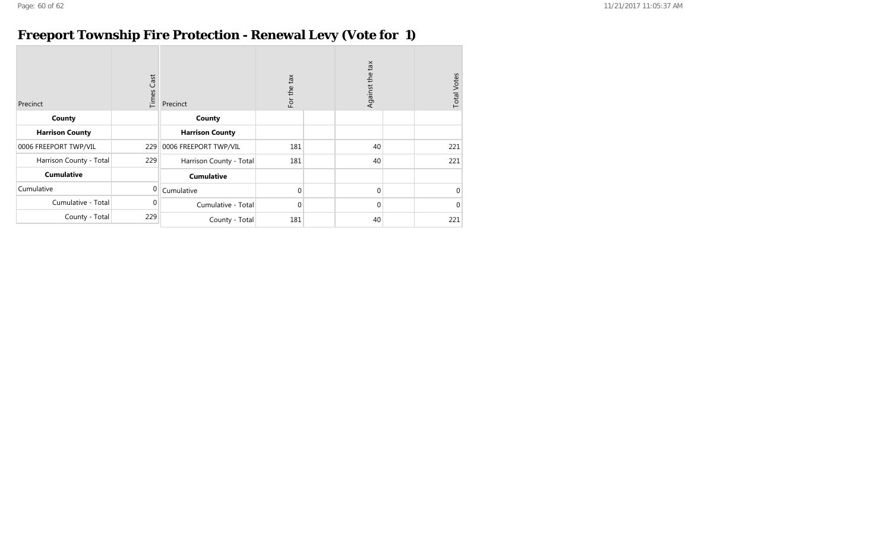# Freeport Township Fire Protection - Renewal Levy (Vote for 1)

| Precinct | Times Cast |
|---|---|
| **County** | |
| **Harrison County** | |
| 0006 FREEPORT TWP/VIL | 229 |
| Harrison County - Total | 229 |
| **Cumulative** | |
| Cumulative | 0 |
| Cumulative - Total | 0 |
| County - Total | 229 |

| Precinct | For the tax | | Against the tax | | Total Votes |
|---|---|---|---|---|---|
| **County** | | | | | |
| **Harrison County** | | | | | |
| 0006 FREEPORT TWP/VIL | 181 | | 40 | | 221 |
| Harrison County - Total | 181 | | 40 | | 221 |
| **Cumulative** | | | | | |
| Cumulative | 0 | | 0 | | 0 |
| Cumulative - Total | 0 | | 0 | | 0 |
| County - Total | 181 | | 40 | | 221 |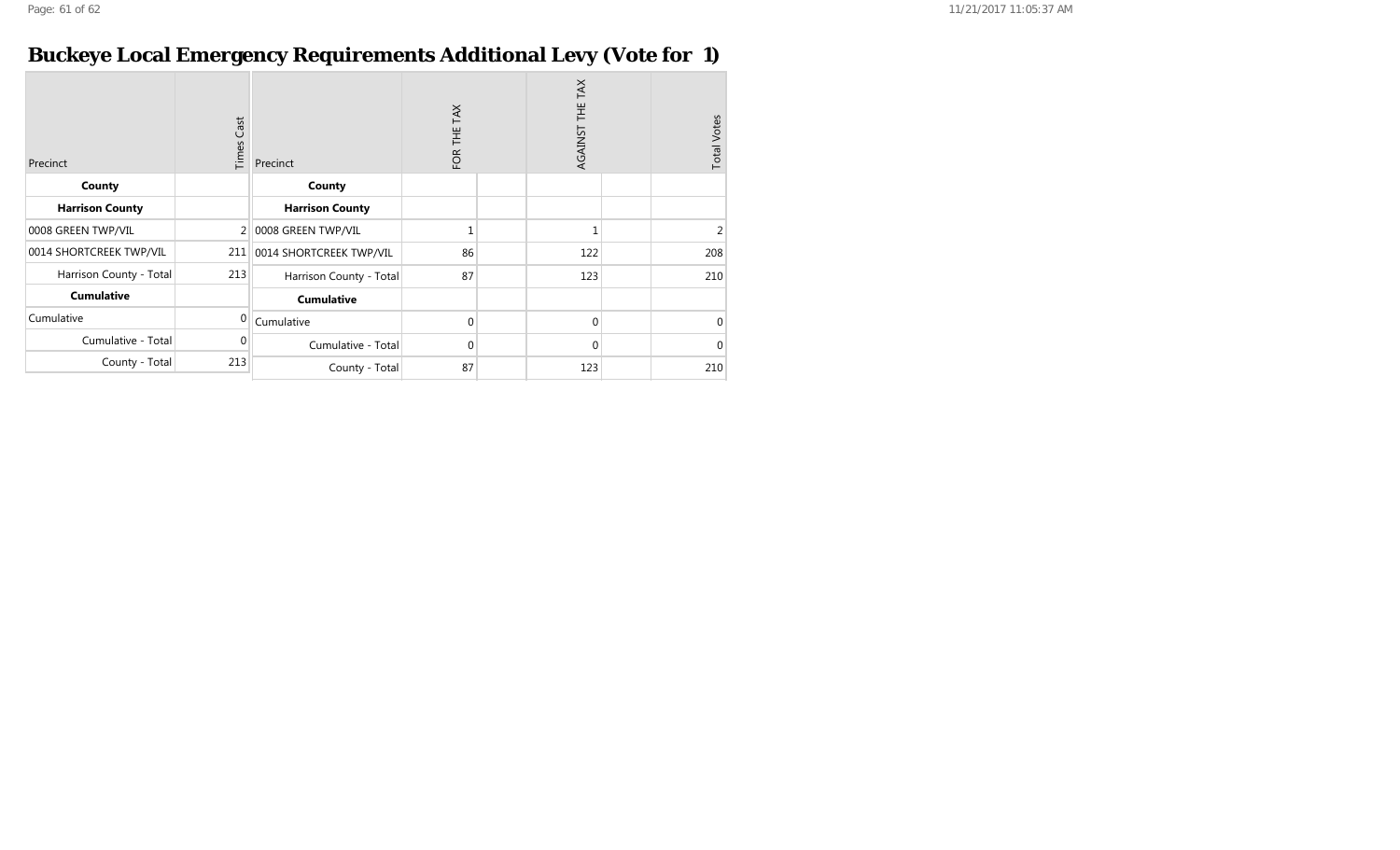# Buckeye Local Emergency Requirements Additional Levy (Vote for 1)

| Precinct | Times Cast |
|---|---|
| **County** | |
| **Harrison County** | |
| 0008 GREEN TWP/VIL | 2 |
| 0014 SHORTCREEK TWP/VIL | 211 |
| Harrison County - Total | 213 |
| **Cumulative** | |
| Cumulative | 0 |
| Cumulative - Total | 0 |
| County - Total | 213 |

| Precinct | FOR THE TAX | | AGAINST THE TAX | | Total Votes |
|---|---|---|---|---|---|
| **County** | | | | | |
| **Harrison County** | | | | | |
| 0008 GREEN TWP/VIL | 1 | | 1 | | 2 |
| 0014 SHORTCREEK TWP/VIL | 86 | | 122 | | 208 |
| Harrison County - Total | 87 | | 123 | | 210 |
| **Cumulative** | | | | | |
| Cumulative | 0 | | 0 | | 0 |
| Cumulative - Total | 0 | | 0 | | 0 |
| County - Total | 87 | | 123 | | 210 |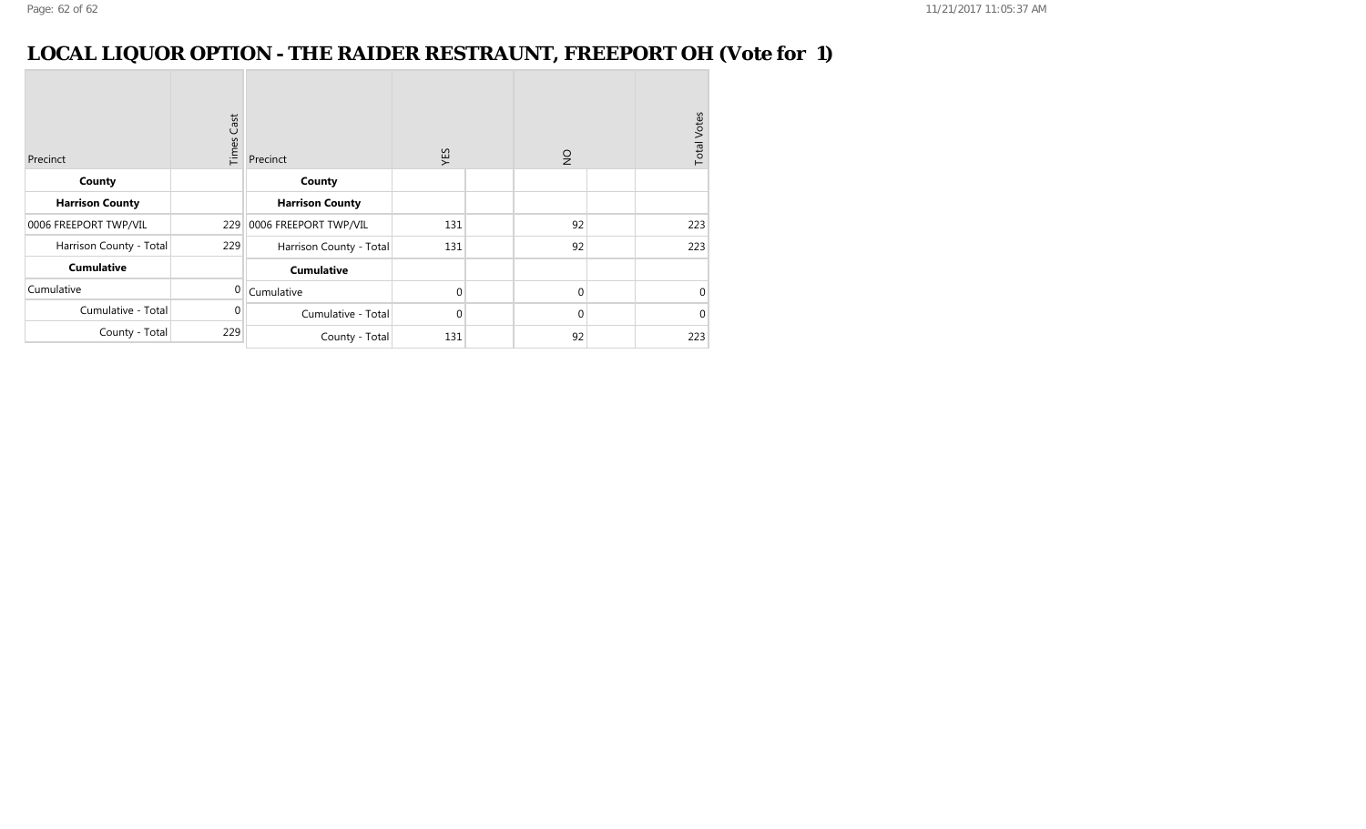# LOCAL LIQUOR OPTION - THE RAIDER RESTRAUNT, FREEPORT OH (Vote for 1)

| Precinct | Times Cast |
|---|---|
| **County** | |
| **Harrison County** | |
| 0006 FREEPORT TWP/VIL | 229 |
| Harrison County - Total | 229 |
| **Cumulative** | |
| Cumulative | 0 |
| Cumulative - Total | 0 |
| County - Total | 229 |

| Precinct | YES | | NO | | Total Votes |
|---|---|---|---|---|---|
| **County** | | | | | |
| **Harrison County** | | | | | |
| 0006 FREEPORT TWP/VIL | 131 | | 92 | | 223 |
| Harrison County - Total | 131 | | 92 | | 223 |
| **Cumulative** | | | | | |
| Cumulative | 0 | | 0 | | 0 |
| Cumulative - Total | 0 | | 0 | | 0 |
| County - Total | 131 | | 92 | | 223 |